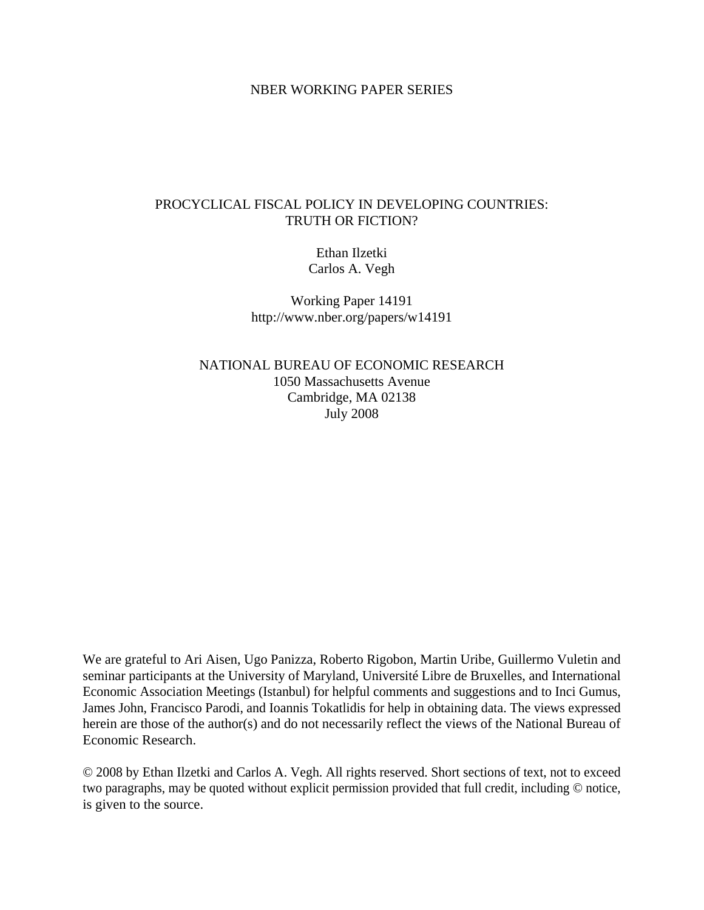NBER WORKING PAPER SERIES

# PROCYCLICAL FISCAL POLICY IN DEVELOPING COUNTRIES: TRUTH OR FICTION?

Ethan Ilzetki
Carlos A. Vegh

Working Paper 14191
http://www.nber.org/papers/w14191

NATIONAL BUREAU OF ECONOMIC RESEARCH
1050 Massachusetts Avenue
Cambridge, MA 02138
July 2008

We are grateful to Ari Aisen, Ugo Panizza, Roberto Rigobon, Martin Uribe, Guillermo Vuletin and seminar participants at the University of Maryland, Université Libre de Bruxelles, and International Economic Association Meetings (Istanbul) for helpful comments and suggestions and to Inci Gumus, James John, Francisco Parodi, and Ioannis Tokatlidis for help in obtaining data. The views expressed herein are those of the author(s) and do not necessarily reflect the views of the National Bureau of Economic Research.

© 2008 by Ethan Ilzetki and Carlos A. Vegh. All rights reserved. Short sections of text, not to exceed two paragraphs, may be quoted without explicit permission provided that full credit, including © notice, is given to the source.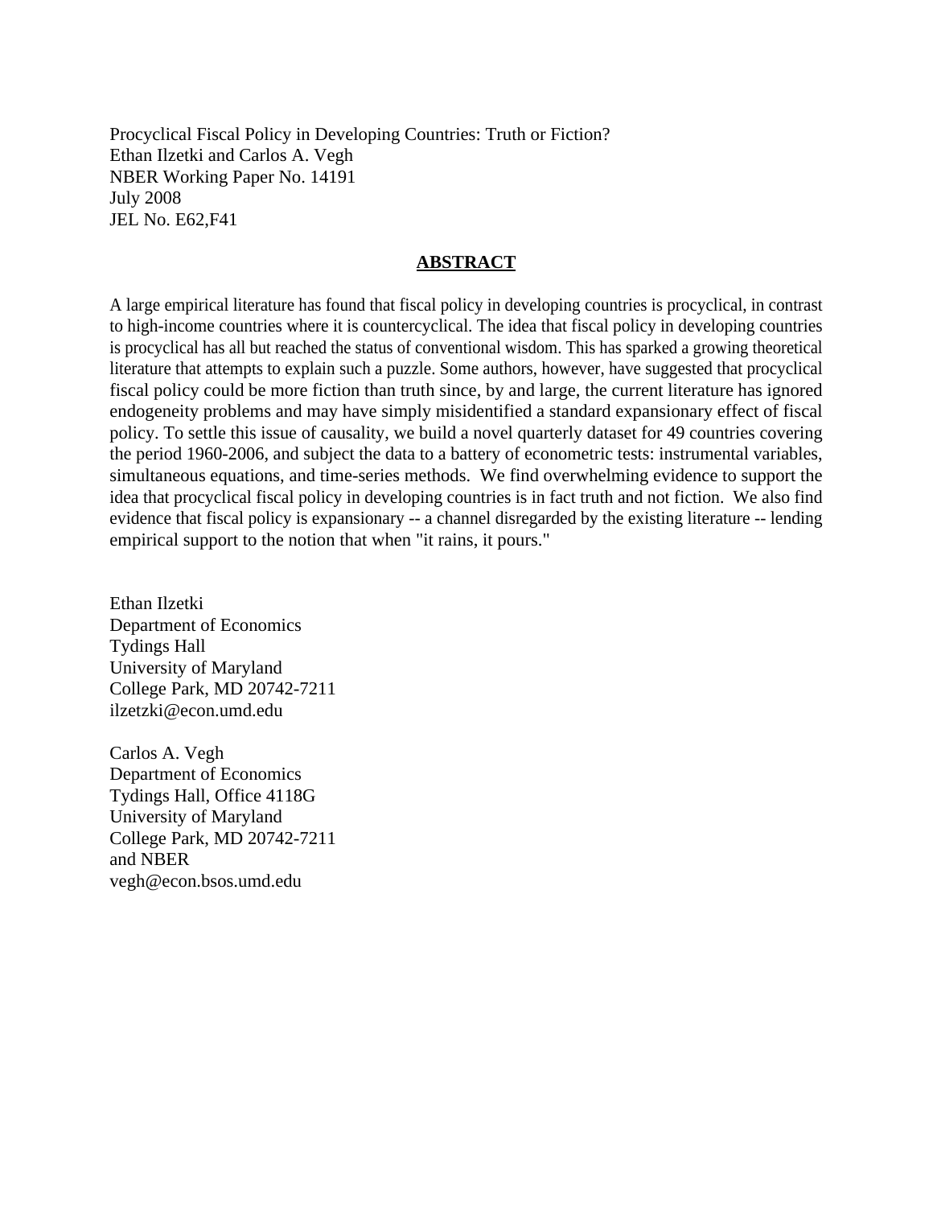Procyclical Fiscal Policy in Developing Countries: Truth or Fiction?
Ethan Ilzetki and Carlos A. Vegh
NBER Working Paper No. 14191
July 2008
JEL No. E62,F41

## ABSTRACT

A large empirical literature has found that fiscal policy in developing countries is procyclical, in contrast to high-income countries where it is countercyclical. The idea that fiscal policy in developing countries is procyclical has all but reached the status of conventional wisdom. This has sparked a growing theoretical literature that attempts to explain such a puzzle. Some authors, however, have suggested that procyclical fiscal policy could be more fiction than truth since, by and large, the current literature has ignored endogeneity problems and may have simply misidentified a standard expansionary effect of fiscal policy. To settle this issue of causality, we build a novel quarterly dataset for 49 countries covering the period 1960-2006, and subject the data to a battery of econometric tests: instrumental variables, simultaneous equations, and time-series methods. We find overwhelming evidence to support the idea that procyclical fiscal policy in developing countries is in fact truth and not fiction. We also find evidence that fiscal policy is expansionary -- a channel disregarded by the existing literature -- lending empirical support to the notion that when "it rains, it pours."

Ethan Ilzetki
Department of Economics
Tydings Hall
University of Maryland
College Park, MD 20742-7211
ilzetzki@econ.umd.edu

Carlos A. Vegh
Department of Economics
Tydings Hall, Office 4118G
University of Maryland
College Park, MD 20742-7211
and NBER
vegh@econ.bsos.umd.edu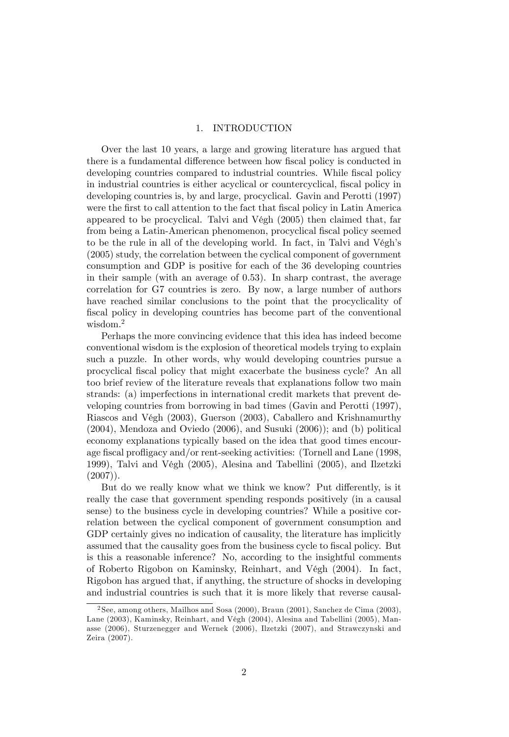# 1. INTRODUCTION

Over the last 10 years, a large and growing literature has argued that there is a fundamental difference between how fiscal policy is conducted in developing countries compared to industrial countries. While fiscal policy in industrial countries is either acyclical or countercyclical, fiscal policy in developing countries is, by and large, procyclical. Gavin and Perotti (1997) were the first to call attention to the fact that fiscal policy in Latin America appeared to be procyclical. Talvi and Végh (2005) then claimed that, far from being a Latin-American phenomenon, procyclical fiscal policy seemed to be the rule in all of the developing world. In fact, in Talvi and Végh's (2005) study, the correlation between the cyclical component of government consumption and GDP is positive for each of the 36 developing countries in their sample (with an average of 0.53). In sharp contrast, the average correlation for G7 countries is zero. By now, a large number of authors have reached similar conclusions to the point that the procyclicality of fiscal policy in developing countries has become part of the conventional wisdom.[2]

Perhaps the more convincing evidence that this idea has indeed become conventional wisdom is the explosion of theoretical models trying to explain such a puzzle. In other words, why would developing countries pursue a procyclical fiscal policy that might exacerbate the business cycle? An all too brief review of the literature reveals that explanations follow two main strands: (a) imperfections in international credit markets that prevent developing countries from borrowing in bad times (Gavin and Perotti (1997), Riascos and Végh (2003), Guerson (2003), Caballero and Krishnamurthy (2004), Mendoza and Oviedo (2006), and Susuki (2006)); and (b) political economy explanations typically based on the idea that good times encourage fiscal profligacy and/or rent-seeking activities: (Tornell and Lane (1998, 1999), Talvi and Végh (2005), Alesina and Tabellini (2005), and Ilzetzki (2007)).

But do we really know what we think we know? Put differently, is it really the case that government spending responds positively (in a causal sense) to the business cycle in developing countries? While a positive correlation between the cyclical component of government consumption and GDP certainly gives no indication of causality, the literature has implicitly assumed that the causality goes from the business cycle to fiscal policy. But is this a reasonable inference? No, according to the insightful comments of Roberto Rigobon on Kaminsky, Reinhart, and Végh (2004). In fact, Rigobon has argued that, if anything, the structure of shocks in developing and industrial countries is such that it is more likely that reverse causal-

---

[2] See, among others, Mailhos and Sosa (2000), Braun (2001), Sanchez de Cima (2003), Lane (2003), Kaminsky, Reinhart, and Végh (2004), Alesina and Tabellini (2005), Manasse (2006), Sturzenegger and Wernek (2006), Ilzetzki (2007), and Strawczynski and Zeira (2007).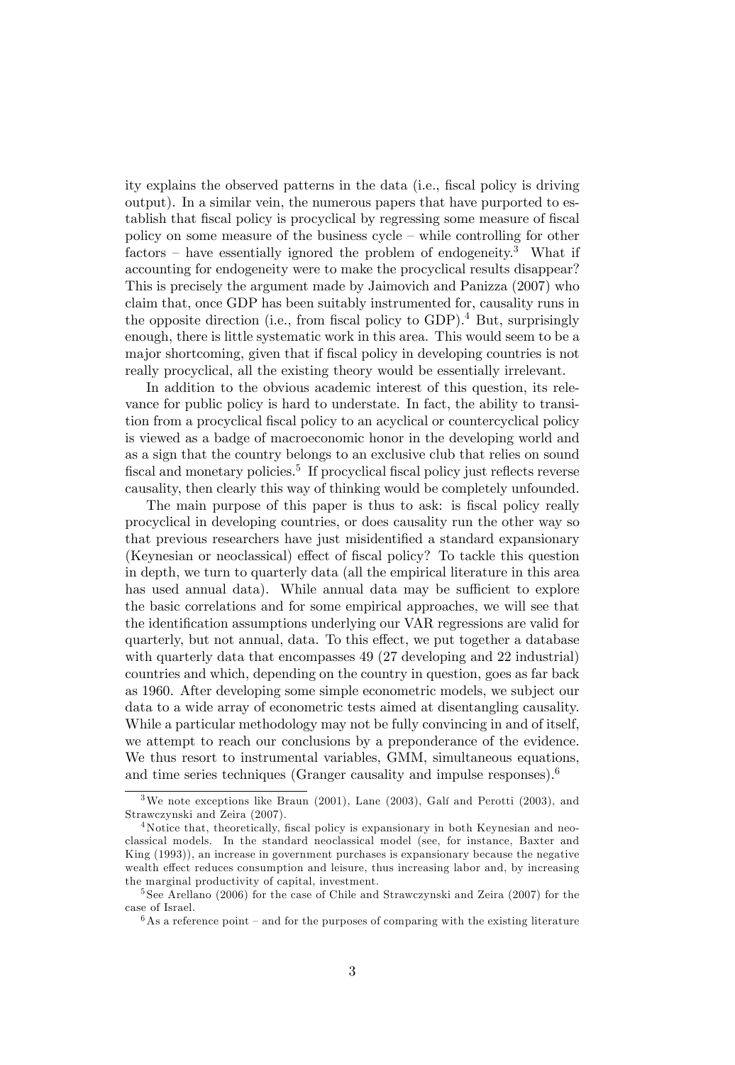ity explains the observed patterns in the data (i.e., fiscal policy is driving output). In a similar vein, the numerous papers that have purported to establish that fiscal policy is procyclical by regressing some measure of fiscal policy on some measure of the business cycle – while controlling for other factors – have essentially ignored the problem of endogeneity.[3] What if accounting for endogeneity were to make the procyclical results disappear? This is precisely the argument made by Jaimovich and Panizza (2007) who claim that, once GDP has been suitably instrumented for, causality runs in the opposite direction (i.e., from fiscal policy to GDP).[4] But, surprisingly enough, there is little systematic work in this area. This would seem to be a major shortcoming, given that if fiscal policy in developing countries is not really procyclical, all the existing theory would be essentially irrelevant.

In addition to the obvious academic interest of this question, its relevance for public policy is hard to understate. In fact, the ability to transition from a procyclical fiscal policy to an acyclical or countercyclical policy is viewed as a badge of macroeconomic honor in the developing world and as a sign that the country belongs to an exclusive club that relies on sound fiscal and monetary policies.[5] If procyclical fiscal policy just reflects reverse causality, then clearly this way of thinking would be completely unfounded.

The main purpose of this paper is thus to ask: is fiscal policy really procyclical in developing countries, or does causality run the other way so that previous researchers have just misidentified a standard expansionary (Keynesian or neoclassical) effect of fiscal policy? To tackle this question in depth, we turn to quarterly data (all the empirical literature in this area has used annual data). While annual data may be sufficient to explore the basic correlations and for some empirical approaches, we will see that the identification assumptions underlying our VAR regressions are valid for quarterly, but not annual, data. To this effect, we put together a database with quarterly data that encompasses 49 (27 developing and 22 industrial) countries and which, depending on the country in question, goes as far back as 1960. After developing some simple econometric models, we subject our data to a wide array of econometric tests aimed at disentangling causality. While a particular methodology may not be fully convincing in and of itself, we attempt to reach our conclusions by a preponderance of the evidence. We thus resort to instrumental variables, GMM, simultaneous equations, and time series techniques (Granger causality and impulse responses).[6]

---

[3] We note exceptions like Braun (2001), Lane (2003), Galí and Perotti (2003), and Strawczynski and Zeira (2007).

[4] Notice that, theoretically, fiscal policy is expansionary in both Keynesian and neoclassical models. In the standard neoclassical model (see, for instance, Baxter and King (1993)), an increase in government purchases is expansionary because the negative wealth effect reduces consumption and leisure, thus increasing labor and, by increasing the marginal productivity of capital, investment.

[5] See Arellano (2006) for the case of Chile and Strawczynski and Zeira (2007) for the case of Israel.

[6] As a reference point – and for the purposes of comparing with the existing literature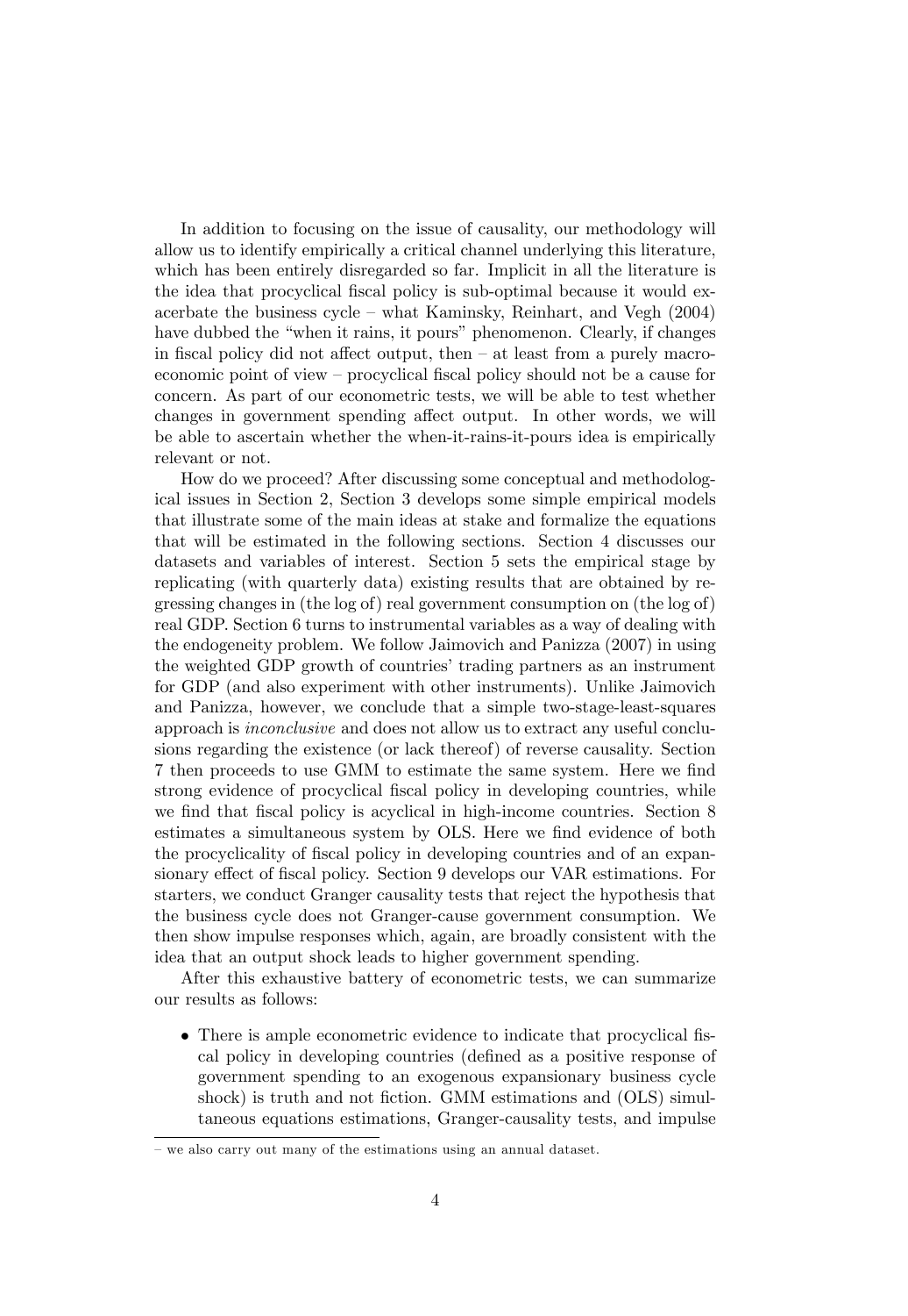In addition to focusing on the issue of causality, our methodology will allow us to identify empirically a critical channel underlying this literature, which has been entirely disregarded so far. Implicit in all the literature is the idea that procyclical fiscal policy is sub-optimal because it would exacerbate the business cycle – what Kaminsky, Reinhart, and Vegh (2004) have dubbed the "when it rains, it pours" phenomenon. Clearly, if changes in fiscal policy did not affect output, then – at least from a purely macroeconomic point of view – procyclical fiscal policy should not be a cause for concern. As part of our econometric tests, we will be able to test whether changes in government spending affect output. In other words, we will be able to ascertain whether the when-it-rains-it-pours idea is empirically relevant or not.

How do we proceed? After discussing some conceptual and methodological issues in Section 2, Section 3 develops some simple empirical models that illustrate some of the main ideas at stake and formalize the equations that will be estimated in the following sections. Section 4 discusses our datasets and variables of interest. Section 5 sets the empirical stage by replicating (with quarterly data) existing results that are obtained by regressing changes in (the log of) real government consumption on (the log of) real GDP. Section 6 turns to instrumental variables as a way of dealing with the endogeneity problem. We follow Jaimovich and Panizza (2007) in using the weighted GDP growth of countries' trading partners as an instrument for GDP (and also experiment with other instruments). Unlike Jaimovich and Panizza, however, we conclude that a simple two-stage-least-squares approach is *inconclusive* and does not allow us to extract any useful conclusions regarding the existence (or lack thereof) of reverse causality. Section 7 then proceeds to use GMM to estimate the same system. Here we find strong evidence of procyclical fiscal policy in developing countries, while we find that fiscal policy is acyclical in high-income countries. Section 8 estimates a simultaneous system by OLS. Here we find evidence of both the procyclicality of fiscal policy in developing countries and of an expansionary effect of fiscal policy. Section 9 develops our VAR estimations. For starters, we conduct Granger causality tests that reject the hypothesis that the business cycle does not Granger-cause government consumption. We then show impulse responses which, again, are broadly consistent with the idea that an output shock leads to higher government spending.

After this exhaustive battery of econometric tests, we can summarize our results as follows:

- There is ample econometric evidence to indicate that procyclical fiscal policy in developing countries (defined as a positive response of government spending to an exogenous expansionary business cycle shock) is truth and not fiction. GMM estimations and (OLS) simultaneous equations estimations, Granger-causality tests, and impulse

– we also carry out many of the estimations using an annual dataset.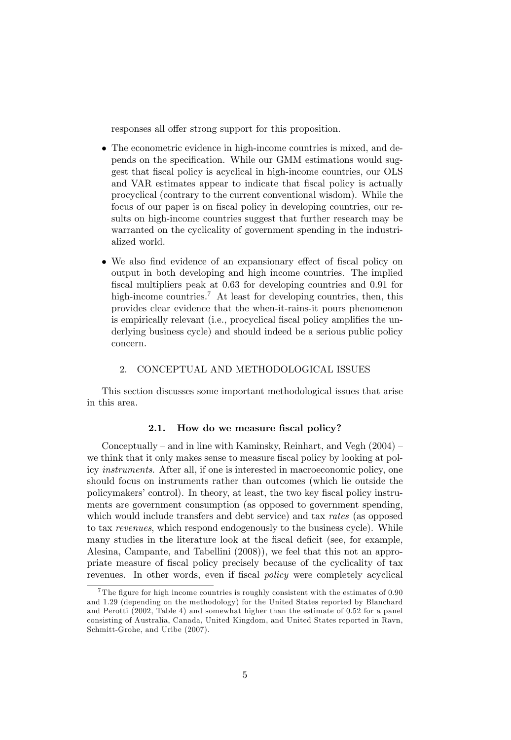responses all offer strong support for this proposition.

- The econometric evidence in high-income countries is mixed, and depends on the specification. While our GMM estimations would suggest that fiscal policy is acyclical in high-income countries, our OLS and VAR estimates appear to indicate that fiscal policy is actually procyclical (contrary to the current conventional wisdom). While the focus of our paper is on fiscal policy in developing countries, our results on high-income countries suggest that further research may be warranted on the cyclicality of government spending in the industrialized world.

- We also find evidence of an expansionary effect of fiscal policy on output in both developing and high income countries. The implied fiscal multipliers peak at 0.63 for developing countries and 0.91 for high-income countries.[7] At least for developing countries, then, this provides clear evidence that the when-it-rains-it pours phenomenon is empirically relevant (i.e., procyclical fiscal policy amplifies the underlying business cycle) and should indeed be a serious public policy concern.

## 2. CONCEPTUAL AND METHODOLOGICAL ISSUES

This section discusses some important methodological issues that arise in this area.

### 2.1. How do we measure fiscal policy?

Conceptually – and in line with Kaminsky, Reinhart, and Vegh (2004) – we think that it only makes sense to measure fiscal policy by looking at policy *instruments*. After all, if one is interested in macroeconomic policy, one should focus on instruments rather than outcomes (which lie outside the policymakers' control). In theory, at least, the two key fiscal policy instruments are government consumption (as opposed to government spending, which would include transfers and debt service) and tax *rates* (as opposed to tax *revenues*, which respond endogenously to the business cycle). While many studies in the literature look at the fiscal deficit (see, for example, Alesina, Campante, and Tabellini (2008)), we feel that this not an appropriate measure of fiscal policy precisely because of the cyclicality of tax revenues. In other words, even if fiscal *policy* were completely acyclical

[7] The figure for high income countries is roughly consistent with the estimates of 0.90 and 1.29 (depending on the methodology) for the United States reported by Blanchard and Perotti (2002, Table 4) and somewhat higher than the estimate of 0.52 for a panel consisting of Australia, Canada, United Kingdom, and United States reported in Ravn, Schmitt-Grohe, and Uribe (2007).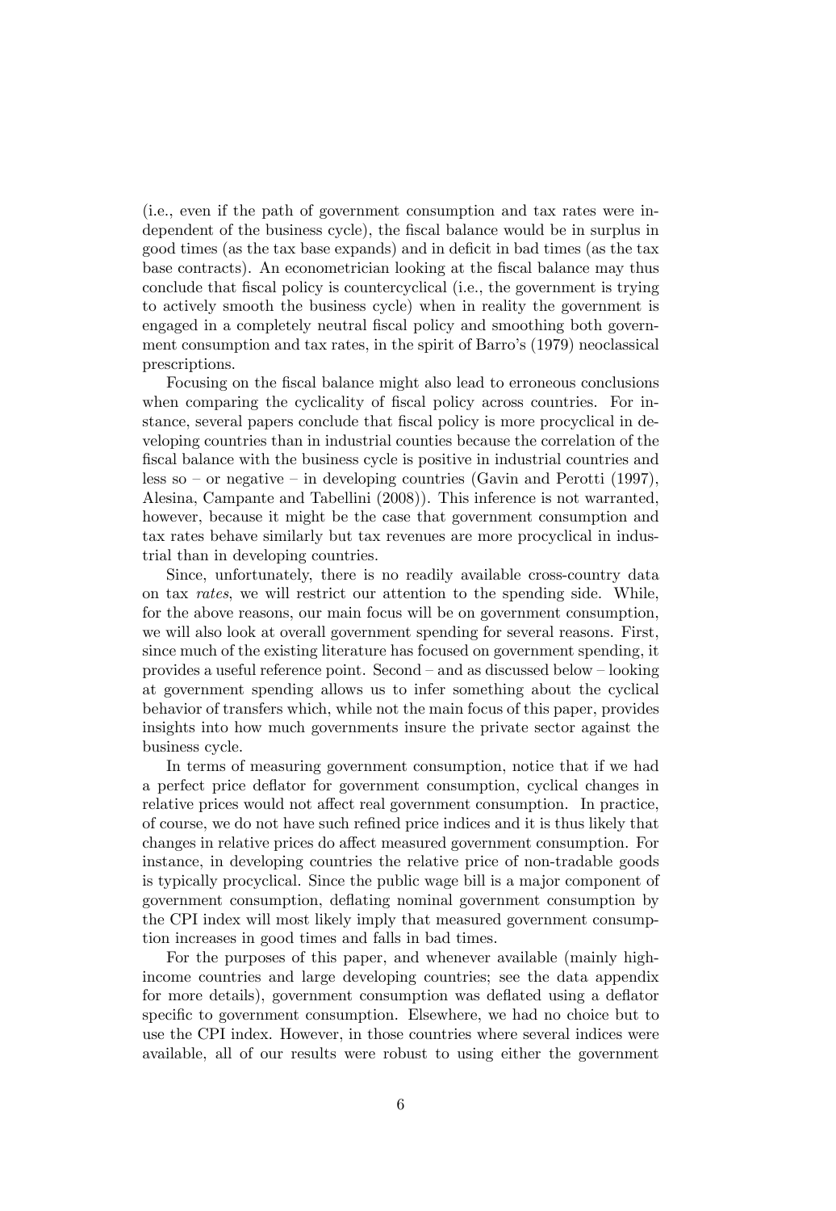(i.e., even if the path of government consumption and tax rates were independent of the business cycle), the fiscal balance would be in surplus in good times (as the tax base expands) and in deficit in bad times (as the tax base contracts). An econometrician looking at the fiscal balance may thus conclude that fiscal policy is countercyclical (i.e., the government is trying to actively smooth the business cycle) when in reality the government is engaged in a completely neutral fiscal policy and smoothing both government consumption and tax rates, in the spirit of Barro's (1979) neoclassical prescriptions.

Focusing on the fiscal balance might also lead to erroneous conclusions when comparing the cyclicality of fiscal policy across countries. For instance, several papers conclude that fiscal policy is more procyclical in developing countries than in industrial counties because the correlation of the fiscal balance with the business cycle is positive in industrial countries and less so – or negative – in developing countries (Gavin and Perotti (1997), Alesina, Campante and Tabellini (2008)). This inference is not warranted, however, because it might be the case that government consumption and tax rates behave similarly but tax revenues are more procyclical in industrial than in developing countries.

Since, unfortunately, there is no readily available cross-country data on tax *rates*, we will restrict our attention to the spending side. While, for the above reasons, our main focus will be on government consumption, we will also look at overall government spending for several reasons. First, since much of the existing literature has focused on government spending, it provides a useful reference point. Second – and as discussed below – looking at government spending allows us to infer something about the cyclical behavior of transfers which, while not the main focus of this paper, provides insights into how much governments insure the private sector against the business cycle.

In terms of measuring government consumption, notice that if we had a perfect price deflator for government consumption, cyclical changes in relative prices would not affect real government consumption. In practice, of course, we do not have such refined price indices and it is thus likely that changes in relative prices do affect measured government consumption. For instance, in developing countries the relative price of non-tradable goods is typically procyclical. Since the public wage bill is a major component of government consumption, deflating nominal government consumption by the CPI index will most likely imply that measured government consumption increases in good times and falls in bad times.

For the purposes of this paper, and whenever available (mainly high-income countries and large developing countries; see the data appendix for more details), government consumption was deflated using a deflator specific to government consumption. Elsewhere, we had no choice but to use the CPI index. However, in those countries where several indices were available, all of our results were robust to using either the government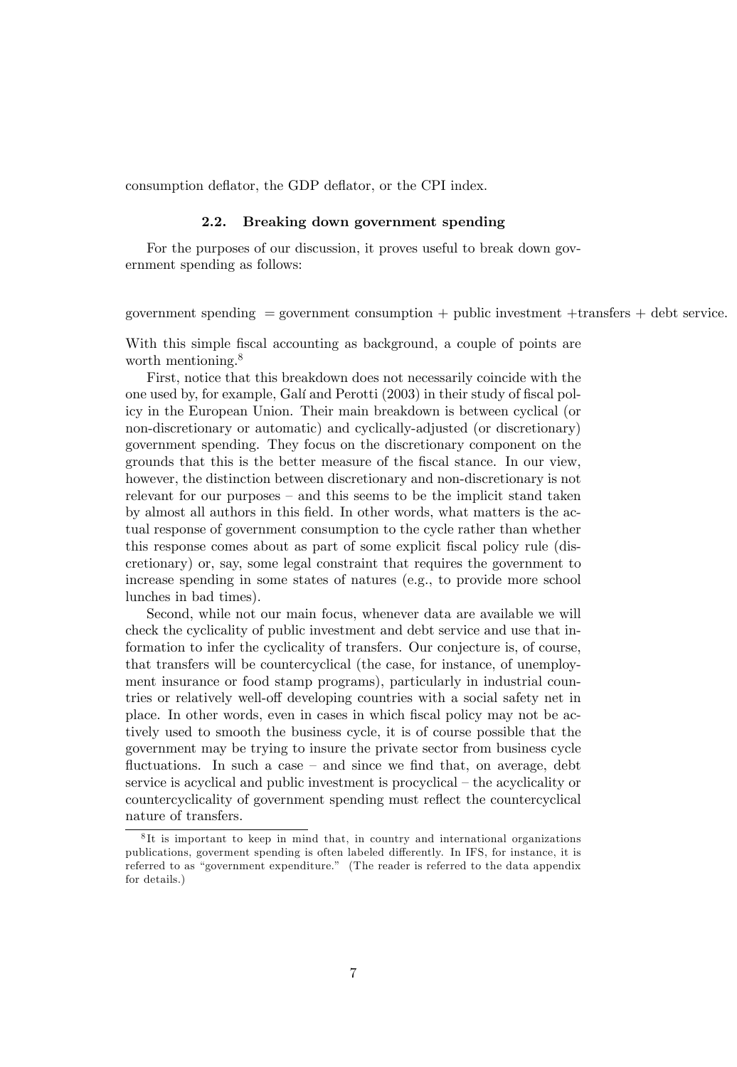consumption deflator, the GDP deflator, or the CPI index.

### 2.2. Breaking down government spending

For the purposes of our discussion, it proves useful to break down government spending as follows:

$$\text{government spending} = \text{government consumption} + \text{public investment} + \text{transfers} + \text{debt service}.$$

With this simple fiscal accounting as background, a couple of points are worth mentioning.[8]

First, notice that this breakdown does not necessarily coincide with the one used by, for example, Galí and Perotti (2003) in their study of fiscal policy in the European Union. Their main breakdown is between cyclical (or non-discretionary or automatic) and cyclically-adjusted (or discretionary) government spending. They focus on the discretionary component on the grounds that this is the better measure of the fiscal stance. In our view, however, the distinction between discretionary and non-discretionary is not relevant for our purposes – and this seems to be the implicit stand taken by almost all authors in this field. In other words, what matters is the actual response of government consumption to the cycle rather than whether this response comes about as part of some explicit fiscal policy rule (discretionary) or, say, some legal constraint that requires the government to increase spending in some states of natures (e.g., to provide more school lunches in bad times).

Second, while not our main focus, whenever data are available we will check the cyclicality of public investment and debt service and use that information to infer the cyclicality of transfers. Our conjecture is, of course, that transfers will be countercyclical (the case, for instance, of unemployment insurance or food stamp programs), particularly in industrial countries or relatively well-off developing countries with a social safety net in place. In other words, even in cases in which fiscal policy may not be actively used to smooth the business cycle, it is of course possible that the government may be trying to insure the private sector from business cycle fluctuations. In such a case – and since we find that, on average, debt service is acyclical and public investment is procyclical – the acyclicality or countercyclicality of government spending must reflect the countercyclical nature of transfers.

[8] It is important to keep in mind that, in country and international organizations publications, goverment spending is often labeled differently. In IFS, for instance, it is referred to as "government expenditure." (The reader is referred to the data appendix for details.)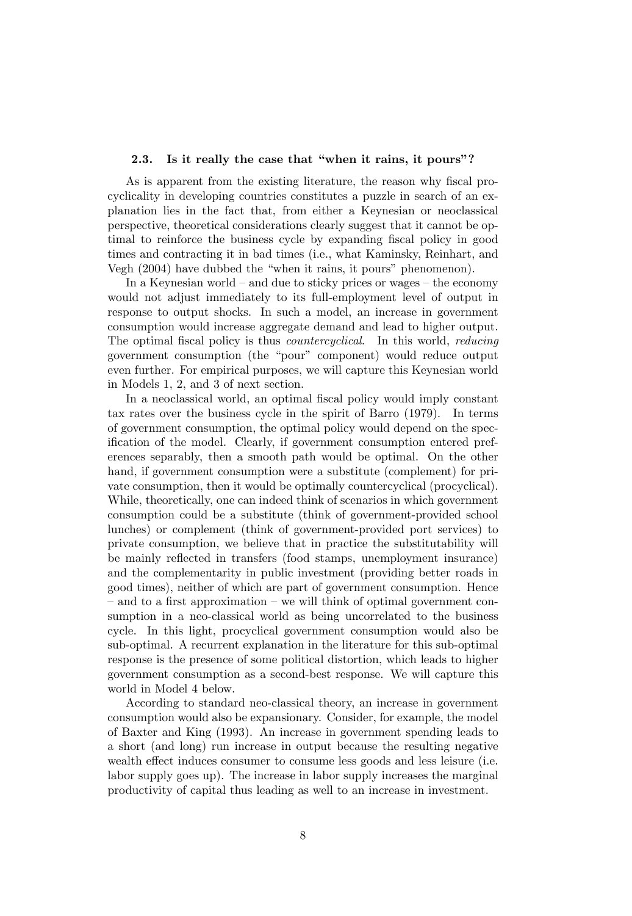### 2.3. Is it really the case that "when it rains, it pours"?

As is apparent from the existing literature, the reason why fiscal procyclicality in developing countries constitutes a puzzle in search of an explanation lies in the fact that, from either a Keynesian or neoclassical perspective, theoretical considerations clearly suggest that it cannot be optimal to reinforce the business cycle by expanding fiscal policy in good times and contracting it in bad times (i.e., what Kaminsky, Reinhart, and Vegh (2004) have dubbed the "when it rains, it pours" phenomenon).

In a Keynesian world – and due to sticky prices or wages – the economy would not adjust immediately to its full-employment level of output in response to output shocks. In such a model, an increase in government consumption would increase aggregate demand and lead to higher output. The optimal fiscal policy is thus *countercyclical*. In this world, *reducing* government consumption (the "pour" component) would reduce output even further. For empirical purposes, we will capture this Keynesian world in Models 1, 2, and 3 of next section.

In a neoclassical world, an optimal fiscal policy would imply constant tax rates over the business cycle in the spirit of Barro (1979). In terms of government consumption, the optimal policy would depend on the specification of the model. Clearly, if government consumption entered preferences separably, then a smooth path would be optimal. On the other hand, if government consumption were a substitute (complement) for private consumption, then it would be optimally countercyclical (procyclical). While, theoretically, one can indeed think of scenarios in which government consumption could be a substitute (think of government-provided school lunches) or complement (think of government-provided port services) to private consumption, we believe that in practice the substitutability will be mainly reflected in transfers (food stamps, unemployment insurance) and the complementarity in public investment (providing better roads in good times), neither of which are part of government consumption. Hence – and to a first approximation – we will think of optimal government consumption in a neo-classical world as being uncorrelated to the business cycle. In this light, procyclical government consumption would also be sub-optimal. A recurrent explanation in the literature for this sub-optimal response is the presence of some political distortion, which leads to higher government consumption as a second-best response. We will capture this world in Model 4 below.

According to standard neo-classical theory, an increase in government consumption would also be expansionary. Consider, for example, the model of Baxter and King (1993). An increase in government spending leads to a short (and long) run increase in output because the resulting negative wealth effect induces consumer to consume less goods and less leisure (i.e. labor supply goes up). The increase in labor supply increases the marginal productivity of capital thus leading as well to an increase in investment.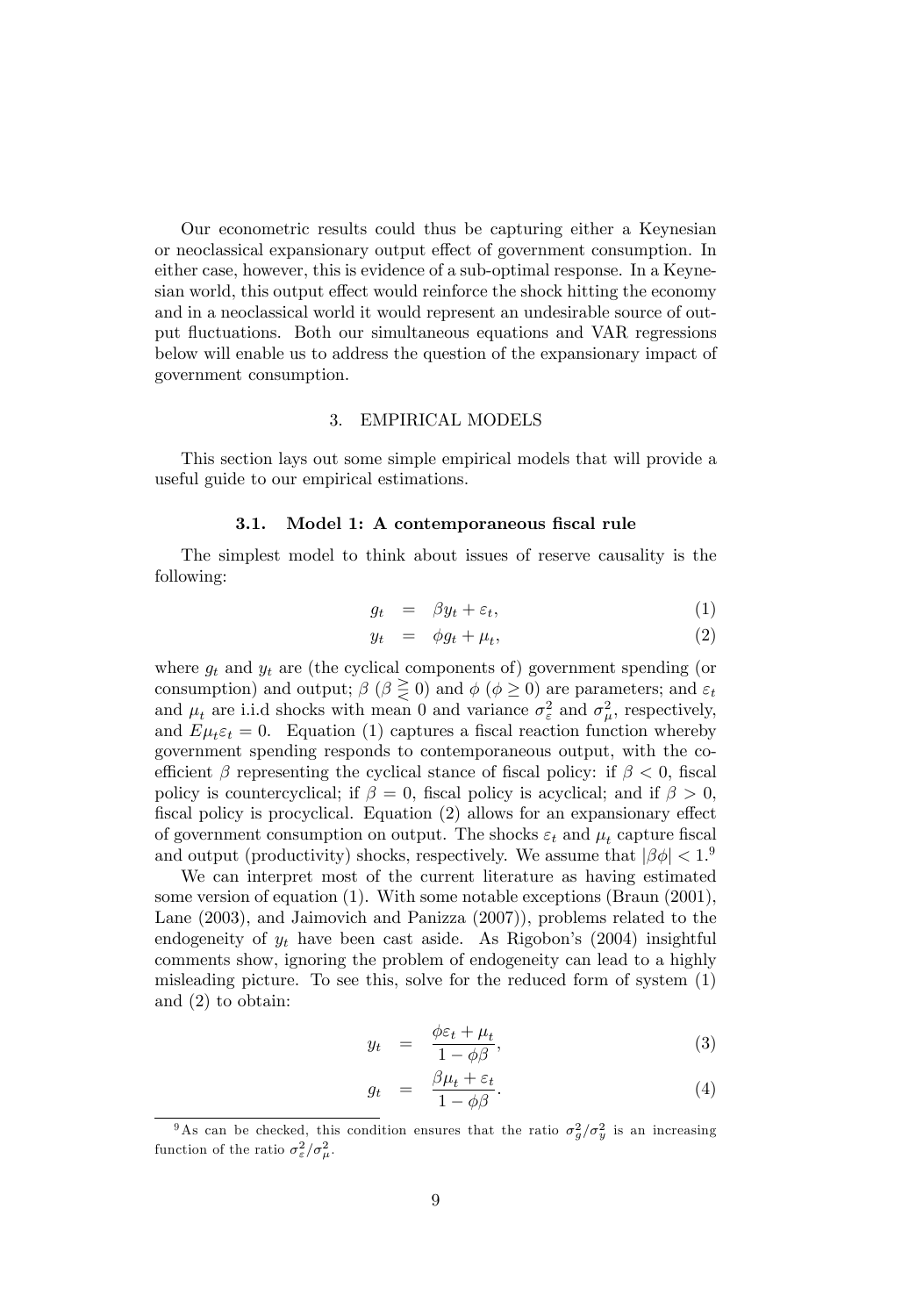Our econometric results could thus be capturing either a Keynesian or neoclassical expansionary output effect of government consumption. In either case, however, this is evidence of a sub-optimal response. In a Keynesian world, this output effect would reinforce the shock hitting the economy and in a neoclassical world it would represent an undesirable source of output fluctuations. Both our simultaneous equations and VAR regressions below will enable us to address the question of the expansionary impact of government consumption.

## 3. EMPIRICAL MODELS

This section lays out some simple empirical models that will provide a useful guide to our empirical estimations.

### 3.1. Model 1: A contemporaneous fiscal rule

The simplest model to think about issues of reserve causality is the following:

$$g_t = \beta y_t + \varepsilon_t, \tag{1}$$

$$y_t = \phi g_t + \mu_t, \tag{2}$$

where $g_t$ and $y_t$ are (the cyclical components of) government spending (or consumption) and output; $\beta$ ($\beta \gtreqless 0$) and $\phi$ ($\phi \geq 0$) are parameters; and $\varepsilon_t$ and $\mu_t$ are i.i.d shocks with mean 0 and variance $\sigma_\varepsilon^2$ and $\sigma_\mu^2$, respectively, and $E\mu_t\varepsilon_t = 0$. Equation (1) captures a fiscal reaction function whereby government spending responds to contemporaneous output, with the coefficient $\beta$ representing the cyclical stance of fiscal policy: if $\beta < 0$, fiscal policy is countercyclical; if $\beta = 0$, fiscal policy is acyclical; and if $\beta > 0$, fiscal policy is procyclical. Equation (2) allows for an expansionary effect of government consumption on output. The shocks $\varepsilon_t$ and $\mu_t$ capture fiscal and output (productivity) shocks, respectively. We assume that $|\beta\phi| < 1$.[9]

We can interpret most of the current literature as having estimated some version of equation (1). With some notable exceptions (Braun (2001), Lane (2003), and Jaimovich and Panizza (2007)), problems related to the endogeneity of $y_t$ have been cast aside. As Rigobon's (2004) insightful comments show, ignoring the problem of endogeneity can lead to a highly misleading picture. To see this, solve for the reduced form of system (1) and (2) to obtain:

$$y_t = \frac{\phi\varepsilon_t + \mu_t}{1 - \phi\beta}, \tag{3}$$

$$g_t = \frac{\beta\mu_t + \varepsilon_t}{1 - \phi\beta}. \tag{4}$$

[9] As can be checked, this condition ensures that the ratio $\sigma_g^2/\sigma_y^2$ is an increasing function of the ratio $\sigma_\varepsilon^2/\sigma_\mu^2$.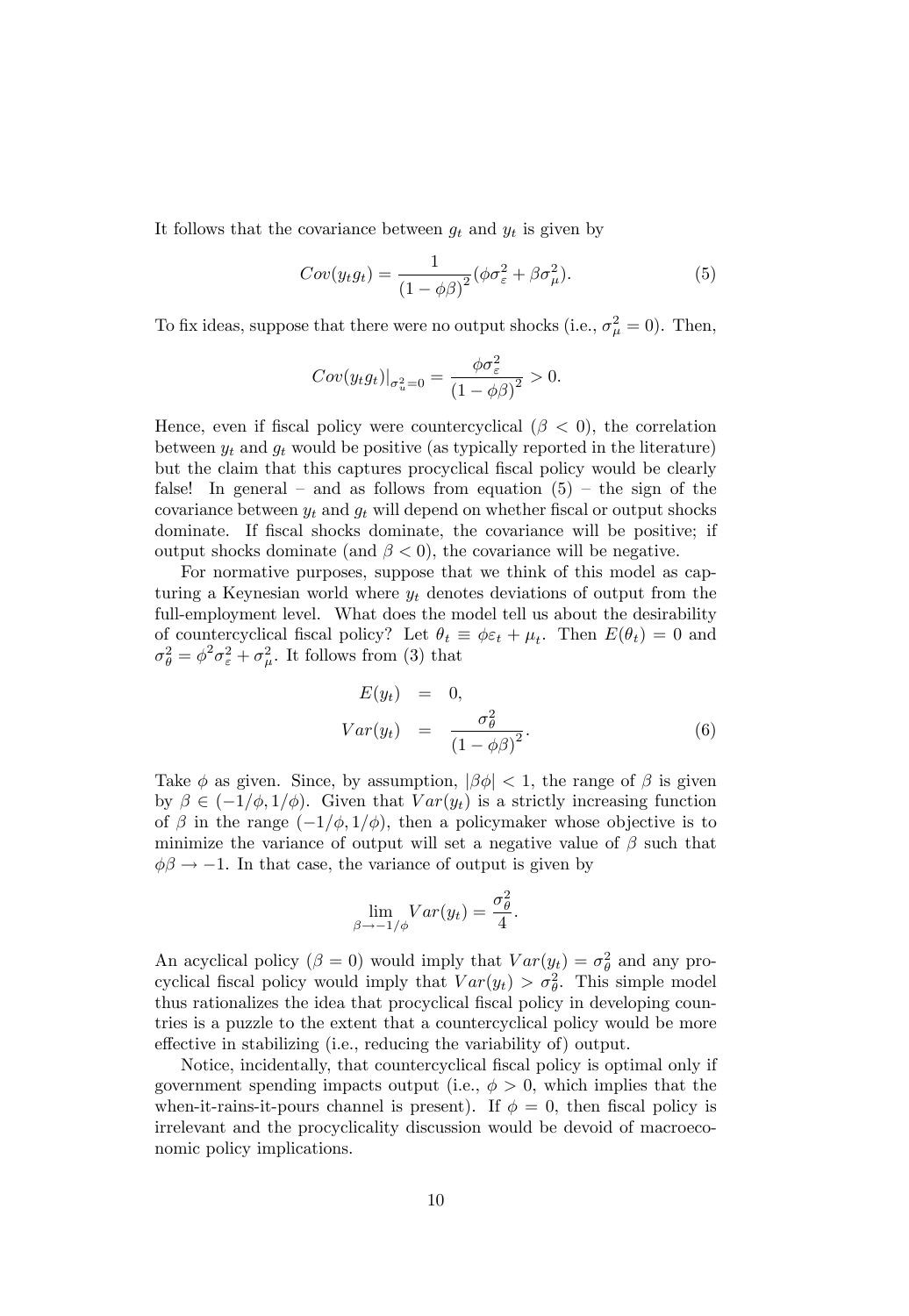It follows that the covariance between $g_t$ and $y_t$ is given by

$$Cov(y_t g_t) = \frac{1}{(1-\phi\beta)^2}(\phi\sigma_\varepsilon^2 + \beta\sigma_\mu^2). \tag{5}$$

To fix ideas, suppose that there were no output shocks (i.e., $\sigma_\mu^2 = 0$). Then,

$$Cov(y_t g_t)|_{\sigma_u^2=0} = \frac{\phi\sigma_\varepsilon^2}{(1-\phi\beta)^2} > 0.$$

Hence, even if fiscal policy were countercyclical ($\beta < 0$), the correlation between $y_t$ and $g_t$ would be positive (as typically reported in the literature) but the claim that this captures procyclical fiscal policy would be clearly false! In general – and as follows from equation (5) – the sign of the covariance between $y_t$ and $g_t$ will depend on whether fiscal or output shocks dominate. If fiscal shocks dominate, the covariance will be positive; if output shocks dominate (and $\beta < 0$), the covariance will be negative.

For normative purposes, suppose that we think of this model as capturing a Keynesian world where $y_t$ denotes deviations of output from the full-employment level. What does the model tell us about the desirability of countercyclical fiscal policy? Let $\theta_t \equiv \phi\varepsilon_t + \mu_t$. Then $E(\theta_t) = 0$ and $\sigma_\theta^2 = \phi^2\sigma_\varepsilon^2 + \sigma_\mu^2$. It follows from (3) that

$$\begin{aligned} E(y_t) &= 0, \\ Var(y_t) &= \frac{\sigma_\theta^2}{(1-\phi\beta)^2}. \end{aligned} \tag{6}$$

Take $\phi$ as given. Since, by assumption, $|\beta\phi| < 1$, the range of $\beta$ is given by $\beta \in (-1/\phi, 1/\phi)$. Given that $Var(y_t)$ is a strictly increasing function of $\beta$ in the range $(-1/\phi, 1/\phi)$, then a policymaker whose objective is to minimize the variance of output will set a negative value of $\beta$ such that $\phi\beta \to -1$. In that case, the variance of output is given by

$$\lim_{\beta \to -1/\phi} Var(y_t) = \frac{\sigma_\theta^2}{4}.$$

An acyclical policy ($\beta = 0$) would imply that $Var(y_t) = \sigma_\theta^2$ and any procyclical fiscal policy would imply that $Var(y_t) > \sigma_\theta^2$. This simple model thus rationalizes the idea that procyclical fiscal policy in developing countries is a puzzle to the extent that a countercyclical policy would be more effective in stabilizing (i.e., reducing the variability of) output.

Notice, incidentally, that countercyclical fiscal policy is optimal only if government spending impacts output (i.e., $\phi > 0$, which implies that the when-it-rains-it-pours channel is present). If $\phi = 0$, then fiscal policy is irrelevant and the procyclicality discussion would be devoid of macroeconomic policy implications.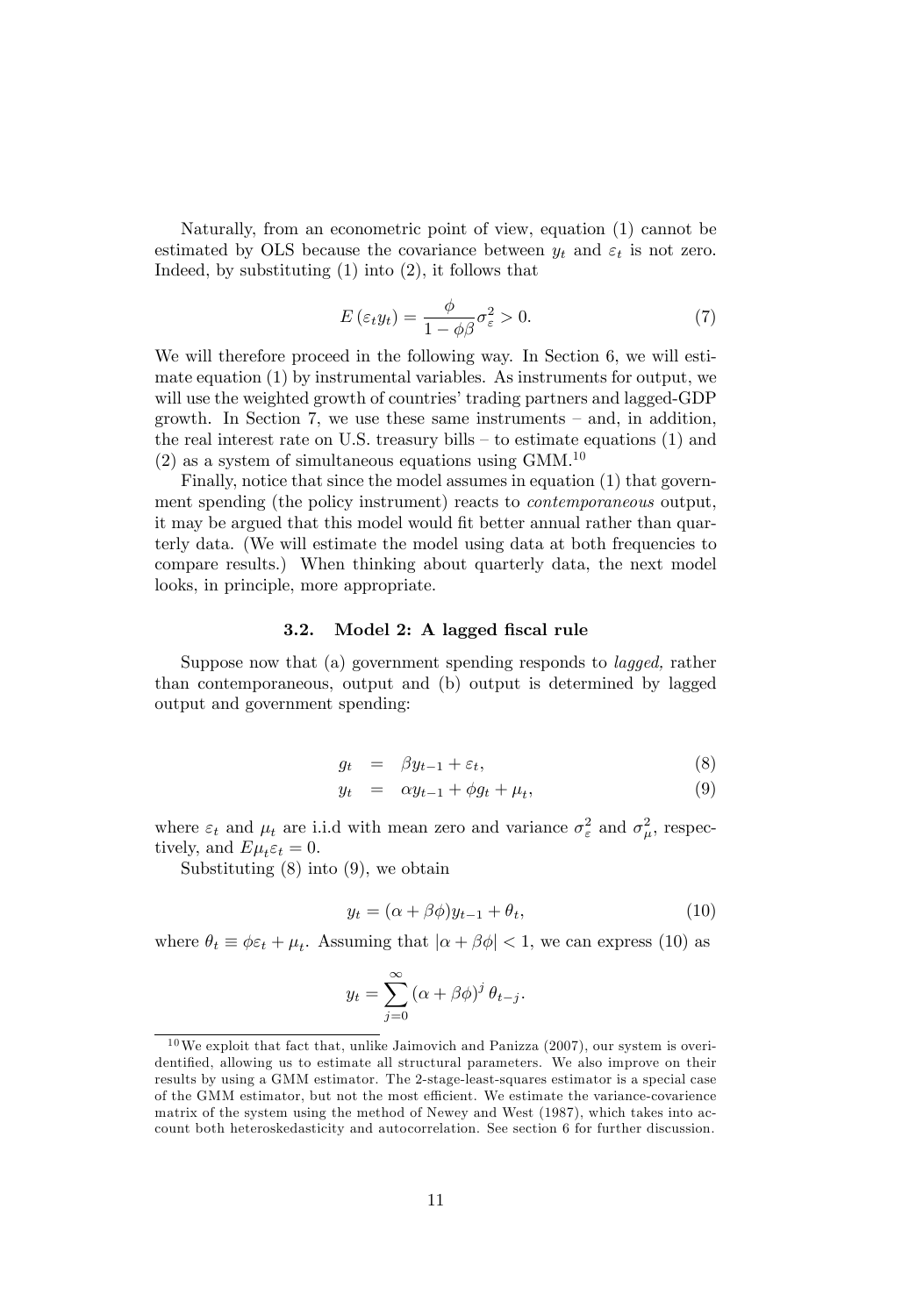Naturally, from an econometric point of view, equation (1) cannot be estimated by OLS because the covariance between $y_t$ and $\varepsilon_t$ is not zero. Indeed, by substituting (1) into (2), it follows that

$$E(\varepsilon_t y_t) = \frac{\phi}{1-\phi\beta}\sigma_\varepsilon^2 > 0. \tag{7}$$

We will therefore proceed in the following way. In Section 6, we will estimate equation (1) by instrumental variables. As instruments for output, we will use the weighted growth of countries' trading partners and lagged-GDP growth. In Section 7, we use these same instruments – and, in addition, the real interest rate on U.S. treasury bills – to estimate equations (1) and (2) as a system of simultaneous equations using GMM.[10]

Finally, notice that since the model assumes in equation (1) that government spending (the policy instrument) reacts to *contemporaneous* output, it may be argued that this model would fit better annual rather than quarterly data. (We will estimate the model using data at both frequencies to compare results.) When thinking about quarterly data, the next model looks, in principle, more appropriate.

### 3.2. Model 2: A lagged fiscal rule

Suppose now that (a) government spending responds to *lagged,* rather than contemporaneous, output and (b) output is determined by lagged output and government spending:

$$g_t = \beta y_{t-1} + \varepsilon_t, \tag{8}$$

$$y_t = \alpha y_{t-1} + \phi g_t + \mu_t, \tag{9}$$

where $\varepsilon_t$ and $\mu_t$ are i.i.d with mean zero and variance $\sigma_\varepsilon^2$ and $\sigma_\mu^2$, respectively, and $E\mu_t\varepsilon_t = 0$.

Substituting (8) into (9), we obtain

$$y_t = (\alpha + \beta\phi)y_{t-1} + \theta_t, \tag{10}$$

where $\theta_t \equiv \phi\varepsilon_t + \mu_t$. Assuming that $|\alpha + \beta\phi| < 1$, we can express (10) as

$$y_t = \sum_{j=0}^{\infty} (\alpha + \beta\phi)^j \, \theta_{t-j}.$$

[10] We exploit that fact that, unlike Jaimovich and Panizza (2007), our system is overidentified, allowing us to estimate all structural parameters. We also improve on their results by using a GMM estimator. The 2-stage-least-squares estimator is a special case of the GMM estimator, but not the most efficient. We estimate the variance-covarience matrix of the system using the method of Newey and West (1987), which takes into account both heteroskedasticity and autocorrelation. See section 6 for further discussion.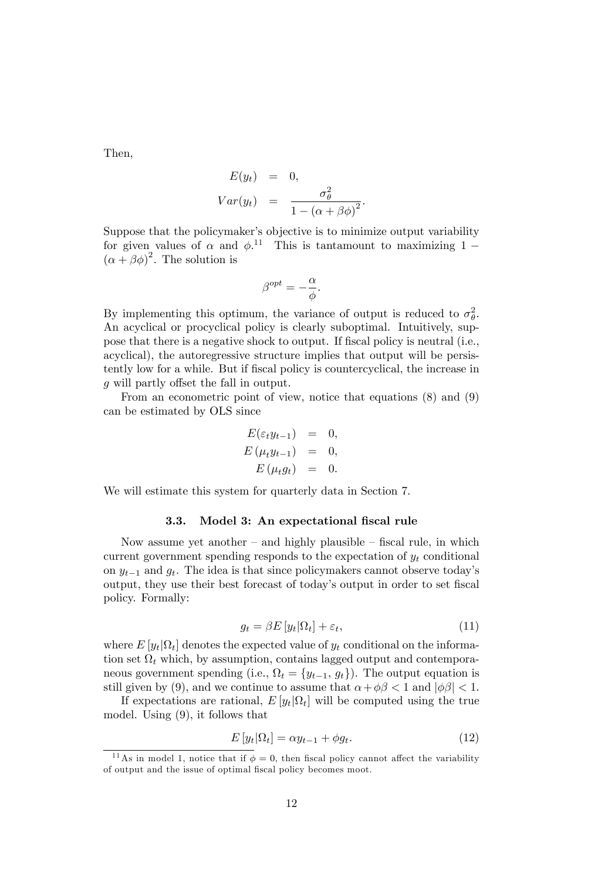Then,

$$
\begin{aligned}
E(y_t) &= 0, \\
Var(y_t) &= \frac{\sigma_\theta^2}{1-(\alpha+\beta\phi)^2}.
\end{aligned}
$$

Suppose that the policymaker's objective is to minimize output variability for given values of $\alpha$ and $\phi$.[11] This is tantamount to maximizing $1 - (\alpha+\beta\phi)^2$. The solution is

$$
\beta^{opt} = -\frac{\alpha}{\phi}.
$$

By implementing this optimum, the variance of output is reduced to $\sigma_\theta^2$. An acyclical or procyclical policy is clearly suboptimal. Intuitively, suppose that there is a negative shock to output. If fiscal policy is neutral (i.e., acyclical), the autoregressive structure implies that output will be persistently low for a while. But if fiscal policy is countercyclical, the increase in $g$ will partly offset the fall in output.

From an econometric point of view, notice that equations (8) and (9) can be estimated by OLS since

$$
\begin{aligned}
E(\varepsilon_t y_{t-1}) &= 0, \\
E(\mu_t y_{t-1}) &= 0, \\
E(\mu_t g_t) &= 0.
\end{aligned}
$$

We will estimate this system for quarterly data in Section 7.

### 3.3. Model 3: An expectational fiscal rule

Now assume yet another – and highly plausible – fiscal rule, in which current government spending responds to the expectation of $y_t$ conditional on $y_{t-1}$ and $g_t$. The idea is that since policymakers cannot observe today's output, they use their best forecast of today's output in order to set fiscal policy. Formally:

$$
g_t = \beta E\left[y_t|\Omega_t\right] + \varepsilon_t, \tag{11}
$$

where $E\left[y_t|\Omega_t\right]$ denotes the expected value of $y_t$ conditional on the information set $\Omega_t$ which, by assumption, contains lagged output and contemporaneous government spending (i.e., $\Omega_t = \{y_{t-1}, g_t\}$). The output equation is still given by (9), and we continue to assume that $\alpha + \phi\beta < 1$ and $|\phi\beta| < 1$.

If expectations are rational, $E\left[y_t|\Omega_t\right]$ will be computed using the true model. Using (9), it follows that

$$
E\left[y_t|\Omega_t\right] = \alpha y_{t-1} + \phi g_t. \tag{12}
$$

[11] As in model 1, notice that if $\phi = 0$, then fiscal policy cannot affect the variability of output and the issue of optimal fiscal policy becomes moot.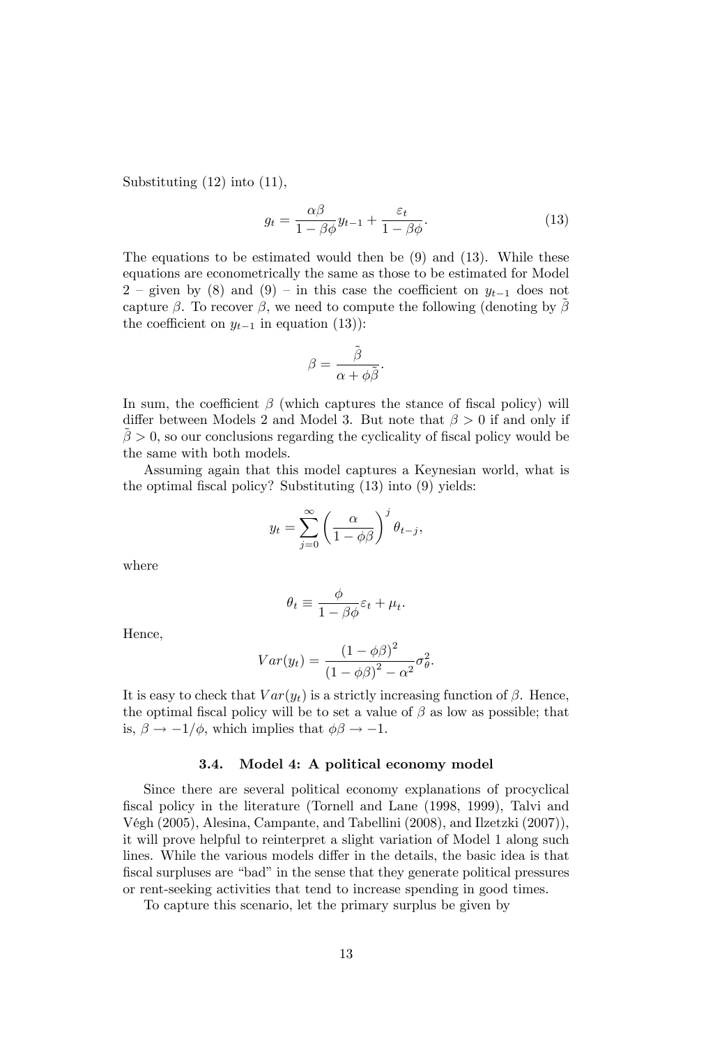Substituting (12) into (11),

$$g_t = \frac{\alpha\beta}{1-\beta\phi} y_{t-1} + \frac{\varepsilon_t}{1-\beta\phi}. \tag{13}$$

The equations to be estimated would then be (9) and (13). While these equations are econometrically the same as those to be estimated for Model 2 – given by (8) and (9) – in this case the coefficient on $y_{t-1}$ does not capture $\beta$. To recover $\beta$, we need to compute the following (denoting by $\tilde{\beta}$ the coefficient on $y_{t-1}$ in equation (13)):

$$\beta = \frac{\tilde{\beta}}{\alpha + \phi\tilde{\beta}}.$$

In sum, the coefficient $\beta$ (which captures the stance of fiscal policy) will differ between Models 2 and Model 3. But note that $\beta > 0$ if and only if $\tilde{\beta} > 0$, so our conclusions regarding the cyclicality of fiscal policy would be the same with both models.

Assuming again that this model captures a Keynesian world, what is the optimal fiscal policy? Substituting (13) into (9) yields:

$$y_t = \sum_{j=0}^{\infty} \left( \frac{\alpha}{1-\phi\beta} \right)^j \theta_{t-j},$$

where

$$\theta_t \equiv \frac{\phi}{1-\beta\phi}\varepsilon_t + \mu_t.$$

Hence,

$$Var(y_t) = \frac{(1-\phi\beta)^2}{(1-\phi\beta)^2 - \alpha^2}\sigma_\theta^2.$$

It is easy to check that $Var(y_t)$ is a strictly increasing function of $\beta$. Hence, the optimal fiscal policy will be to set a value of $\beta$ as low as possible; that is, $\beta \to -1/\phi$, which implies that $\phi\beta \to -1$.

### 3.4. Model 4: A political economy model

Since there are several political economy explanations of procyclical fiscal policy in the literature (Tornell and Lane (1998, 1999), Talvi and Végh (2005), Alesina, Campante, and Tabellini (2008), and Ilzetzki (2007)), it will prove helpful to reinterpret a slight variation of Model 1 along such lines. While the various models differ in the details, the basic idea is that fiscal surpluses are "bad" in the sense that they generate political pressures or rent-seeking activities that tend to increase spending in good times.

To capture this scenario, let the primary surplus be given by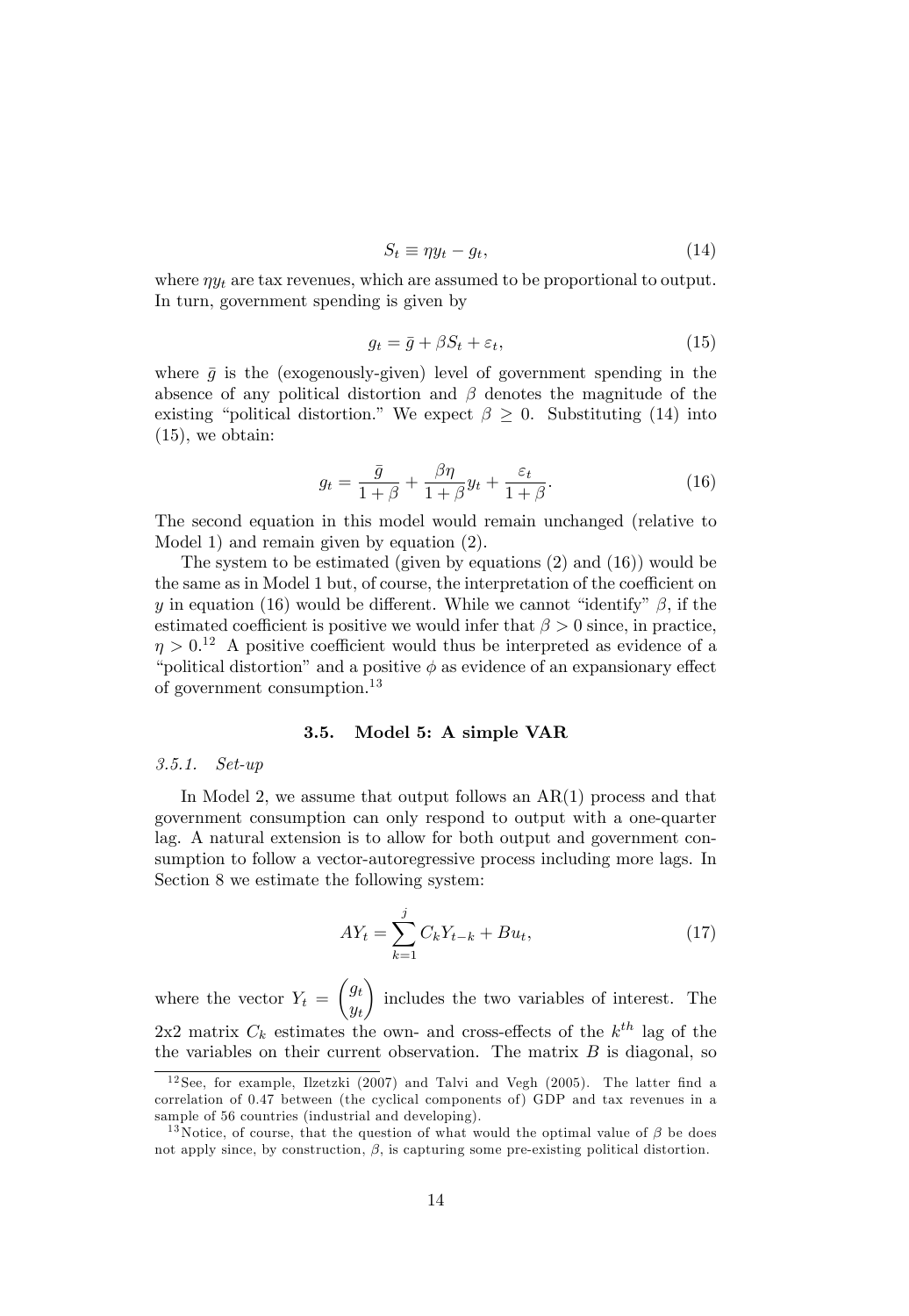$$S_t \equiv \eta y_t - g_t, \tag{14}$$

where $\eta y_t$ are tax revenues, which are assumed to be proportional to output. In turn, government spending is given by

$$g_t = \bar{g} + \beta S_t + \varepsilon_t, \tag{15}$$

where $\bar{g}$ is the (exogenously-given) level of government spending in the absence of any political distortion and $\beta$ denotes the magnitude of the existing "political distortion." We expect $\beta \geq 0$. Substituting (14) into (15), we obtain:

$$g_t = \frac{\bar{g}}{1+\beta} + \frac{\beta\eta}{1+\beta} y_t + \frac{\varepsilon_t}{1+\beta}. \tag{16}$$

The second equation in this model would remain unchanged (relative to Model 1) and remain given by equation (2).

The system to be estimated (given by equations (2) and (16)) would be the same as in Model 1 but, of course, the interpretation of the coefficient on $y$ in equation (16) would be different. While we cannot "identify" $\beta$, if the estimated coefficient is positive we would infer that $\beta > 0$ since, in practice, $\eta > 0$.[12] A positive coefficient would thus be interpreted as evidence of a "political distortion" and a positive $\phi$ as evidence of an expansionary effect of government consumption.[13]

### 3.5. Model 5: A simple VAR

#### 3.5.1. Set-up

In Model 2, we assume that output follows an AR(1) process and that government consumption can only respond to output with a one-quarter lag. A natural extension is to allow for both output and government consumption to follow a vector-autoregressive process including more lags. In Section 8 we estimate the following system:

$$AY_t = \sum_{k=1}^{j} C_k Y_{t-k} + Bu_t, \tag{17}$$

where the vector $Y_t = \begin{pmatrix} g_t \\ y_t \end{pmatrix}$ includes the two variables of interest. The 2x2 matrix $C_k$ estimates the own- and cross-effects of the $k^{th}$ lag of the the variables on their current observation. The matrix $B$ is diagonal, so

[12] See, for example, Ilzetzki (2007) and Talvi and Vegh (2005). The latter find a correlation of 0.47 between (the cyclical components of) GDP and tax revenues in a sample of 56 countries (industrial and developing).

[13] Notice, of course, that the question of what would the optimal value of $\beta$ be does not apply since, by construction, $\beta$, is capturing some pre-existing political distortion.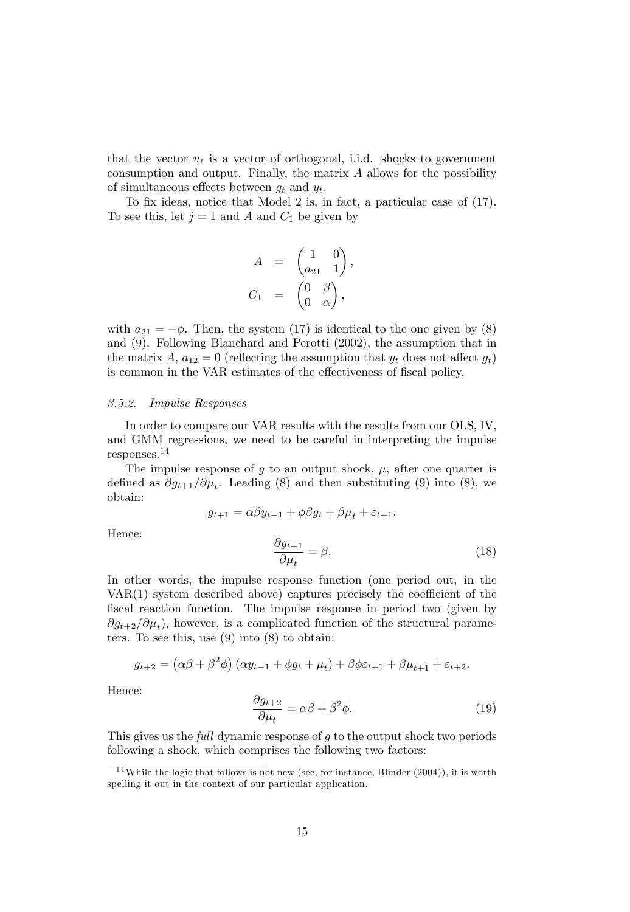that the vector $u_t$ is a vector of orthogonal, i.i.d. shocks to government consumption and output. Finally, the matrix $A$ allows for the possibility of simultaneous effects between $g_t$ and $y_t$.

To fix ideas, notice that Model 2 is, in fact, a particular case of (17). To see this, let $j = 1$ and $A$ and $C_1$ be given by

$$
\begin{aligned}
A &= \begin{pmatrix} 1 & 0 \\ a_{21} & 1 \end{pmatrix}, \\
C_1 &= \begin{pmatrix} 0 & \beta \\ 0 & \alpha \end{pmatrix},
\end{aligned}
$$

with $a_{21} = -\phi$. Then, the system (17) is identical to the one given by (8) and (9). Following Blanchard and Perotti (2002), the assumption that in the matrix $A$, $a_{12} = 0$ (reflecting the assumption that $y_t$ does not affect $g_t$) is common in the VAR estimates of the effectiveness of fiscal policy.

### *3.5.2. Impulse Responses*

In order to compare our VAR results with the results from our OLS, IV, and GMM regressions, we need to be careful in interpreting the impulse responses.[14]

The impulse response of $g$ to an output shock, $\mu$, after one quarter is defined as $\partial g_{t+1}/\partial \mu_t$. Leading (8) and then substituting (9) into (8), we obtain:

$$
g_{t+1} = \alpha\beta y_{t-1} + \phi\beta g_t + \beta\mu_t + \varepsilon_{t+1}.
$$

Hence:

$$
\frac{\partial g_{t+1}}{\partial \mu_t} = \beta. \tag{18}
$$

In other words, the impulse response function (one period out, in the VAR(1) system described above) captures precisely the coefficient of the fiscal reaction function. The impulse response in period two (given by $\partial g_{t+2}/\partial \mu_t$), however, is a complicated function of the structural parameters. To see this, use (9) into (8) to obtain:

$$
g_{t+2} = \left(\alpha\beta + \beta^2\phi\right)\left(\alpha y_{t-1} + \phi g_t + \mu_t\right) + \beta\phi\varepsilon_{t+1} + \beta\mu_{t+1} + \varepsilon_{t+2}.
$$

Hence:

$$
\frac{\partial g_{t+2}}{\partial \mu_t} = \alpha\beta + \beta^2\phi. \tag{19}
$$

This gives us the *full* dynamic response of $g$ to the output shock two periods following a shock, which comprises the following two factors:

[14] While the logic that follows is not new (see, for instance, Blinder (2004)), it is worth spelling it out in the context of our particular application.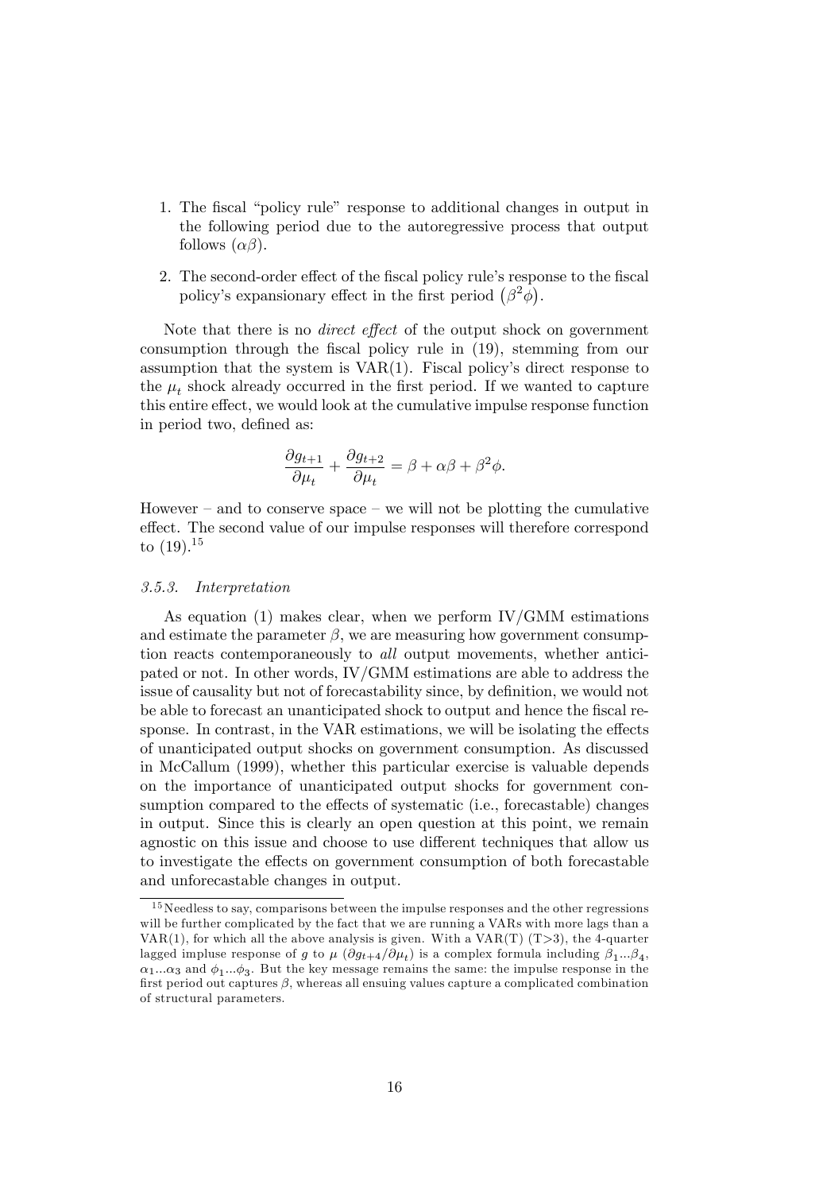1. The fiscal "policy rule" response to additional changes in output in the following period due to the autoregressive process that output follows ($\alpha\beta$).

2. The second-order effect of the fiscal policy rule's response to the fiscal policy's expansionary effect in the first period $\left(\beta^2\phi\right)$.

Note that there is no *direct effect* of the output shock on government consumption through the fiscal policy rule in (19), stemming from our assumption that the system is VAR(1). Fiscal policy's direct response to the $\mu_t$ shock already occurred in the first period. If we wanted to capture this entire effect, we would look at the cumulative impulse response function in period two, defined as:

$$\frac{\partial g_{t+1}}{\partial \mu_t} + \frac{\partial g_{t+2}}{\partial \mu_t} = \beta + \alpha\beta + \beta^2\phi.$$

However – and to conserve space – we will not be plotting the cumulative effect. The second value of our impulse responses will therefore correspond to (19).[15]

### 3.5.3. Interpretation

As equation (1) makes clear, when we perform IV/GMM estimations and estimate the parameter $\beta$, we are measuring how government consumption reacts contemporaneously to *all* output movements, whether anticipated or not. In other words, IV/GMM estimations are able to address the issue of causality but not of forecastability since, by definition, we would not be able to forecast an unanticipated shock to output and hence the fiscal response. In contrast, in the VAR estimations, we will be isolating the effects of unanticipated output shocks on government consumption. As discussed in McCallum (1999), whether this particular exercise is valuable depends on the importance of unanticipated output shocks for government consumption compared to the effects of systematic (i.e., forecastable) changes in output. Since this is clearly an open question at this point, we remain agnostic on this issue and choose to use different techniques that allow us to investigate the effects on government consumption of both forecastable and unforecastable changes in output.

[15] Needless to say, comparisons between the impulse responses and the other regressions will be further complicated by the fact that we are running a VARs with more lags than a VAR(1), for which all the above analysis is given. With a VAR(T) (T>3), the 4-quarter lagged impluse response of $g$ to $\mu$ ($\partial g_{t+4}/\partial \mu_t$) is a complex formula including $\beta_1...\beta_4$, $\alpha_1...\alpha_3$ and $\phi_1...\phi_3$. But the key message remains the same: the impulse response in the first period out captures $\beta$, whereas all ensuing values capture a complicated combination of structural parameters.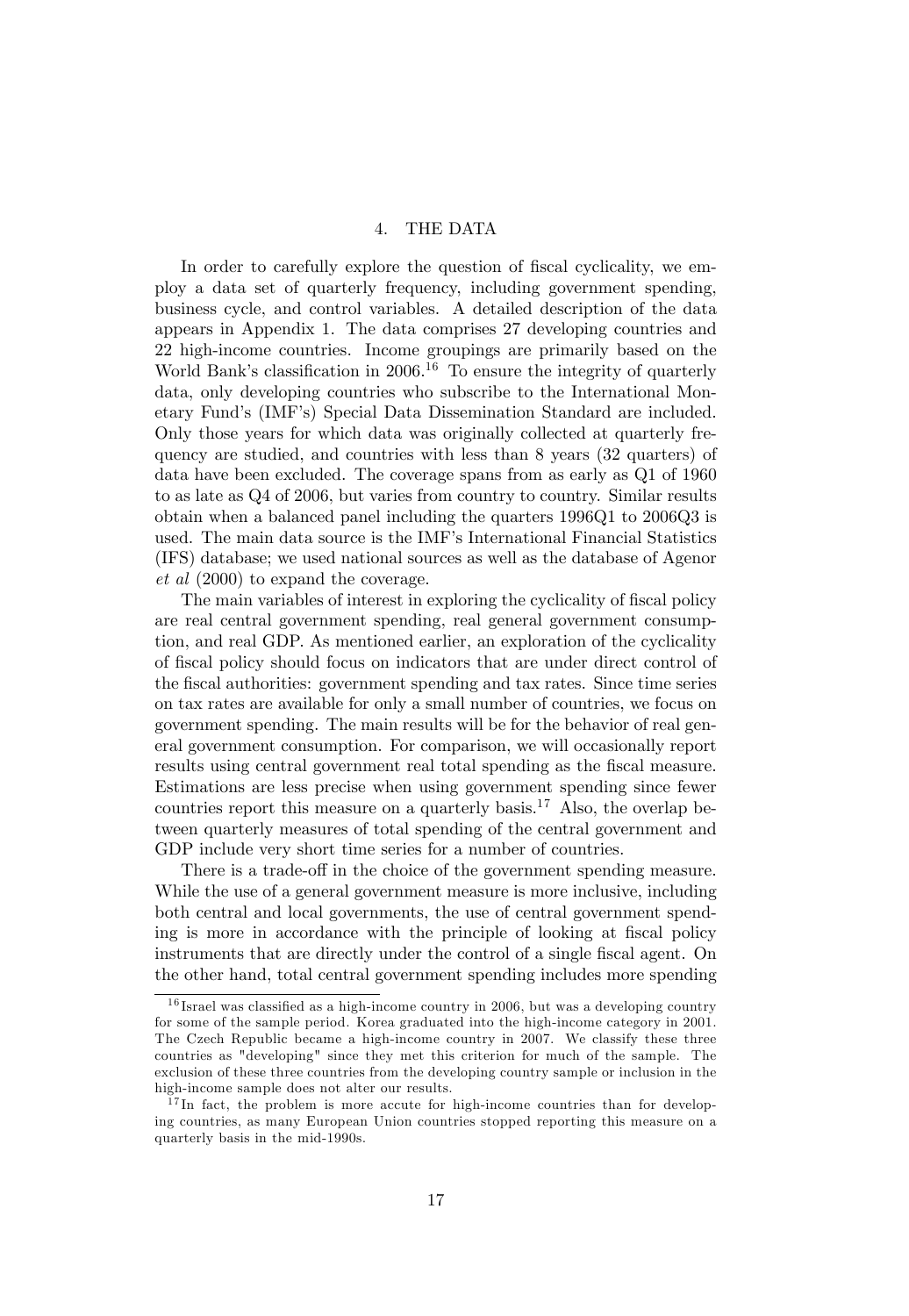## 4. THE DATA

In order to carefully explore the question of fiscal cyclicality, we employ a data set of quarterly frequency, including government spending, business cycle, and control variables. A detailed description of the data appears in Appendix 1. The data comprises 27 developing countries and 22 high-income countries. Income groupings are primarily based on the World Bank's classification in 2006.[16] To ensure the integrity of quarterly data, only developing countries who subscribe to the International Monetary Fund's (IMF's) Special Data Dissemination Standard are included. Only those years for which data was originally collected at quarterly frequency are studied, and countries with less than 8 years (32 quarters) of data have been excluded. The coverage spans from as early as Q1 of 1960 to as late as Q4 of 2006, but varies from country to country. Similar results obtain when a balanced panel including the quarters 1996Q1 to 2006Q3 is used. The main data source is the IMF's International Financial Statistics (IFS) database; we used national sources as well as the database of Agenor *et al* (2000) to expand the coverage.

The main variables of interest in exploring the cyclicality of fiscal policy are real central government spending, real general government consumption, and real GDP. As mentioned earlier, an exploration of the cyclicality of fiscal policy should focus on indicators that are under direct control of the fiscal authorities: government spending and tax rates. Since time series on tax rates are available for only a small number of countries, we focus on government spending. The main results will be for the behavior of real general government consumption. For comparison, we will occasionally report results using central government real total spending as the fiscal measure. Estimations are less precise when using government spending since fewer countries report this measure on a quarterly basis.[17] Also, the overlap between quarterly measures of total spending of the central government and GDP include very short time series for a number of countries.

There is a trade-off in the choice of the government spending measure. While the use of a general government measure is more inclusive, including both central and local governments, the use of central government spending is more in accordance with the principle of looking at fiscal policy instruments that are directly under the control of a single fiscal agent. On the other hand, total central government spending includes more spending

---

[16] Israel was classified as a high-income country in 2006, but was a developing country for some of the sample period. Korea graduated into the high-income category in 2001. The Czech Republic became a high-income country in 2007. We classify these three countries as "developing" since they met this criterion for much of the sample. The exclusion of these three countries from the developing country sample or inclusion in the high-income sample does not alter our results.

[17] In fact, the problem is more accute for high-income countries than for developing countries, as many European Union countries stopped reporting this measure on a quarterly basis in the mid-1990s.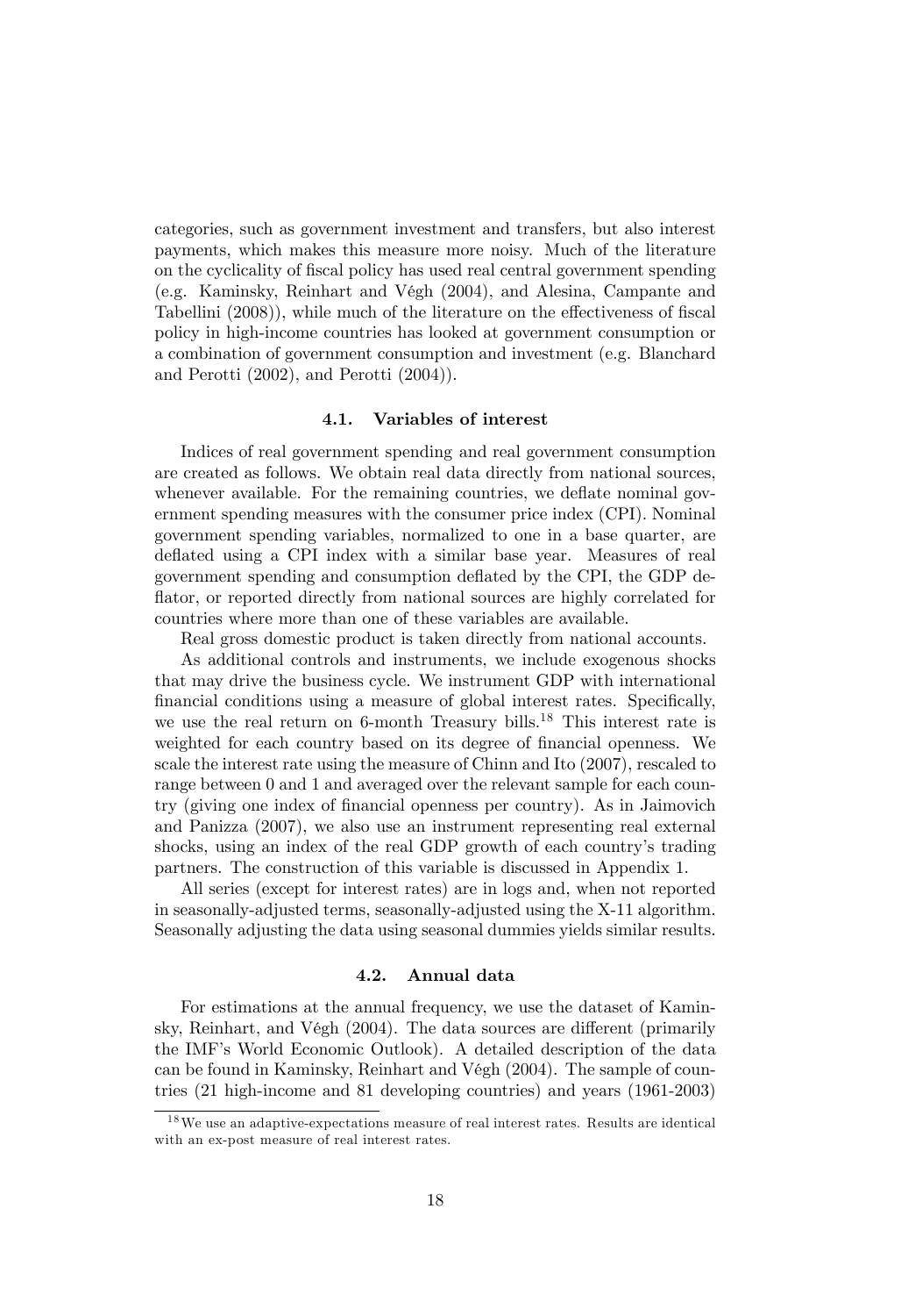categories, such as government investment and transfers, but also interest payments, which makes this measure more noisy. Much of the literature on the cyclicality of fiscal policy has used real central government spending (e.g. Kaminsky, Reinhart and Végh (2004), and Alesina, Campante and Tabellini (2008)), while much of the literature on the effectiveness of fiscal policy in high-income countries has looked at government consumption or a combination of government consumption and investment (e.g. Blanchard and Perotti (2002), and Perotti (2004)).

### 4.1. Variables of interest

Indices of real government spending and real government consumption are created as follows. We obtain real data directly from national sources, whenever available. For the remaining countries, we deflate nominal government spending measures with the consumer price index (CPI). Nominal government spending variables, normalized to one in a base quarter, are deflated using a CPI index with a similar base year. Measures of real government spending and consumption deflated by the CPI, the GDP deflator, or reported directly from national sources are highly correlated for countries where more than one of these variables are available.

Real gross domestic product is taken directly from national accounts.

As additional controls and instruments, we include exogenous shocks that may drive the business cycle. We instrument GDP with international financial conditions using a measure of global interest rates. Specifically, we use the real return on 6-month Treasury bills.[18] This interest rate is weighted for each country based on its degree of financial openness. We scale the interest rate using the measure of Chinn and Ito (2007), rescaled to range between 0 and 1 and averaged over the relevant sample for each country (giving one index of financial openness per country). As in Jaimovich and Panizza (2007), we also use an instrument representing real external shocks, using an index of the real GDP growth of each country's trading partners. The construction of this variable is discussed in Appendix 1.

All series (except for interest rates) are in logs and, when not reported in seasonally-adjusted terms, seasonally-adjusted using the X-11 algorithm. Seasonally adjusting the data using seasonal dummies yields similar results.

### 4.2. Annual data

For estimations at the annual frequency, we use the dataset of Kaminsky, Reinhart, and Végh (2004). The data sources are different (primarily the IMF's World Economic Outlook). A detailed description of the data can be found in Kaminsky, Reinhart and Végh (2004). The sample of countries (21 high-income and 81 developing countries) and years (1961-2003)

[18] We use an adaptive-expectations measure of real interest rates. Results are identical with an ex-post measure of real interest rates.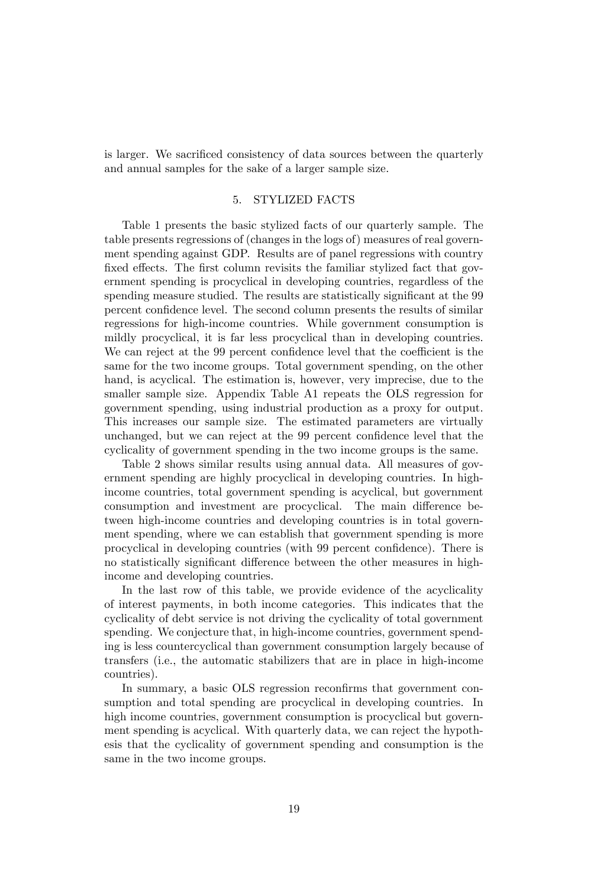is larger. We sacrificed consistency of data sources between the quarterly and annual samples for the sake of a larger sample size.

## 5. STYLIZED FACTS

Table 1 presents the basic stylized facts of our quarterly sample. The table presents regressions of (changes in the logs of) measures of real government spending against GDP. Results are of panel regressions with country fixed effects. The first column revisits the familiar stylized fact that government spending is procyclical in developing countries, regardless of the spending measure studied. The results are statistically significant at the 99 percent confidence level. The second column presents the results of similar regressions for high-income countries. While government consumption is mildly procyclical, it is far less procyclical than in developing countries. We can reject at the 99 percent confidence level that the coefficient is the same for the two income groups. Total government spending, on the other hand, is acyclical. The estimation is, however, very imprecise, due to the smaller sample size. Appendix Table A1 repeats the OLS regression for government spending, using industrial production as a proxy for output. This increases our sample size. The estimated parameters are virtually unchanged, but we can reject at the 99 percent confidence level that the cyclicality of government spending in the two income groups is the same.

Table 2 shows similar results using annual data. All measures of government spending are highly procyclical in developing countries. In high-income countries, total government spending is acyclical, but government consumption and investment are procyclical. The main difference between high-income countries and developing countries is in total government spending, where we can establish that government spending is more procyclical in developing countries (with 99 percent confidence). There is no statistically significant difference between the other measures in high-income and developing countries.

In the last row of this table, we provide evidence of the acyclicality of interest payments, in both income categories. This indicates that the cyclicality of debt service is not driving the cyclicality of total government spending. We conjecture that, in high-income countries, government spending is less countercyclical than government consumption largely because of transfers (i.e., the automatic stabilizers that are in place in high-income countries).

In summary, a basic OLS regression reconfirms that government consumption and total spending are procyclical in developing countries. In high income countries, government consumption is procyclical but government spending is acyclical. With quarterly data, we can reject the hypothesis that the cyclicality of government spending and consumption is the same in the two income groups.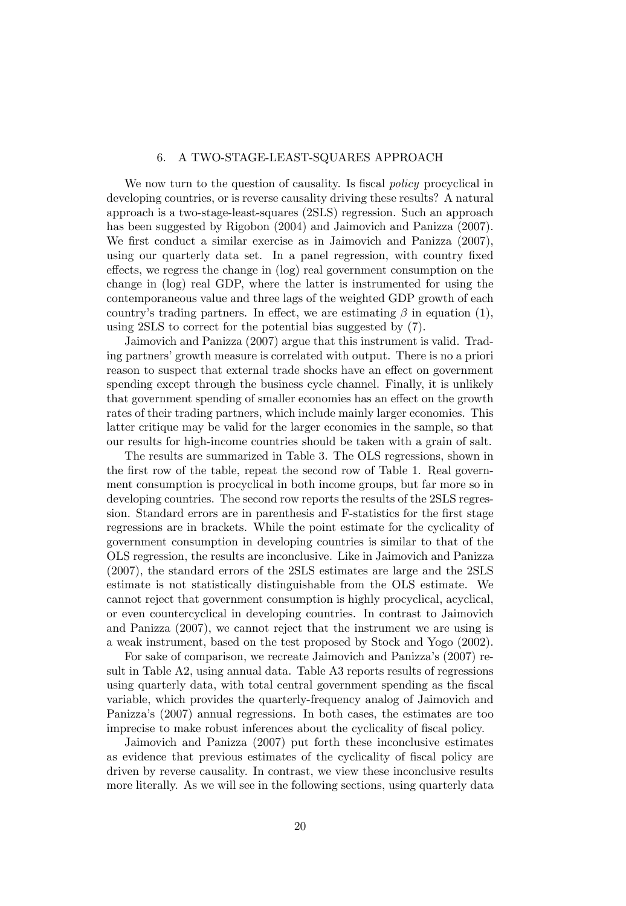## 6. A TWO-STAGE-LEAST-SQUARES APPROACH

We now turn to the question of causality. Is fiscal *policy* procyclical in developing countries, or is reverse causality driving these results? A natural approach is a two-stage-least-squares (2SLS) regression. Such an approach has been suggested by Rigobon (2004) and Jaimovich and Panizza (2007). We first conduct a similar exercise as in Jaimovich and Panizza (2007), using our quarterly data set. In a panel regression, with country fixed effects, we regress the change in (log) real government consumption on the change in (log) real GDP, where the latter is instrumented for using the contemporaneous value and three lags of the weighted GDP growth of each country's trading partners. In effect, we are estimating $\beta$ in equation (1), using 2SLS to correct for the potential bias suggested by (7).

Jaimovich and Panizza (2007) argue that this instrument is valid. Trading partners' growth measure is correlated with output. There is no a priori reason to suspect that external trade shocks have an effect on government spending except through the business cycle channel. Finally, it is unlikely that government spending of smaller economies has an effect on the growth rates of their trading partners, which include mainly larger economies. This latter critique may be valid for the larger economies in the sample, so that our results for high-income countries should be taken with a grain of salt.

The results are summarized in Table 3. The OLS regressions, shown in the first row of the table, repeat the second row of Table 1. Real government consumption is procyclical in both income groups, but far more so in developing countries. The second row reports the results of the 2SLS regression. Standard errors are in parenthesis and F-statistics for the first stage regressions are in brackets. While the point estimate for the cyclicality of government consumption in developing countries is similar to that of the OLS regression, the results are inconclusive. Like in Jaimovich and Panizza (2007), the standard errors of the 2SLS estimates are large and the 2SLS estimate is not statistically distinguishable from the OLS estimate. We cannot reject that government consumption is highly procyclical, acyclical, or even countercyclical in developing countries. In contrast to Jaimovich and Panizza (2007), we cannot reject that the instrument we are using is a weak instrument, based on the test proposed by Stock and Yogo (2002).

For sake of comparison, we recreate Jaimovich and Panizza's (2007) result in Table A2, using annual data. Table A3 reports results of regressions using quarterly data, with total central government spending as the fiscal variable, which provides the quarterly-frequency analog of Jaimovich and Panizza's (2007) annual regressions. In both cases, the estimates are too imprecise to make robust inferences about the cyclicality of fiscal policy.

Jaimovich and Panizza (2007) put forth these inconclusive estimates as evidence that previous estimates of the cyclicality of fiscal policy are driven by reverse causality. In contrast, we view these inconclusive results more literally. As we will see in the following sections, using quarterly data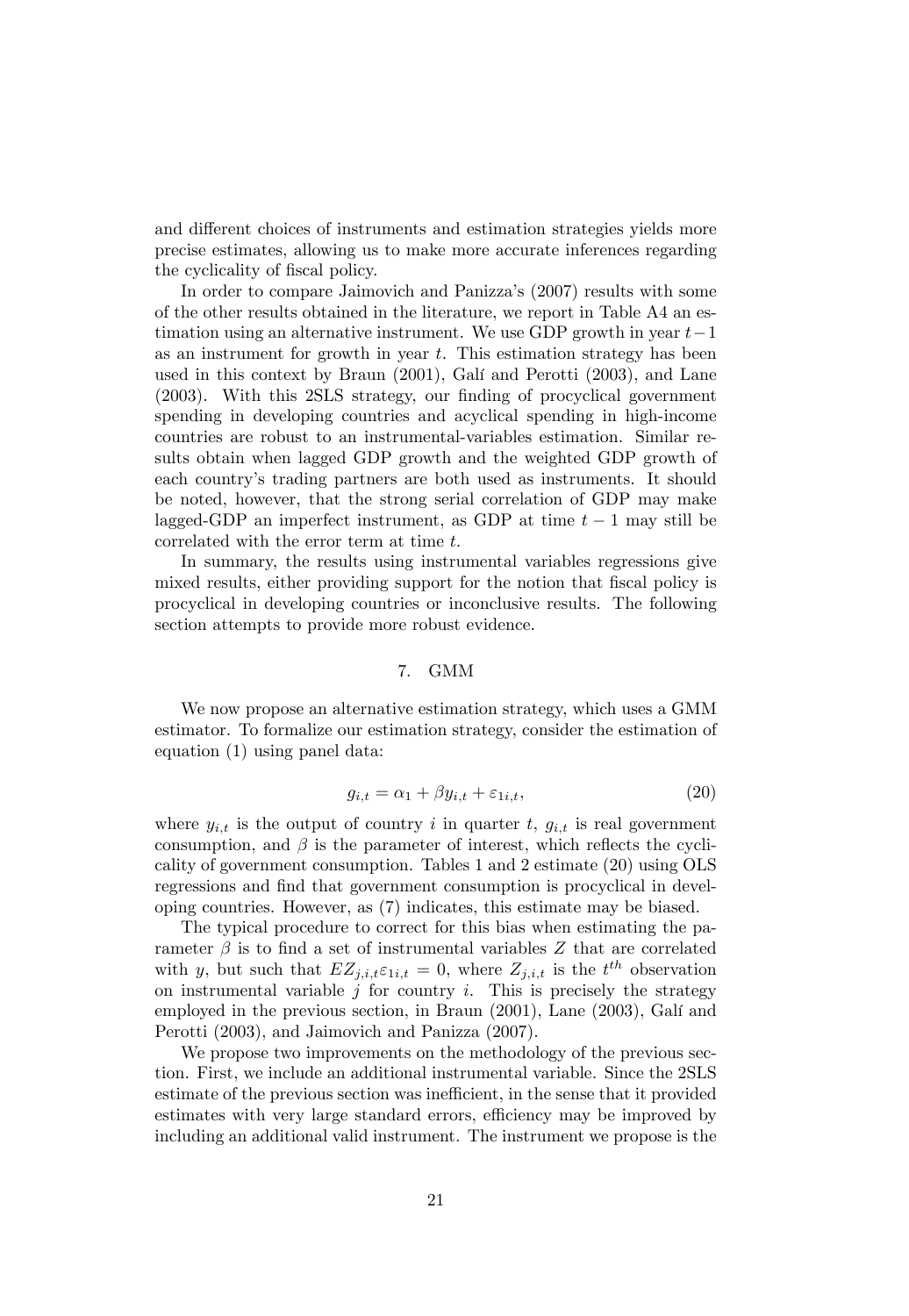and different choices of instruments and estimation strategies yields more precise estimates, allowing us to make more accurate inferences regarding the cyclicality of fiscal policy.

In order to compare Jaimovich and Panizza's (2007) results with some of the other results obtained in the literature, we report in Table A4 an estimation using an alternative instrument. We use GDP growth in year $t-1$ as an instrument for growth in year $t$. This estimation strategy has been used in this context by Braun (2001), Galí and Perotti (2003), and Lane (2003). With this 2SLS strategy, our finding of procyclical government spending in developing countries and acyclical spending in high-income countries are robust to an instrumental-variables estimation. Similar results obtain when lagged GDP growth and the weighted GDP growth of each country's trading partners are both used as instruments. It should be noted, however, that the strong serial correlation of GDP may make lagged-GDP an imperfect instrument, as GDP at time $t-1$ may still be correlated with the error term at time $t$.

In summary, the results using instrumental variables regressions give mixed results, either providing support for the notion that fiscal policy is procyclical in developing countries or inconclusive results. The following section attempts to provide more robust evidence.

## 7. GMM

We now propose an alternative estimation strategy, which uses a GMM estimator. To formalize our estimation strategy, consider the estimation of equation (1) using panel data:

$$g_{i,t} = \alpha_1 + \beta y_{i,t} + \varepsilon_{1i,t}, \tag{20}$$

where $y_{i,t}$ is the output of country $i$ in quarter $t$, $g_{i,t}$ is real government consumption, and $\beta$ is the parameter of interest, which reflects the cyclicality of government consumption. Tables 1 and 2 estimate (20) using OLS regressions and find that government consumption is procyclical in developing countries. However, as (7) indicates, this estimate may be biased.

The typical procedure to correct for this bias when estimating the parameter $\beta$ is to find a set of instrumental variables $Z$ that are correlated with $y$, but such that $EZ_{j,i,t}\varepsilon_{1i,t} = 0$, where $Z_{j,i,t}$ is the $t^{th}$ observation on instrumental variable $j$ for country $i$. This is precisely the strategy employed in the previous section, in Braun (2001), Lane (2003), Galí and Perotti (2003), and Jaimovich and Panizza (2007).

We propose two improvements on the methodology of the previous section. First, we include an additional instrumental variable. Since the 2SLS estimate of the previous section was inefficient, in the sense that it provided estimates with very large standard errors, efficiency may be improved by including an additional valid instrument. The instrument we propose is the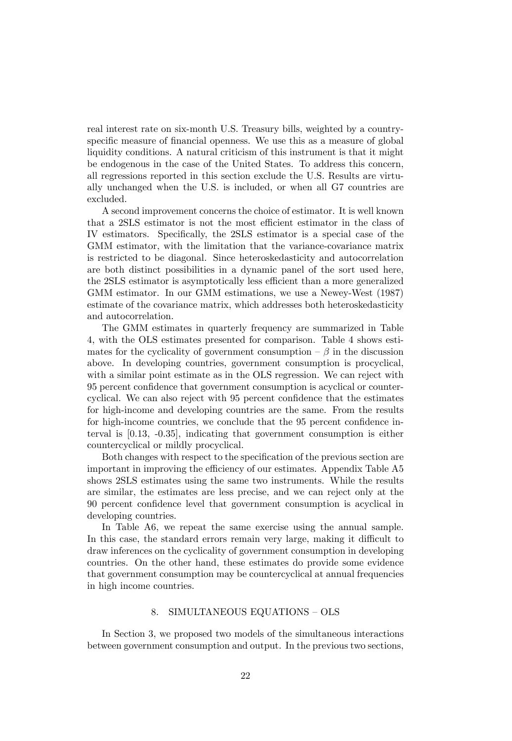real interest rate on six-month U.S. Treasury bills, weighted by a country-specific measure of financial openness. We use this as a measure of global liquidity conditions. A natural criticism of this instrument is that it might be endogenous in the case of the United States. To address this concern, all regressions reported in this section exclude the U.S. Results are virtually unchanged when the U.S. is included, or when all G7 countries are excluded.

A second improvement concerns the choice of estimator. It is well known that a 2SLS estimator is not the most efficient estimator in the class of IV estimators. Specifically, the 2SLS estimator is a special case of the GMM estimator, with the limitation that the variance-covariance matrix is restricted to be diagonal. Since heteroskedasticity and autocorrelation are both distinct possibilities in a dynamic panel of the sort used here, the 2SLS estimator is asymptotically less efficient than a more generalized GMM estimator. In our GMM estimations, we use a Newey-West (1987) estimate of the covariance matrix, which addresses both heteroskedasticity and autocorrelation.

The GMM estimates in quarterly frequency are summarized in Table 4, with the OLS estimates presented for comparison. Table 4 shows estimates for the cyclicality of government consumption – $\beta$ in the discussion above. In developing countries, government consumption is procyclical, with a similar point estimate as in the OLS regression. We can reject with 95 percent confidence that government consumption is acyclical or countercyclical. We can also reject with 95 percent confidence that the estimates for high-income and developing countries are the same. From the results for high-income countries, we conclude that the 95 percent confidence interval is [0.13, -0.35], indicating that government consumption is either countercyclical or mildly procyclical.

Both changes with respect to the specification of the previous section are important in improving the efficiency of our estimates. Appendix Table A5 shows 2SLS estimates using the same two instruments. While the results are similar, the estimates are less precise, and we can reject only at the 90 percent confidence level that government consumption is acyclical in developing countries.

In Table A6, we repeat the same exercise using the annual sample. In this case, the standard errors remain very large, making it difficult to draw inferences on the cyclicality of government consumption in developing countries. On the other hand, these estimates do provide some evidence that government consumption may be countercyclical at annual frequencies in high income countries.

## 8. SIMULTANEOUS EQUATIONS – OLS

In Section 3, we proposed two models of the simultaneous interactions between government consumption and output. In the previous two sections,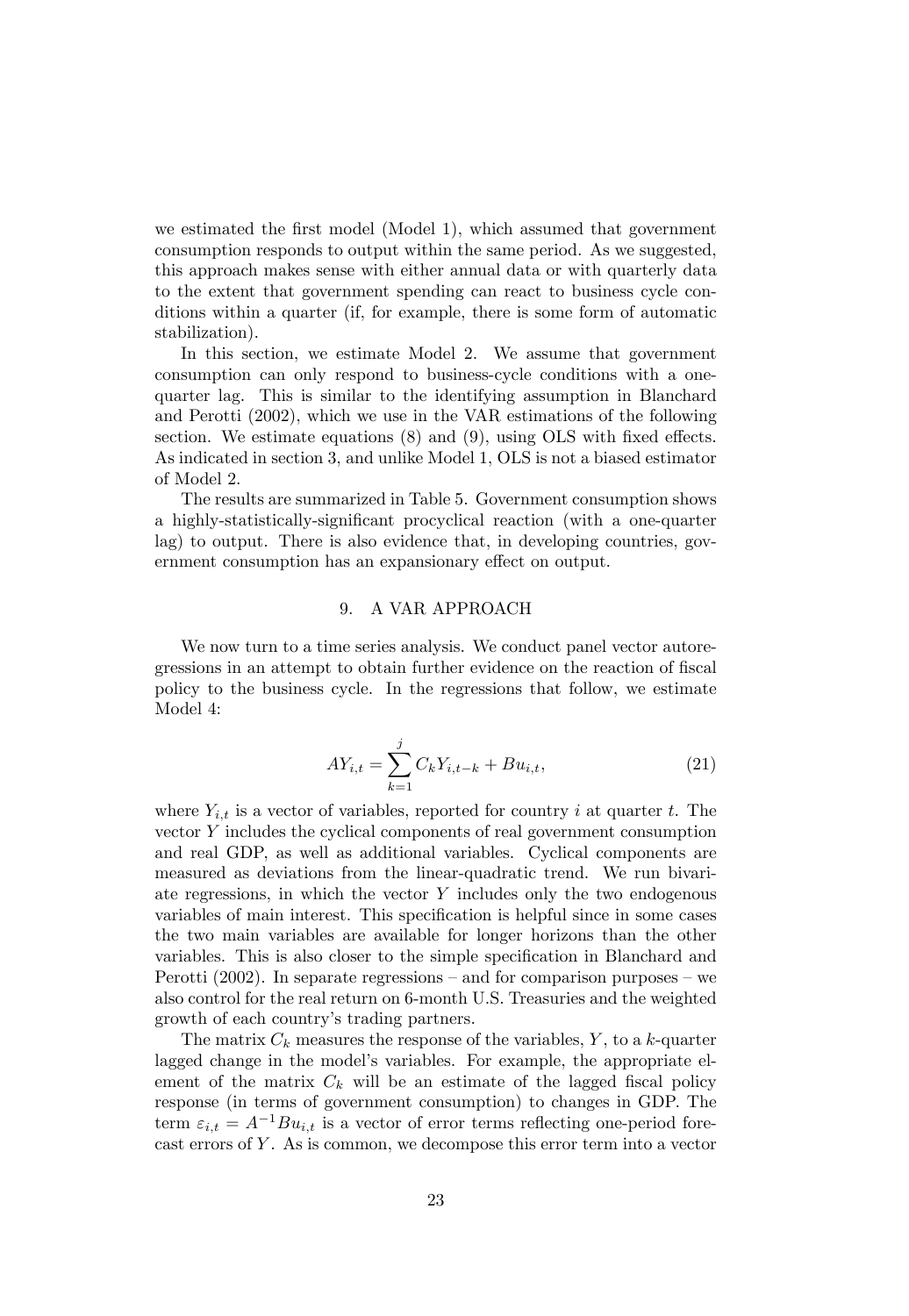we estimated the first model (Model 1), which assumed that government consumption responds to output within the same period. As we suggested, this approach makes sense with either annual data or with quarterly data to the extent that government spending can react to business cycle conditions within a quarter (if, for example, there is some form of automatic stabilization).

In this section, we estimate Model 2. We assume that government consumption can only respond to business-cycle conditions with a one-quarter lag. This is similar to the identifying assumption in Blanchard and Perotti (2002), which we use in the VAR estimations of the following section. We estimate equations (8) and (9), using OLS with fixed effects. As indicated in section 3, and unlike Model 1, OLS is not a biased estimator of Model 2.

The results are summarized in Table 5. Government consumption shows a highly-statistically-significant procyclical reaction (with a one-quarter lag) to output. There is also evidence that, in developing countries, government consumption has an expansionary effect on output.

## 9. A VAR APPROACH

We now turn to a time series analysis. We conduct panel vector autoregressions in an attempt to obtain further evidence on the reaction of fiscal policy to the business cycle. In the regressions that follow, we estimate Model 4:

$$AY_{i,t} = \sum_{k=1}^{j} C_k Y_{i,t-k} + Bu_{i,t}, \tag{21}$$

where $Y_{i,t}$ is a vector of variables, reported for country $i$ at quarter $t$. The vector $Y$ includes the cyclical components of real government consumption and real GDP, as well as additional variables. Cyclical components are measured as deviations from the linear-quadratic trend. We run bivariate regressions, in which the vector $Y$ includes only the two endogenous variables of main interest. This specification is helpful since in some cases the two main variables are available for longer horizons than the other variables. This is also closer to the simple specification in Blanchard and Perotti (2002). In separate regressions – and for comparison purposes – we also control for the real return on 6-month U.S. Treasuries and the weighted growth of each country's trading partners.

The matrix $C_k$ measures the response of the variables, $Y$, to a $k$-quarter lagged change in the model's variables. For example, the appropriate element of the matrix $C_k$ will be an estimate of the lagged fiscal policy response (in terms of government consumption) to changes in GDP. The term $\varepsilon_{i,t} = A^{-1}Bu_{i,t}$ is a vector of error terms reflecting one-period forecast errors of $Y$. As is common, we decompose this error term into a vector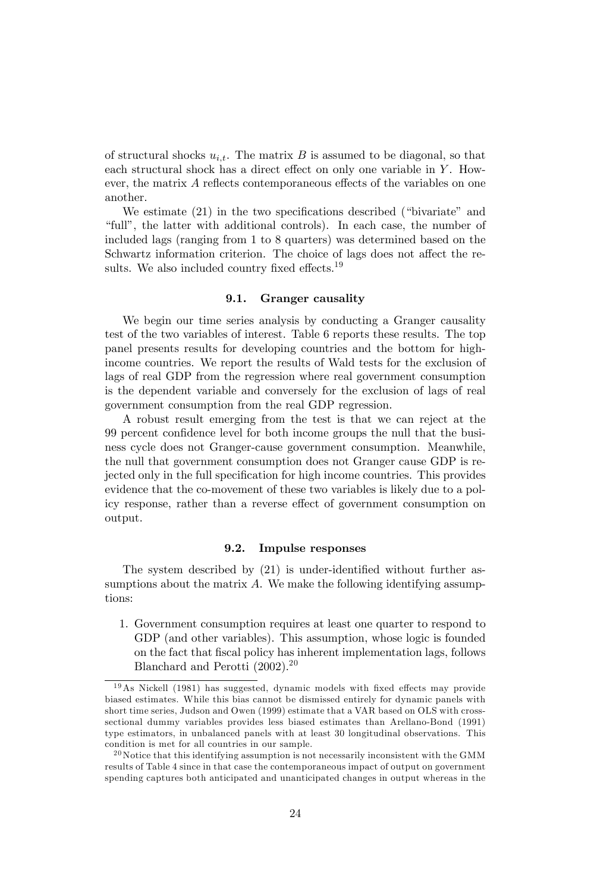of structural shocks $u_{i,t}$. The matrix $B$ is assumed to be diagonal, so that each structural shock has a direct effect on only one variable in $Y$. However, the matrix $A$ reflects contemporaneous effects of the variables on one another.

We estimate (21) in the two specifications described ("bivariate" and "full", the latter with additional controls). In each case, the number of included lags (ranging from 1 to 8 quarters) was determined based on the Schwartz information criterion. The choice of lags does not affect the results. We also included country fixed effects.[19]

### 9.1. Granger causality

We begin our time series analysis by conducting a Granger causality test of the two variables of interest. Table 6 reports these results. The top panel presents results for developing countries and the bottom for high-income countries. We report the results of Wald tests for the exclusion of lags of real GDP from the regression where real government consumption is the dependent variable and conversely for the exclusion of lags of real government consumption from the real GDP regression.

A robust result emerging from the test is that we can reject at the 99 percent confidence level for both income groups the null that the business cycle does not Granger-cause government consumption. Meanwhile, the null that government consumption does not Granger cause GDP is rejected only in the full specification for high income countries. This provides evidence that the co-movement of these two variables is likely due to a policy response, rather than a reverse effect of government consumption on output.

### 9.2. Impulse responses

The system described by (21) is under-identified without further assumptions about the matrix $A$. We make the following identifying assumptions:

1. Government consumption requires at least one quarter to respond to GDP (and other variables). This assumption, whose logic is founded on the fact that fiscal policy has inherent implementation lags, follows Blanchard and Perotti (2002).[20]

[19] As Nickell (1981) has suggested, dynamic models with fixed effects may provide biased estimates. While this bias cannot be dismissed entirely for dynamic panels with short time series, Judson and Owen (1999) estimate that a VAR based on OLS with cross-sectional dummy variables provides less biased estimates than Arellano-Bond (1991) type estimators, in unbalanced panels with at least 30 longitudinal observations. This condition is met for all countries in our sample.

[20] Notice that this identifying assumption is not necessarily inconsistent with the GMM results of Table 4 since in that case the contemporaneous impact of output on government spending captures both anticipated and unanticipated changes in output whereas in the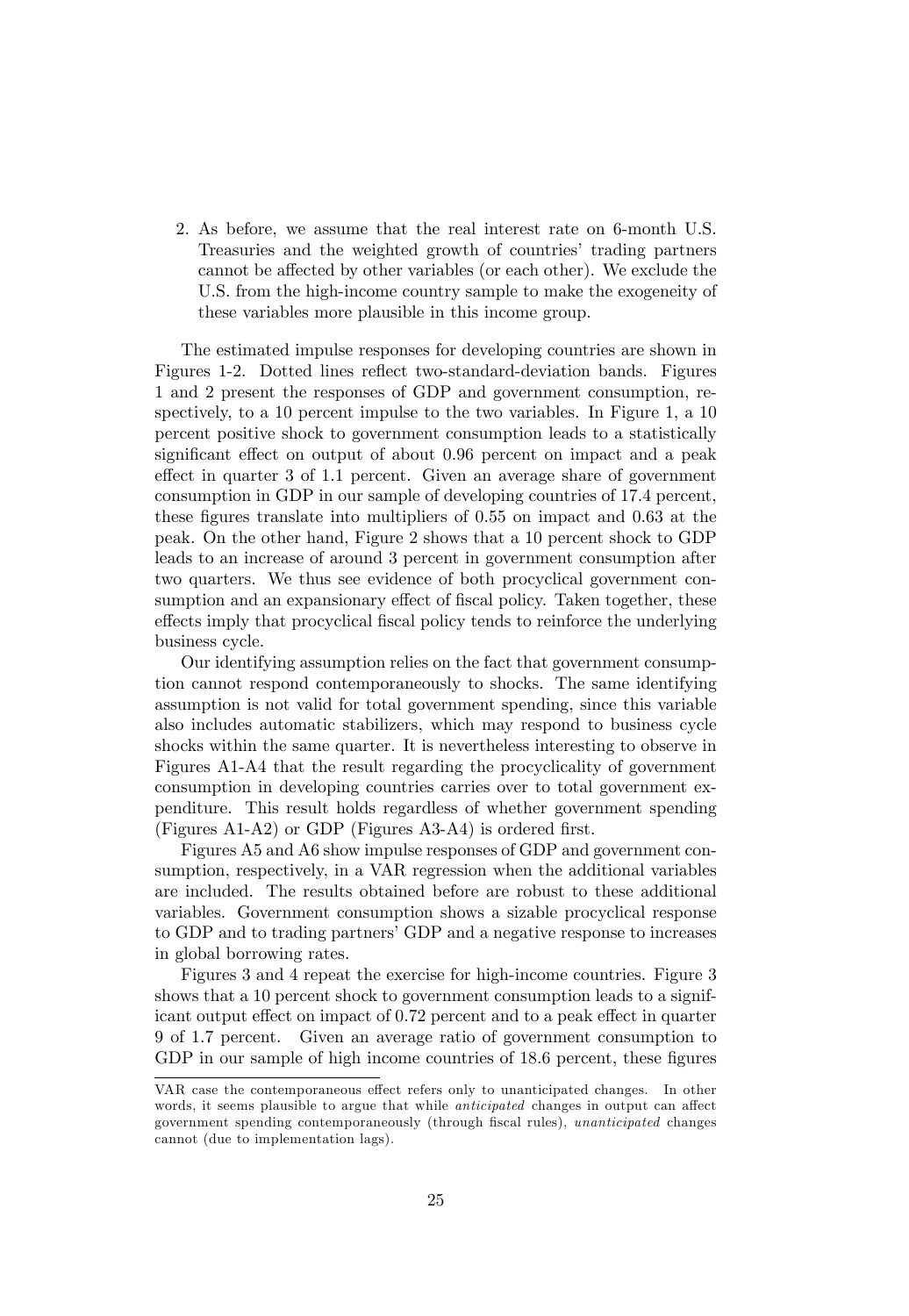2. As before, we assume that the real interest rate on 6-month U.S. Treasuries and the weighted growth of countries' trading partners cannot be affected by other variables (or each other). We exclude the U.S. from the high-income country sample to make the exogeneity of these variables more plausible in this income group.

The estimated impulse responses for developing countries are shown in Figures 1-2. Dotted lines reflect two-standard-deviation bands. Figures 1 and 2 present the responses of GDP and government consumption, respectively, to a 10 percent impulse to the two variables. In Figure 1, a 10 percent positive shock to government consumption leads to a statistically significant effect on output of about 0.96 percent on impact and a peak effect in quarter 3 of 1.1 percent. Given an average share of government consumption in GDP in our sample of developing countries of 17.4 percent, these figures translate into multipliers of 0.55 on impact and 0.63 at the peak. On the other hand, Figure 2 shows that a 10 percent shock to GDP leads to an increase of around 3 percent in government consumption after two quarters. We thus see evidence of both procyclical government consumption and an expansionary effect of fiscal policy. Taken together, these effects imply that procyclical fiscal policy tends to reinforce the underlying business cycle.

Our identifying assumption relies on the fact that government consumption cannot respond contemporaneously to shocks. The same identifying assumption is not valid for total government spending, since this variable also includes automatic stabilizers, which may respond to business cycle shocks within the same quarter. It is nevertheless interesting to observe in Figures A1-A4 that the result regarding the procyclicality of government consumption in developing countries carries over to total government expenditure. This result holds regardless of whether government spending (Figures A1-A2) or GDP (Figures A3-A4) is ordered first.

Figures A5 and A6 show impulse responses of GDP and government consumption, respectively, in a VAR regression when the additional variables are included. The results obtained before are robust to these additional variables. Government consumption shows a sizable procyclical response to GDP and to trading partners' GDP and a negative response to increases in global borrowing rates.

Figures 3 and 4 repeat the exercise for high-income countries. Figure 3 shows that a 10 percent shock to government consumption leads to a significant output effect on impact of 0.72 percent and to a peak effect in quarter 9 of 1.7 percent. Given an average ratio of government consumption to GDP in our sample of high income countries of 18.6 percent, these figures

VAR case the contemporaneous effect refers only to unanticipated changes. In other words, it seems plausible to argue that while *anticipated* changes in output can affect government spending contemporaneously (through fiscal rules), *unanticipated* changes cannot (due to implementation lags).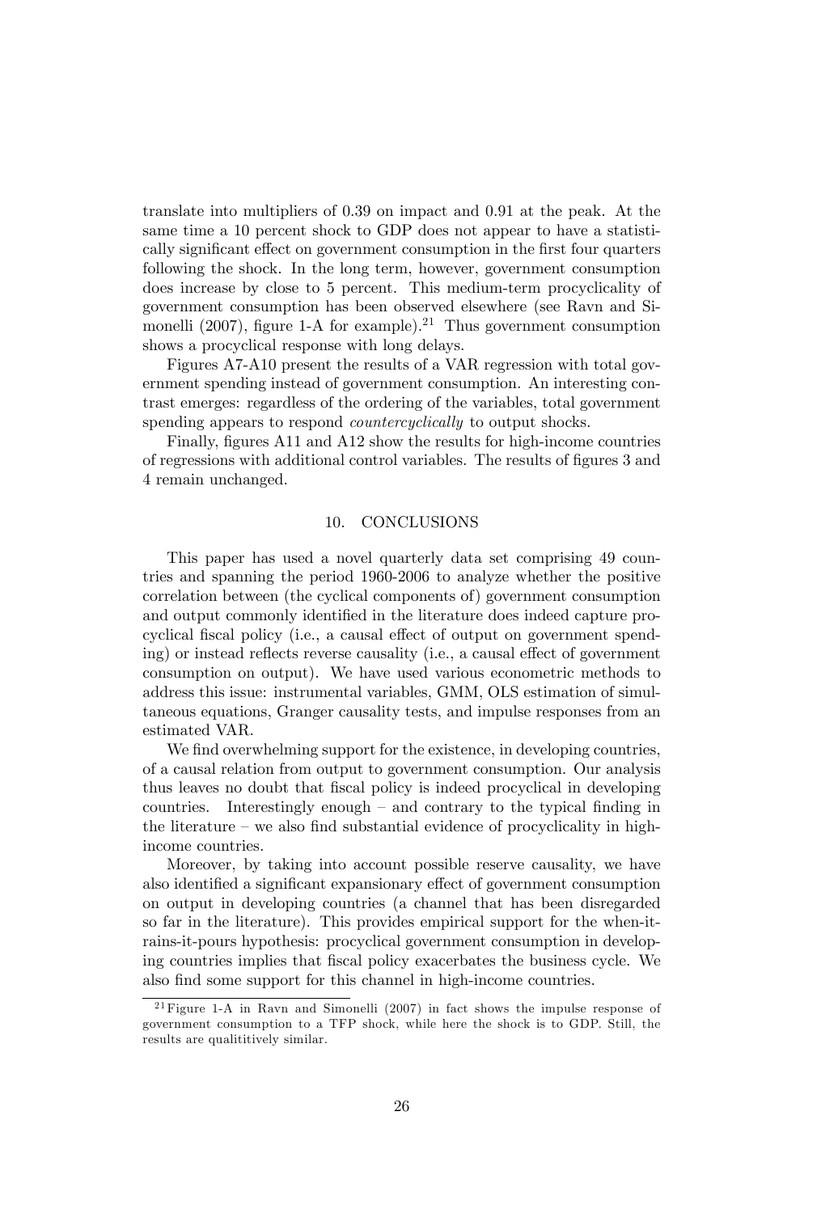translate into multipliers of 0.39 on impact and 0.91 at the peak. At the same time a 10 percent shock to GDP does not appear to have a statistically significant effect on government consumption in the first four quarters following the shock. In the long term, however, government consumption does increase by close to 5 percent. This medium-term procyclicality of government consumption has been observed elsewhere (see Ravn and Simonelli (2007), figure 1-A for example).[21] Thus government consumption shows a procyclical response with long delays.

Figures A7-A10 present the results of a VAR regression with total government spending instead of government consumption. An interesting contrast emerges: regardless of the ordering of the variables, total government spending appears to respond *countercyclically* to output shocks.

Finally, figures A11 and A12 show the results for high-income countries of regressions with additional control variables. The results of figures 3 and 4 remain unchanged.

## 10. CONCLUSIONS

This paper has used a novel quarterly data set comprising 49 countries and spanning the period 1960-2006 to analyze whether the positive correlation between (the cyclical components of) government consumption and output commonly identified in the literature does indeed capture procyclical fiscal policy (i.e., a causal effect of output on government spending) or instead reflects reverse causality (i.e., a causal effect of government consumption on output). We have used various econometric methods to address this issue: instrumental variables, GMM, OLS estimation of simultaneous equations, Granger causality tests, and impulse responses from an estimated VAR.

We find overwhelming support for the existence, in developing countries, of a causal relation from output to government consumption. Our analysis thus leaves no doubt that fiscal policy is indeed procyclical in developing countries. Interestingly enough – and contrary to the typical finding in the literature – we also find substantial evidence of procyclicality in high-income countries.

Moreover, by taking into account possible reserve causality, we have also identified a significant expansionary effect of government consumption on output in developing countries (a channel that has been disregarded so far in the literature). This provides empirical support for the when-it-rains-it-pours hypothesis: procyclical government consumption in developing countries implies that fiscal policy exacerbates the business cycle. We also find some support for this channel in high-income countries.

[21] Figure 1-A in Ravn and Simonelli (2007) in fact shows the impulse response of government consumption to a TFP shock, while here the shock is to GDP. Still, the results are qualititively similar.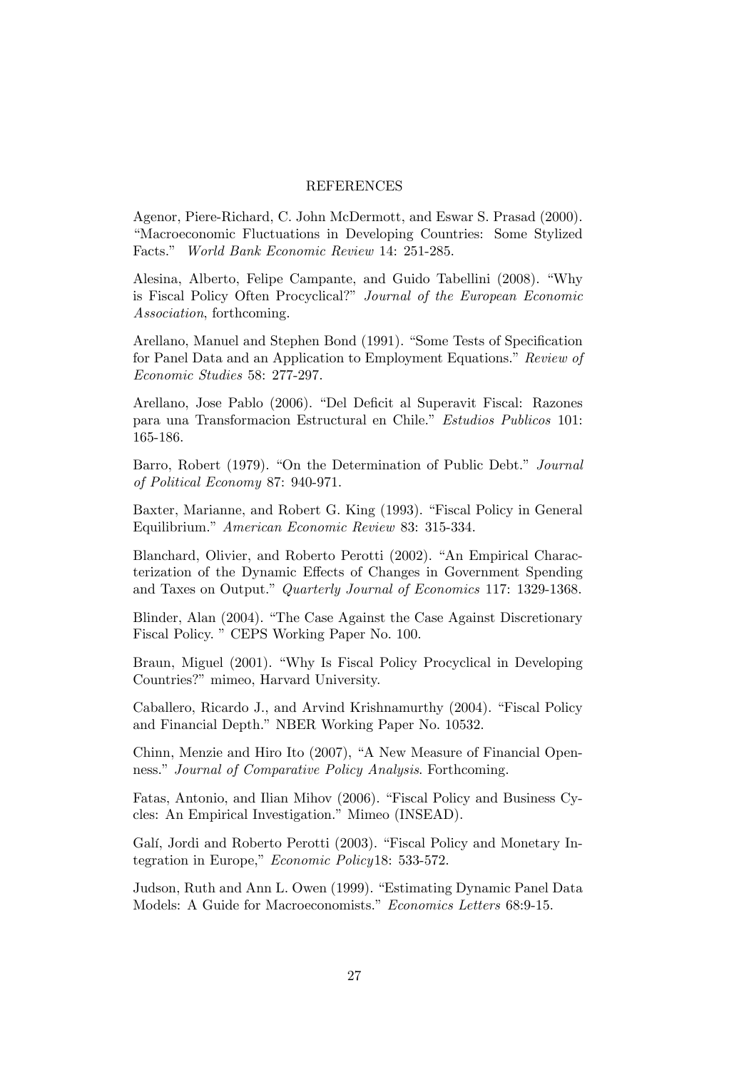# REFERENCES

Agenor, Piere-Richard, C. John McDermott, and Eswar S. Prasad (2000). "Macroeconomic Fluctuations in Developing Countries: Some Stylized Facts." *World Bank Economic Review* 14: 251-285.

Alesina, Alberto, Felipe Campante, and Guido Tabellini (2008). "Why is Fiscal Policy Often Procyclical?" *Journal of the European Economic Association*, forthcoming.

Arellano, Manuel and Stephen Bond (1991). "Some Tests of Specification for Panel Data and an Application to Employment Equations." *Review of Economic Studies* 58: 277-297.

Arellano, Jose Pablo (2006). "Del Deficit al Superavit Fiscal: Razones para una Transformacion Estructural en Chile." *Estudios Publicos* 101: 165-186.

Barro, Robert (1979). "On the Determination of Public Debt." *Journal of Political Economy* 87: 940-971.

Baxter, Marianne, and Robert G. King (1993). "Fiscal Policy in General Equilibrium." *American Economic Review* 83: 315-334.

Blanchard, Olivier, and Roberto Perotti (2002). "An Empirical Characterization of the Dynamic Effects of Changes in Government Spending and Taxes on Output." *Quarterly Journal of Economics* 117: 1329-1368.

Blinder, Alan (2004). "The Case Against the Case Against Discretionary Fiscal Policy. " CEPS Working Paper No. 100.

Braun, Miguel (2001). "Why Is Fiscal Policy Procyclical in Developing Countries?" mimeo, Harvard University.

Caballero, Ricardo J., and Arvind Krishnamurthy (2004). "Fiscal Policy and Financial Depth." NBER Working Paper No. 10532.

Chinn, Menzie and Hiro Ito (2007), "A New Measure of Financial Openness." *Journal of Comparative Policy Analysis*. Forthcoming.

Fatas, Antonio, and Ilian Mihov (2006). "Fiscal Policy and Business Cycles: An Empirical Investigation." Mimeo (INSEAD).

Galí, Jordi and Roberto Perotti (2003). "Fiscal Policy and Monetary Integration in Europe," *Economic Policy* 18: 533-572.

Judson, Ruth and Ann L. Owen (1999). "Estimating Dynamic Panel Data Models: A Guide for Macroeconomists." *Economics Letters* 68:9-15.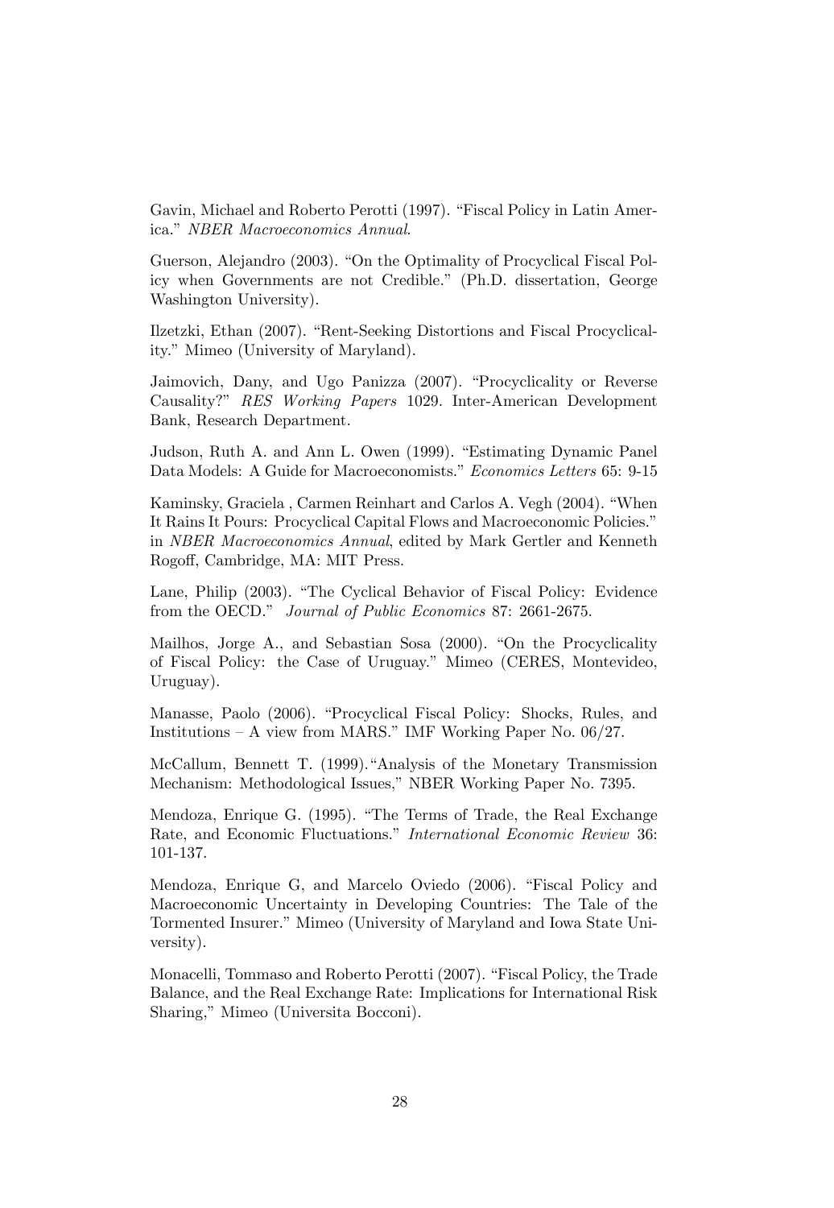Gavin, Michael and Roberto Perotti (1997). "Fiscal Policy in Latin America." *NBER Macroeconomics Annual*.

Guerson, Alejandro (2003). "On the Optimality of Procyclical Fiscal Policy when Governments are not Credible." (Ph.D. dissertation, George Washington University).

Ilzetzki, Ethan (2007). "Rent-Seeking Distortions and Fiscal Procyclicality." Mimeo (University of Maryland).

Jaimovich, Dany, and Ugo Panizza (2007). "Procyclicality or Reverse Causality?" *RES Working Papers* 1029. Inter-American Development Bank, Research Department.

Judson, Ruth A. and Ann L. Owen (1999). "Estimating Dynamic Panel Data Models: A Guide for Macroeconomists." *Economics Letters* 65: 9-15

Kaminsky, Graciela , Carmen Reinhart and Carlos A. Vegh (2004). "When It Rains It Pours: Procyclical Capital Flows and Macroeconomic Policies." in *NBER Macroeconomics Annual*, edited by Mark Gertler and Kenneth Rogoff, Cambridge, MA: MIT Press.

Lane, Philip (2003). "The Cyclical Behavior of Fiscal Policy: Evidence from the OECD." *Journal of Public Economics* 87: 2661-2675.

Mailhos, Jorge A., and Sebastian Sosa (2000). "On the Procyclicality of Fiscal Policy: the Case of Uruguay." Mimeo (CERES, Montevideo, Uruguay).

Manasse, Paolo (2006). "Procyclical Fiscal Policy: Shocks, Rules, and Institutions – A view from MARS." IMF Working Paper No. 06/27.

McCallum, Bennett T. (1999)."Analysis of the Monetary Transmission Mechanism: Methodological Issues," NBER Working Paper No. 7395.

Mendoza, Enrique G. (1995). "The Terms of Trade, the Real Exchange Rate, and Economic Fluctuations." *International Economic Review* 36: 101-137.

Mendoza, Enrique G, and Marcelo Oviedo (2006). "Fiscal Policy and Macroeconomic Uncertainty in Developing Countries: The Tale of the Tormented Insurer." Mimeo (University of Maryland and Iowa State University).

Monacelli, Tommaso and Roberto Perotti (2007). "Fiscal Policy, the Trade Balance, and the Real Exchange Rate: Implications for International Risk Sharing," Mimeo (Universita Bocconi).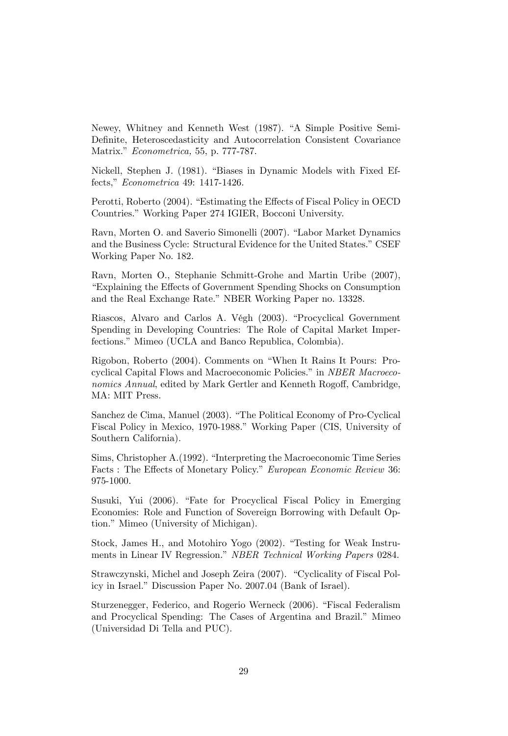Newey, Whitney and Kenneth West (1987). "A Simple Positive Semi-Definite, Heteroscedasticity and Autocorrelation Consistent Covariance Matrix." *Econometrica,* 55, p. 777-787.

Nickell, Stephen J. (1981). "Biases in Dynamic Models with Fixed Effects," *Econometrica* 49: 1417-1426.

Perotti, Roberto (2004). "Estimating the Effects of Fiscal Policy in OECD Countries." Working Paper 274 IGIER, Bocconi University.

Ravn, Morten O. and Saverio Simonelli (2007). "Labor Market Dynamics and the Business Cycle: Structural Evidence for the United States." CSEF Working Paper No. 182.

Ravn, Morten O., Stephanie Schmitt-Grohe and Martin Uribe (2007), "Explaining the Effects of Government Spending Shocks on Consumption and the Real Exchange Rate." NBER Working Paper no. 13328.

Riascos, Alvaro and Carlos A. Végh (2003). "Procyclical Government Spending in Developing Countries: The Role of Capital Market Imperfections." Mimeo (UCLA and Banco Republica, Colombia).

Rigobon, Roberto (2004). Comments on "When It Rains It Pours: Procyclical Capital Flows and Macroeconomic Policies." in *NBER Macroeconomics Annual*, edited by Mark Gertler and Kenneth Rogoff, Cambridge, MA: MIT Press.

Sanchez de Cima, Manuel (2003). "The Political Economy of Pro-Cyclical Fiscal Policy in Mexico, 1970-1988." Working Paper (CIS, University of Southern California).

Sims, Christopher A.(1992). "Interpreting the Macroeconomic Time Series Facts : The Effects of Monetary Policy." *European Economic Review* 36: 975-1000.

Susuki, Yui (2006). "Fate for Procyclical Fiscal Policy in Emerging Economies: Role and Function of Sovereign Borrowing with Default Option." Mimeo (University of Michigan).

Stock, James H., and Motohiro Yogo (2002). "Testing for Weak Instruments in Linear IV Regression." *NBER Technical Working Papers* 0284.

Strawczynski, Michel and Joseph Zeira (2007). "Cyclicality of Fiscal Policy in Israel." Discussion Paper No. 2007.04 (Bank of Israel).

Sturzenegger, Federico, and Rogerio Werneck (2006). "Fiscal Federalism and Procyclical Spending: The Cases of Argentina and Brazil." Mimeo (Universidad Di Tella and PUC).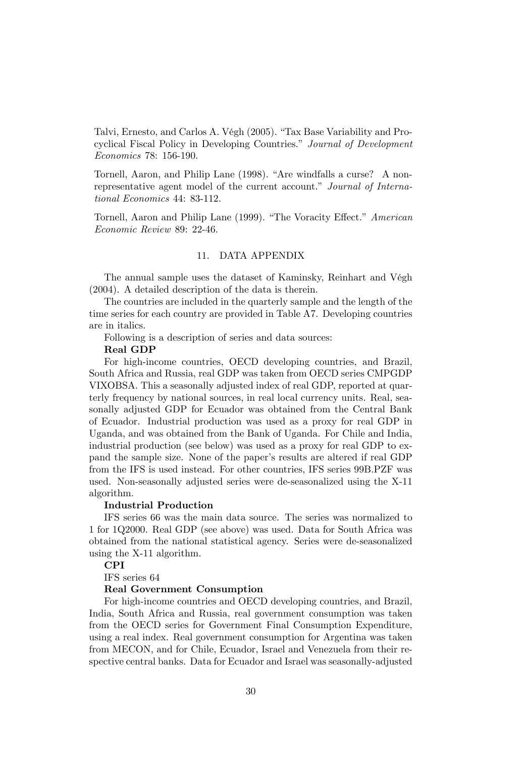Talvi, Ernesto, and Carlos A. Végh (2005). "Tax Base Variability and Procyclical Fiscal Policy in Developing Countries." *Journal of Development Economics* 78: 156-190.

Tornell, Aaron, and Philip Lane (1998). "Are windfalls a curse? A non-representative agent model of the current account." *Journal of International Economics* 44: 83-112.

Tornell, Aaron and Philip Lane (1999). "The Voracity Effect." *American Economic Review* 89: 22-46.

## 11. DATA APPENDIX

The annual sample uses the dataset of Kaminsky, Reinhart and Végh (2004). A detailed description of the data is therein.

The countries are included in the quarterly sample and the length of the time series for each country are provided in Table A7. Developing countries are in italics.

Following is a description of series and data sources:

**Real GDP**

For high-income countries, OECD developing countries, and Brazil, South Africa and Russia, real GDP was taken from OECD series CMPGDP VIXOBSA. This a seasonally adjusted index of real GDP, reported at quarterly frequency by national sources, in real local currency units. Real, seasonally adjusted GDP for Ecuador was obtained from the Central Bank of Ecuador. Industrial production was used as a proxy for real GDP in Uganda, and was obtained from the Bank of Uganda. For Chile and India, industrial production (see below) was used as a proxy for real GDP to expand the sample size. None of the paper's results are altered if real GDP from the IFS is used instead. For other countries, IFS series 99B.PZF was used. Non-seasonally adjusted series were de-seasonalized using the X-11 algorithm.

**Industrial Production**

IFS series 66 was the main data source. The series was normalized to 1 for 1Q2000. Real GDP (see above) was used. Data for South Africa was obtained from the national statistical agency. Series were de-seasonalized using the X-11 algorithm.

**CPI**

IFS series 64

**Real Government Consumption**

For high-income countries and OECD developing countries, and Brazil, India, South Africa and Russia, real government consumption was taken from the OECD series for Government Final Consumption Expenditure, using a real index. Real government consumption for Argentina was taken from MECON, and for Chile, Ecuador, Israel and Venezuela from their respective central banks. Data for Ecuador and Israel was seasonally-adjusted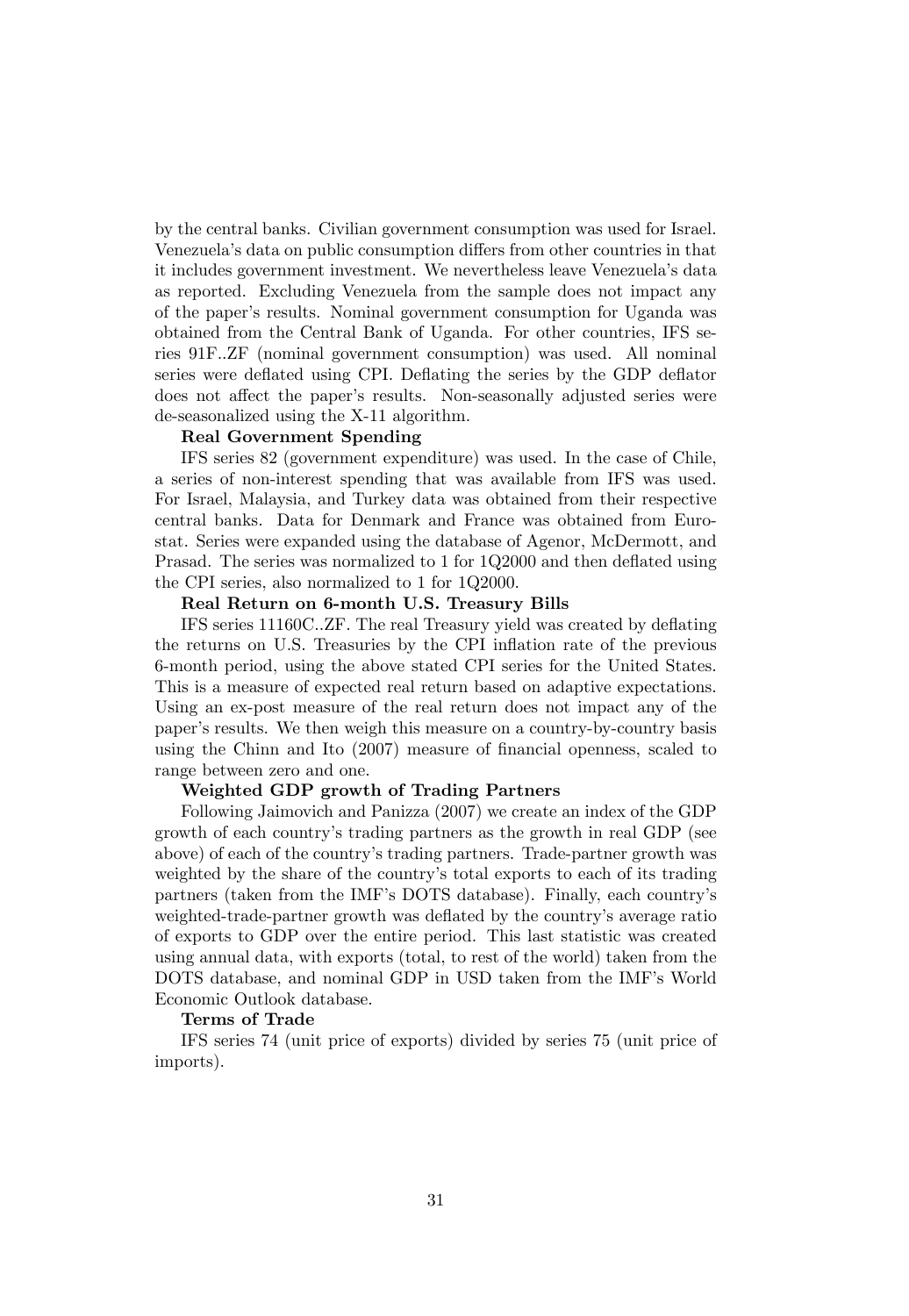by the central banks. Civilian government consumption was used for Israel. Venezuela's data on public consumption differs from other countries in that it includes government investment. We nevertheless leave Venezuela's data as reported. Excluding Venezuela from the sample does not impact any of the paper's results. Nominal government consumption for Uganda was obtained from the Central Bank of Uganda. For other countries, IFS series 91F..ZF (nominal government consumption) was used. All nominal series were deflated using CPI. Deflating the series by the GDP deflator does not affect the paper's results. Non-seasonally adjusted series were de-seasonalized using the X-11 algorithm.

**Real Government Spending**

IFS series 82 (government expenditure) was used. In the case of Chile, a series of non-interest spending that was available from IFS was used. For Israel, Malaysia, and Turkey data was obtained from their respective central banks. Data for Denmark and France was obtained from Eurostat. Series were expanded using the database of Agenor, McDermott, and Prasad. The series was normalized to 1 for 1Q2000 and then deflated using the CPI series, also normalized to 1 for 1Q2000.

**Real Return on 6-month U.S. Treasury Bills**

IFS series 11160C..ZF. The real Treasury yield was created by deflating the returns on U.S. Treasuries by the CPI inflation rate of the previous 6-month period, using the above stated CPI series for the United States. This is a measure of expected real return based on adaptive expectations. Using an ex-post measure of the real return does not impact any of the paper's results. We then weigh this measure on a country-by-country basis using the Chinn and Ito (2007) measure of financial openness, scaled to range between zero and one.

**Weighted GDP growth of Trading Partners**

Following Jaimovich and Panizza (2007) we create an index of the GDP growth of each country's trading partners as the growth in real GDP (see above) of each of the country's trading partners. Trade-partner growth was weighted by the share of the country's total exports to each of its trading partners (taken from the IMF's DOTS database). Finally, each country's weighted-trade-partner growth was deflated by the country's average ratio of exports to GDP over the entire period. This last statistic was created using annual data, with exports (total, to rest of the world) taken from the DOTS database, and nominal GDP in USD taken from the IMF's World Economic Outlook database.

**Terms of Trade**

IFS series 74 (unit price of exports) divided by series 75 (unit price of imports).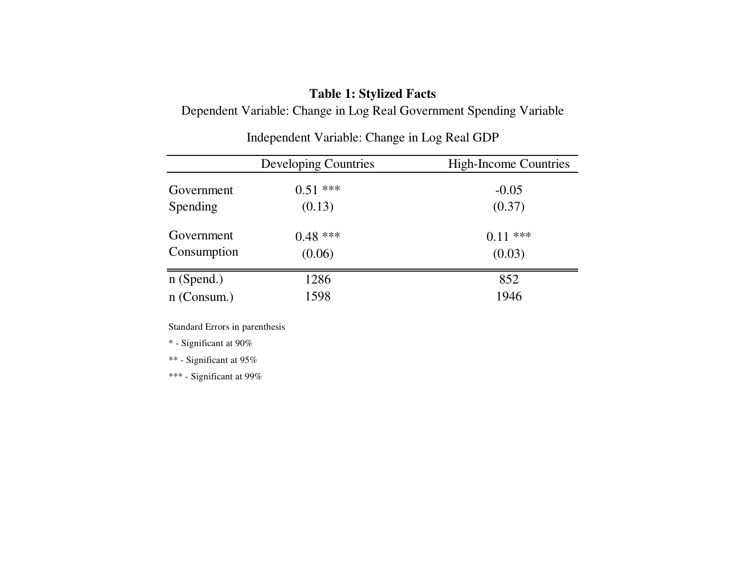**Table 1: Stylized Facts**

Dependent Variable: Change in Log Real Government Spending Variable

Independent Variable: Change in Log Real GDP

| | Developing Countries | High-Income Countries |
|---|---|---|
| Government Spending | 0.51 *** | -0.05 |
| | (0.13) | (0.37) |
| Government Consumption | 0.48 *** | 0.11 *** |
| | (0.06) | (0.03) |
| n (Spend.) | 1286 | 852 |
| n (Consum.) | 1598 | 1946 |

Standard Errors in parenthesis

* - Significant at 90%

** - Significant at 95%

*** - Significant at 99%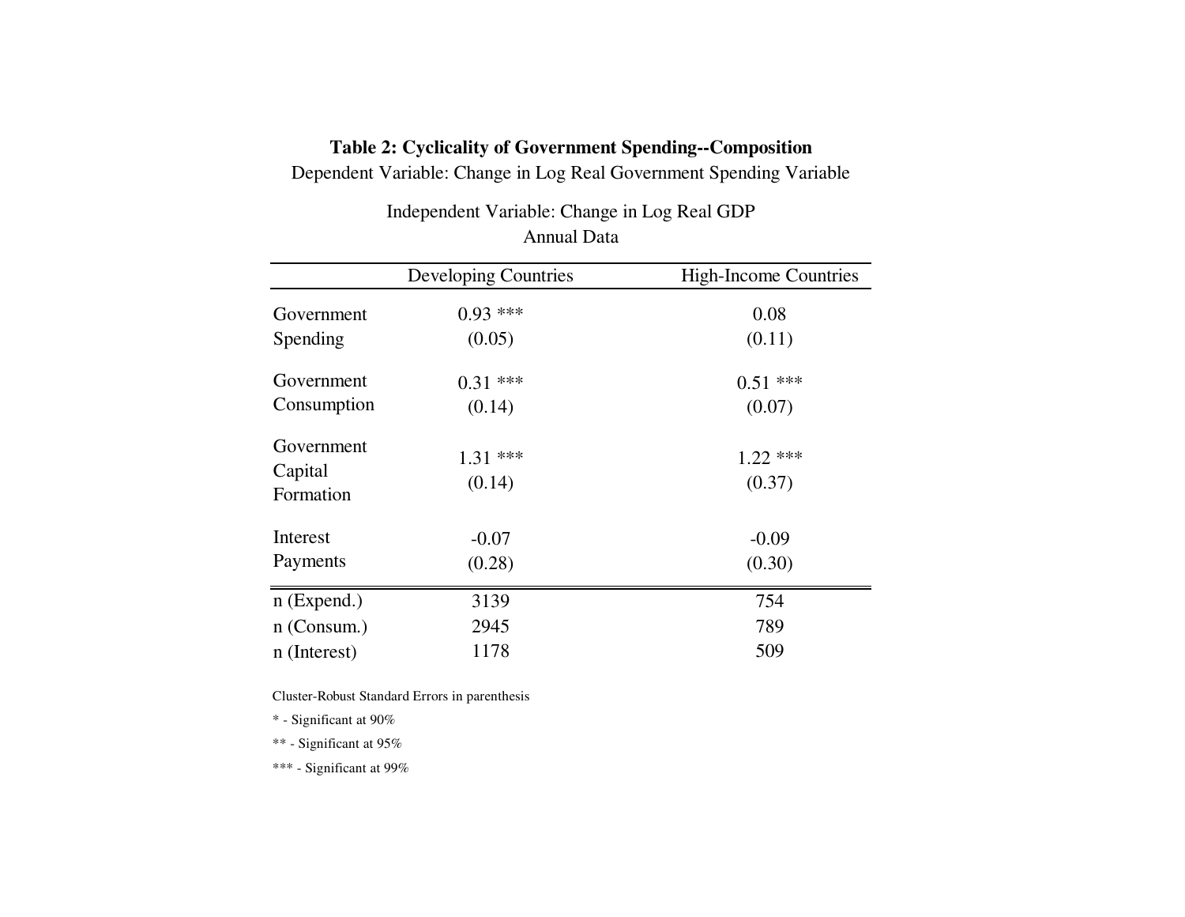**Table 2: Cyclicality of Government Spending--Composition**

Dependent Variable: Change in Log Real Government Spending Variable

Independent Variable: Change in Log Real GDP

Annual Data

| | Developing Countries | High-Income Countries |
|---|---|---|
| Government Spending | 0.93 *** | 0.08 |
| | (0.05) | (0.11) |
| Government Consumption | 0.31 *** | 0.51 *** |
| | (0.14) | (0.07) |
| Government Capital Formation | 1.31 *** | 1.22 *** |
| | (0.14) | (0.37) |
| Interest Payments | -0.07 | -0.09 |
| | (0.28) | (0.30) |
| n (Expend.) | 3139 | 754 |
| n (Consum.) | 2945 | 789 |
| n (Interest) | 1178 | 509 |

Cluster-Robust Standard Errors in parenthesis

* - Significant at 90%

** - Significant at 95%

*** - Significant at 99%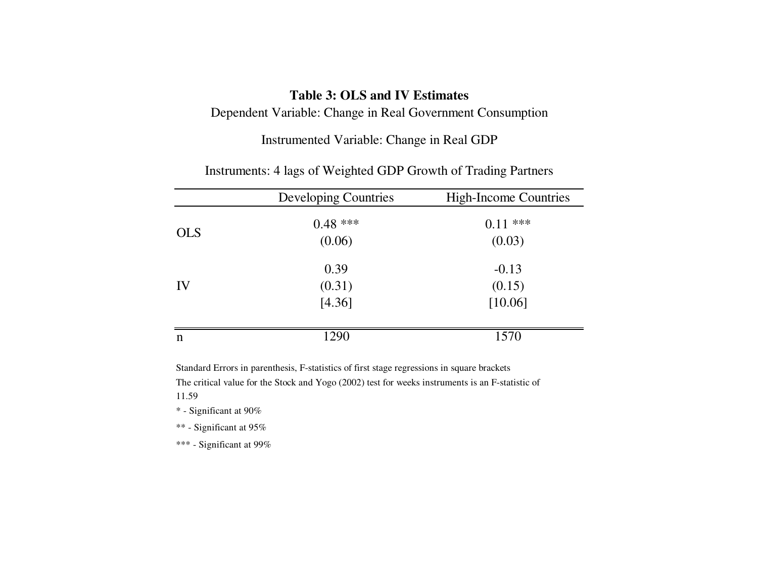**Table 3: OLS and IV Estimates**

Dependent Variable: Change in Real Government Consumption

Instrumented Variable: Change in Real GDP

Instruments: 4 lags of Weighted GDP Growth of Trading Partners

| | Developing Countries | High-Income Countries |
|---|---|---|
| OLS | 0.48 *** | 0.11 *** |
| | (0.06) | (0.03) |
| IV | 0.39 | -0.13 |
| | (0.31) | (0.15) |
| | [4.36] | [10.06] |
| n | 1290 | 1570 |

Standard Errors in parenthesis, F-statistics of first stage regressions in square brackets

The critical value for the Stock and Yogo (2002) test for weeks instruments is an F-statistic of 11.59

* - Significant at 90%

** - Significant at 95%

*** - Significant at 99%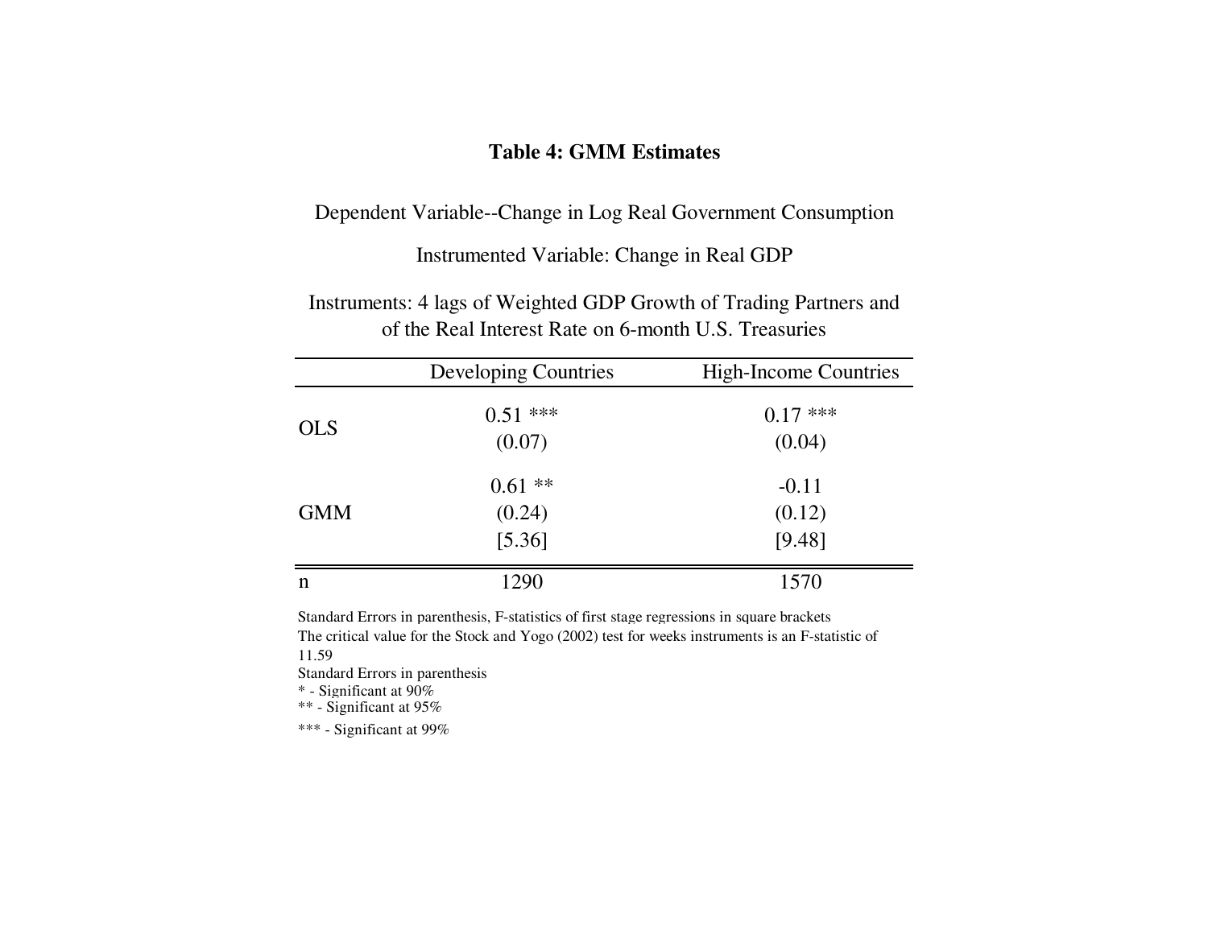## Table 4: GMM Estimates

Dependent Variable--Change in Log Real Government Consumption

Instrumented Variable: Change in Real GDP

Instruments: 4 lags of Weighted GDP Growth of Trading Partners and of the Real Interest Rate on 6-month U.S. Treasuries

| | Developing Countries | High-Income Countries |
|---|---|---|
| OLS | 0.51 *** | 0.17 *** |
| | (0.07) | (0.04) |
| GMM | 0.61 ** | -0.11 |
| | (0.24) | (0.12) |
| | [5.36] | [9.48] |
| n | 1290 | 1570 |

Standard Errors in parenthesis, F-statistics of first stage regressions in square brackets
The critical value for the Stock and Yogo (2002) test for weeks instruments is an F-statistic of 11.59
Standard Errors in parenthesis
* - Significant at 90%
** - Significant at 95%
*** - Significant at 99%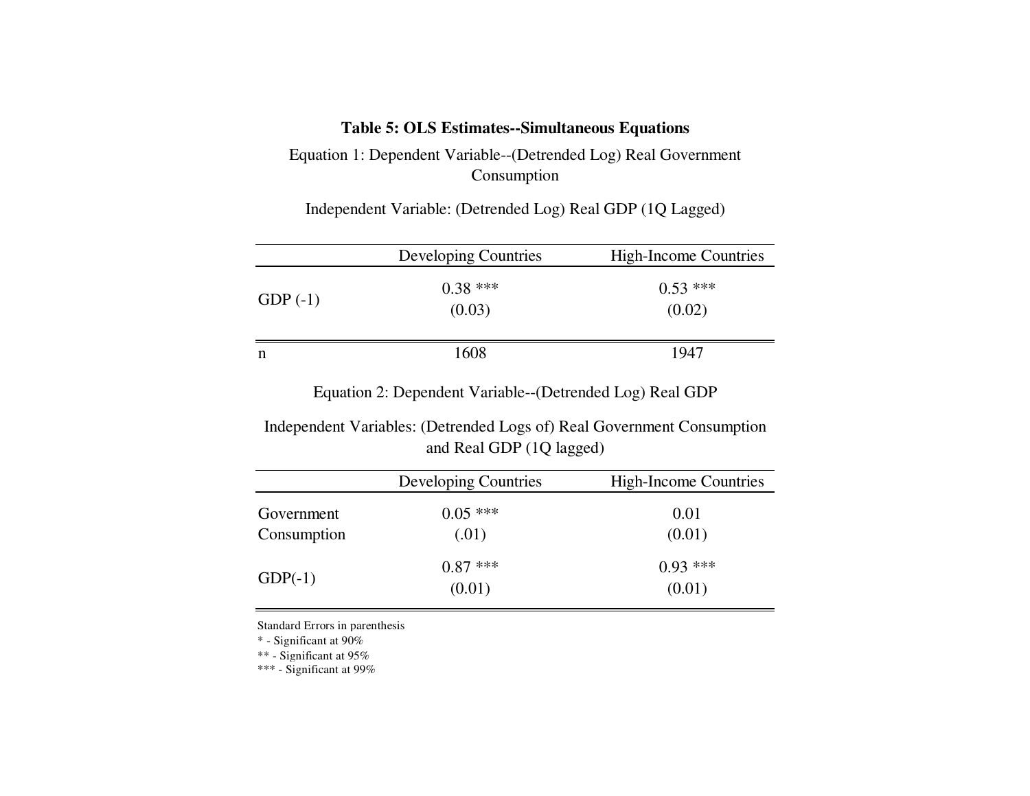**Table 5: OLS Estimates--Simultaneous Equations**

Equation 1: Dependent Variable--(Detrended Log) Real Government Consumption

Independent Variable: (Detrended Log) Real GDP (1Q Lagged)

| | Developing Countries | High-Income Countries |
|---|---|---|
| GDP (-1) | 0.38 ***<br>(0.03) | 0.53 ***<br>(0.02) |
| n | 1608 | 1947 |

Equation 2: Dependent Variable--(Detrended Log) Real GDP

Independent Variables: (Detrended Logs of) Real Government Consumption and Real GDP (1Q lagged)

| | Developing Countries | High-Income Countries |
|---|---|---|
| Government Consumption | 0.05 ***<br>(.01) | 0.01<br>(0.01) |
| GDP(-1) | 0.87 ***<br>(0.01) | 0.93 ***<br>(0.01) |

Standard Errors in parenthesis

* - Significant at 90%

** - Significant at 95%

*** - Significant at 99%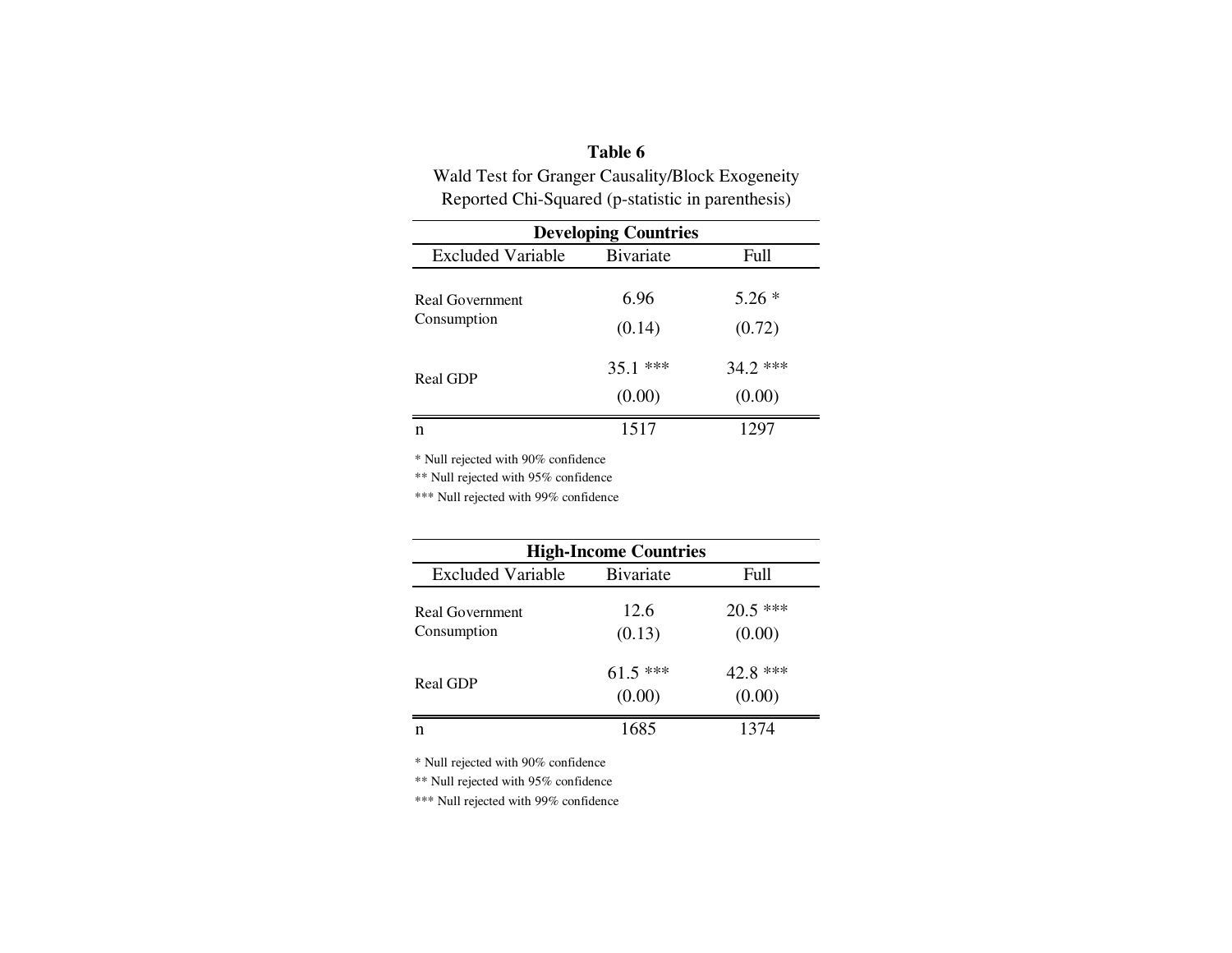**Table 6**

Wald Test for Granger Causality/Block Exogeneity

Reported Chi-Squared (p-statistic in parenthesis)

| **Developing Countries** | | |
|---|---|---|
| Excluded Variable | Bivariate | Full |
| Real Government Consumption | 6.96 | 5.26 * |
| | (0.14) | (0.72) |
| Real GDP | 35.1 *** | 34.2 *** |
| | (0.00) | (0.00) |
| n | 1517 | 1297 |

* Null rejected with 90% confidence

** Null rejected with 95% confidence

*** Null rejected with 99% confidence

| **High-Income Countries** | | |
|---|---|---|
| Excluded Variable | Bivariate | Full |
| Real Government Consumption | 12.6 | 20.5 *** |
| | (0.13) | (0.00) |
| Real GDP | 61.5 *** | 42.8 *** |
| | (0.00) | (0.00) |
| n | 1685 | 1374 |

* Null rejected with 90% confidence

** Null rejected with 95% confidence

*** Null rejected with 99% confidence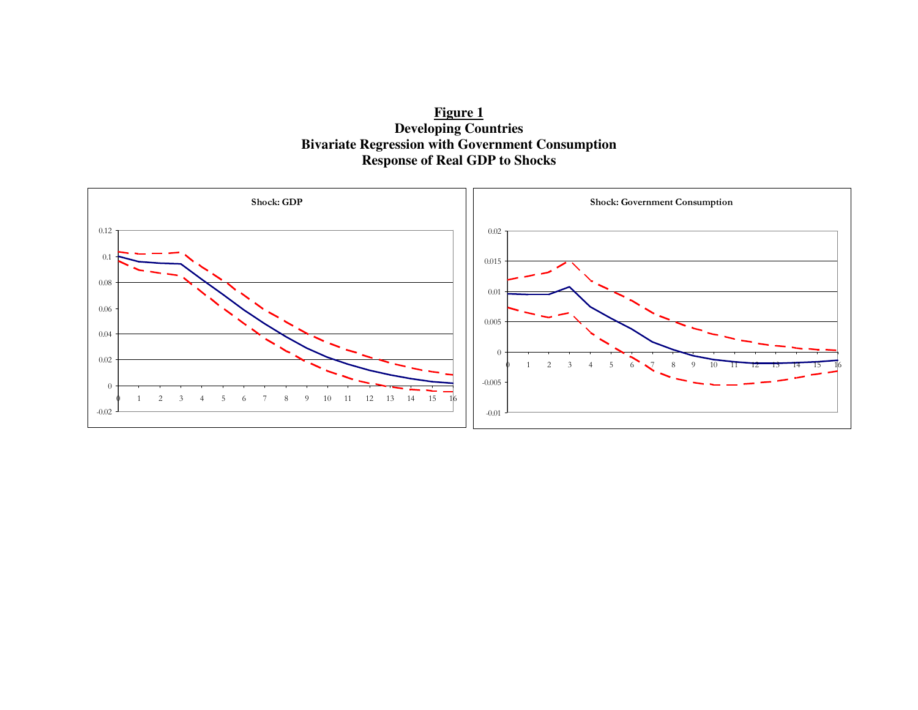**Figure 1**

**Developing Countries**

**Bivariate Regression with Government Consumption**

**Response of Real GDP to Shocks**

**Shock: GDP**

**Shock: Government Consumption**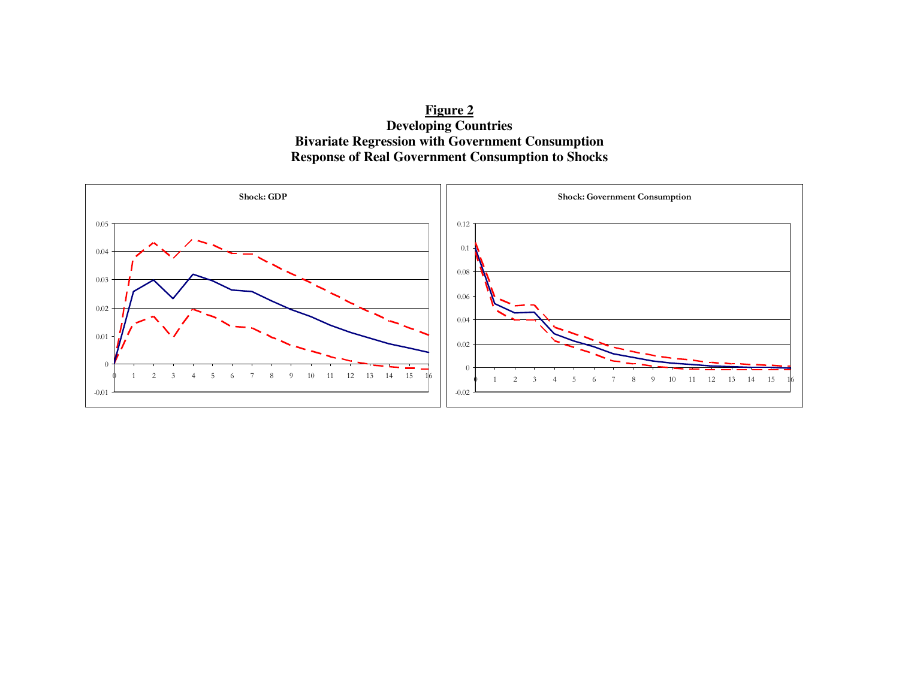**Figure 2**

**Developing Countries**

**Bivariate Regression with Government Consumption**

**Response of Real Government Consumption to Shocks**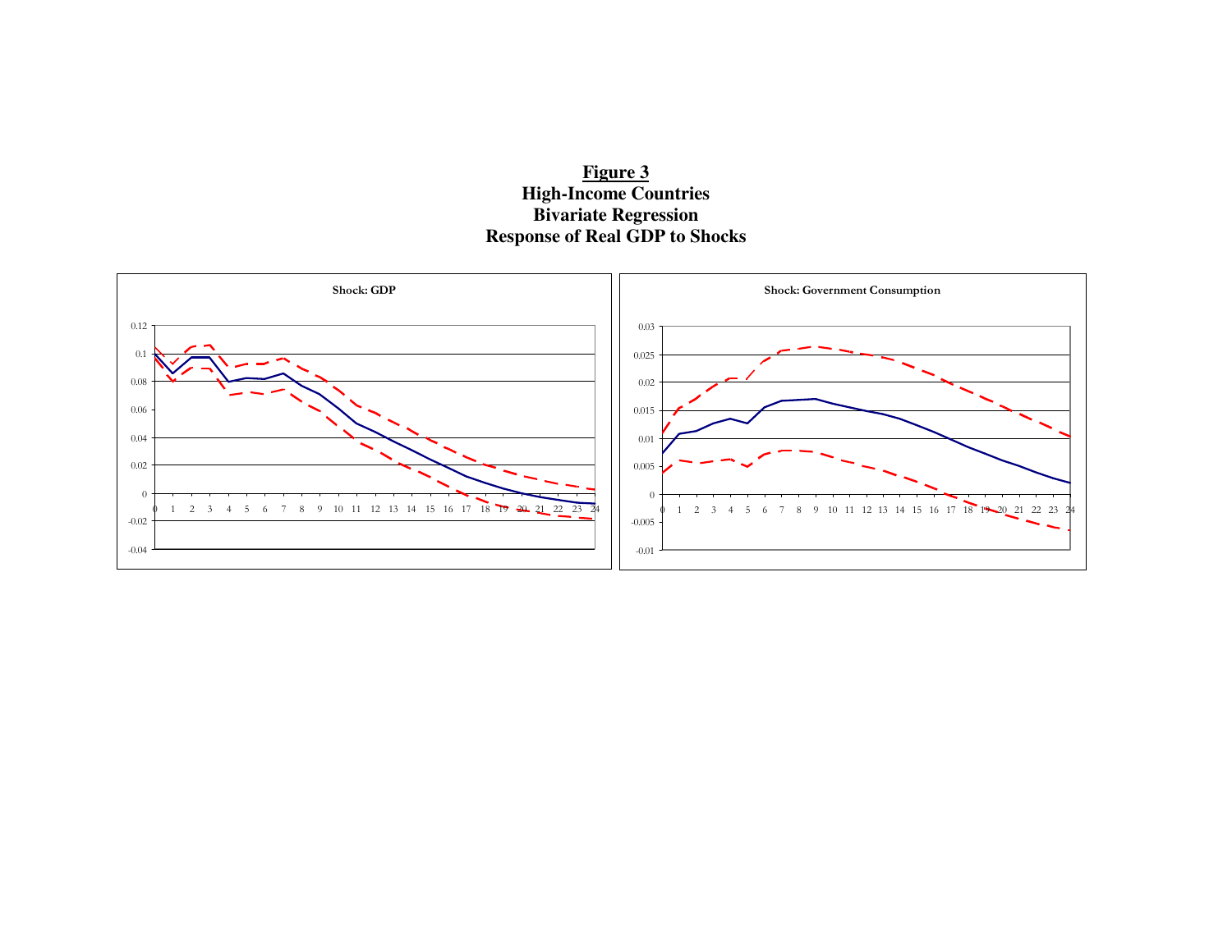**Figure 3**

**High-Income Countries**

**Bivariate Regression**

**Response of Real GDP to Shocks**

**Shock: GDP**

**Shock: Government Consumption**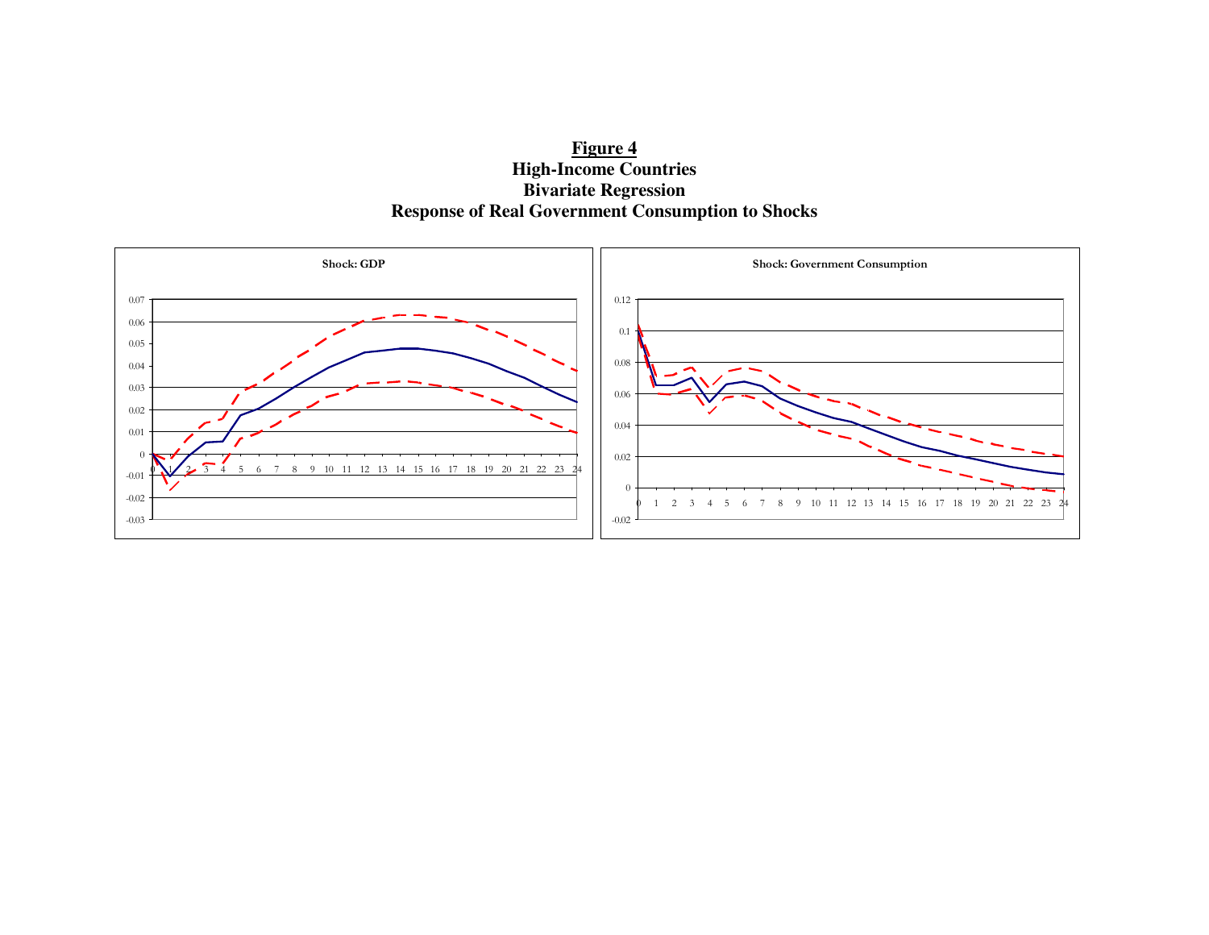# Figure 4

## High-Income Countries

## Bivariate Regression

## Response of Real Government Consumption to Shocks

**Shock: GDP**

**Shock: Government Consumption**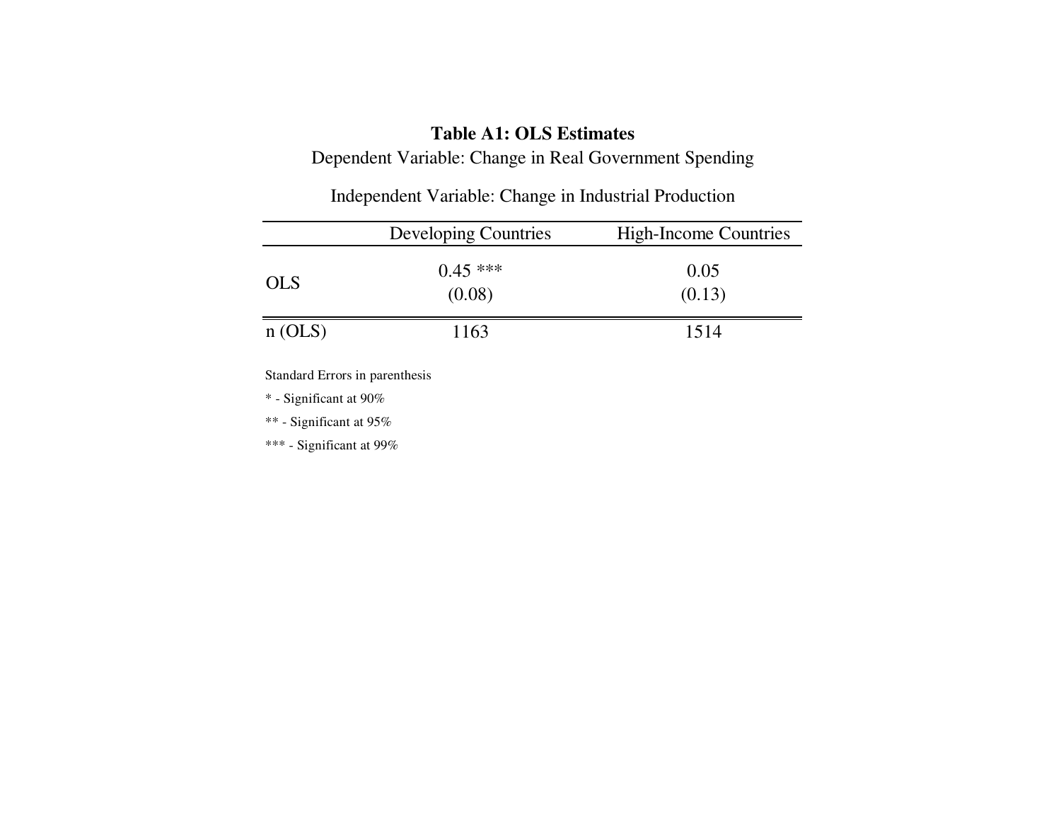**Table A1: OLS Estimates**

Dependent Variable: Change in Real Government Spending

Independent Variable: Change in Industrial Production

| | Developing Countries | High-Income Countries |
|---|---|---|
| OLS | 0.45 *** | 0.05 |
| | (0.08) | (0.13) |
| n (OLS) | 1163 | 1514 |

Standard Errors in parenthesis

* - Significant at 90%

** - Significant at 95%

*** - Significant at 99%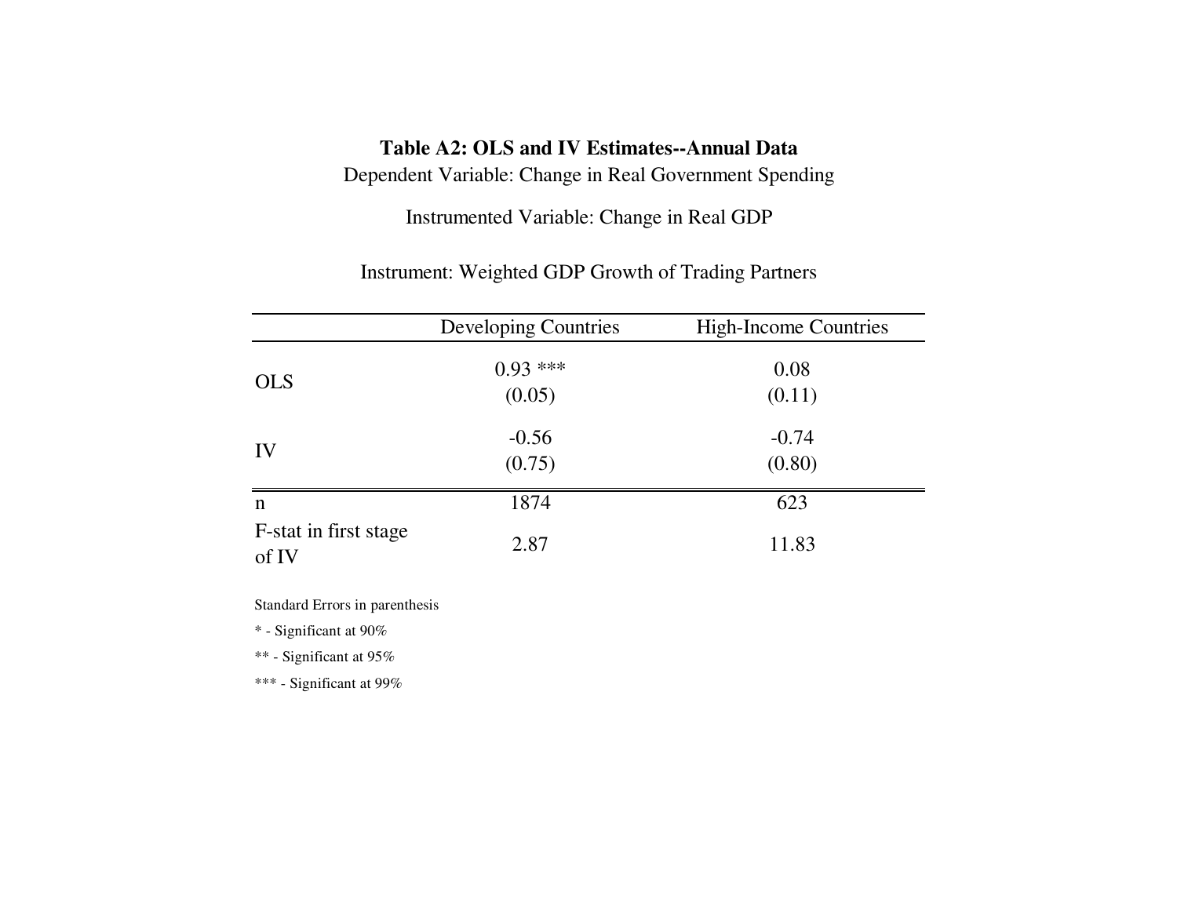**Table A2: OLS and IV Estimates--Annual Data**

Dependent Variable: Change in Real Government Spending

Instrumented Variable: Change in Real GDP

Instrument: Weighted GDP Growth of Trading Partners

| | Developing Countries | High-Income Countries |
|---|---|---|
| OLS | 0.93 *** | 0.08 |
| | (0.05) | (0.11) |
| IV | -0.56 | -0.74 |
| | (0.75) | (0.80) |
| n | 1874 | 623 |
| F-stat in first stage of IV | 2.87 | 11.83 |

Standard Errors in parenthesis

* - Significant at 90%

** - Significant at 95%

*** - Significant at 99%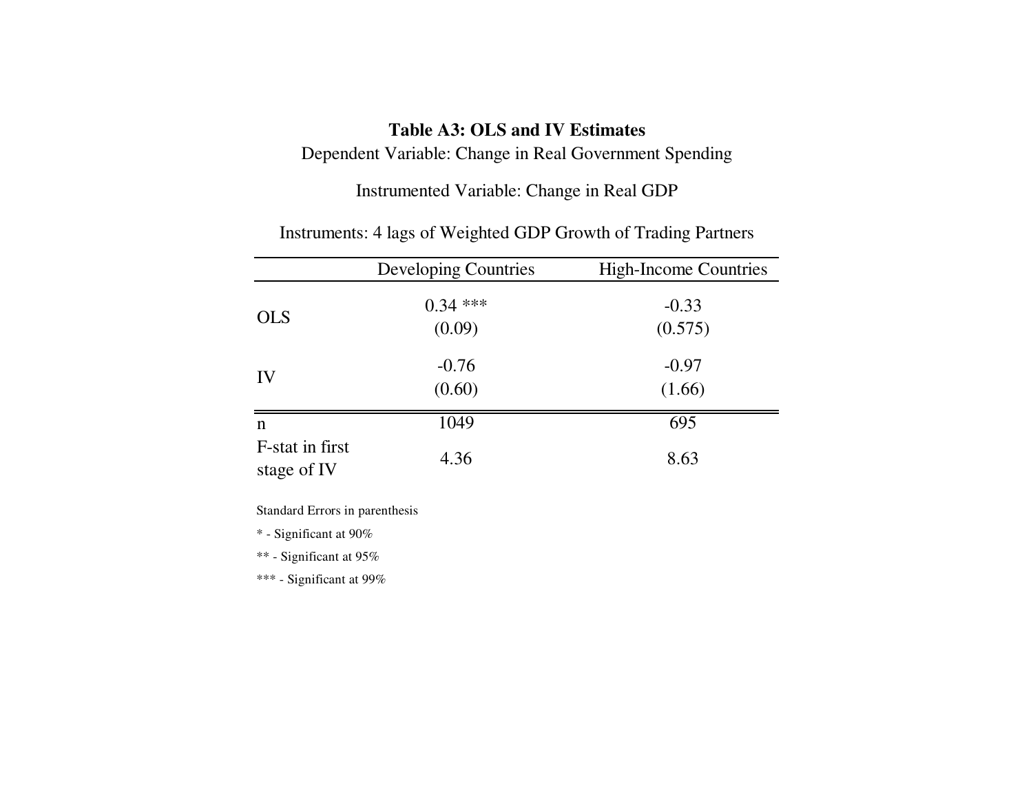**Table A3: OLS and IV Estimates**

Dependent Variable: Change in Real Government Spending

Instrumented Variable: Change in Real GDP

Instruments: 4 lags of Weighted GDP Growth of Trading Partners

| | Developing Countries | High-Income Countries |
|---|---|---|
| OLS | 0.34 *** | -0.33 |
| | (0.09) | (0.575) |
| IV | -0.76 | -0.97 |
| | (0.60) | (1.66) |
| n | 1049 | 695 |
| F-stat in first stage of IV | 4.36 | 8.63 |

Standard Errors in parenthesis

* - Significant at 90%

** - Significant at 95%

*** - Significant at 99%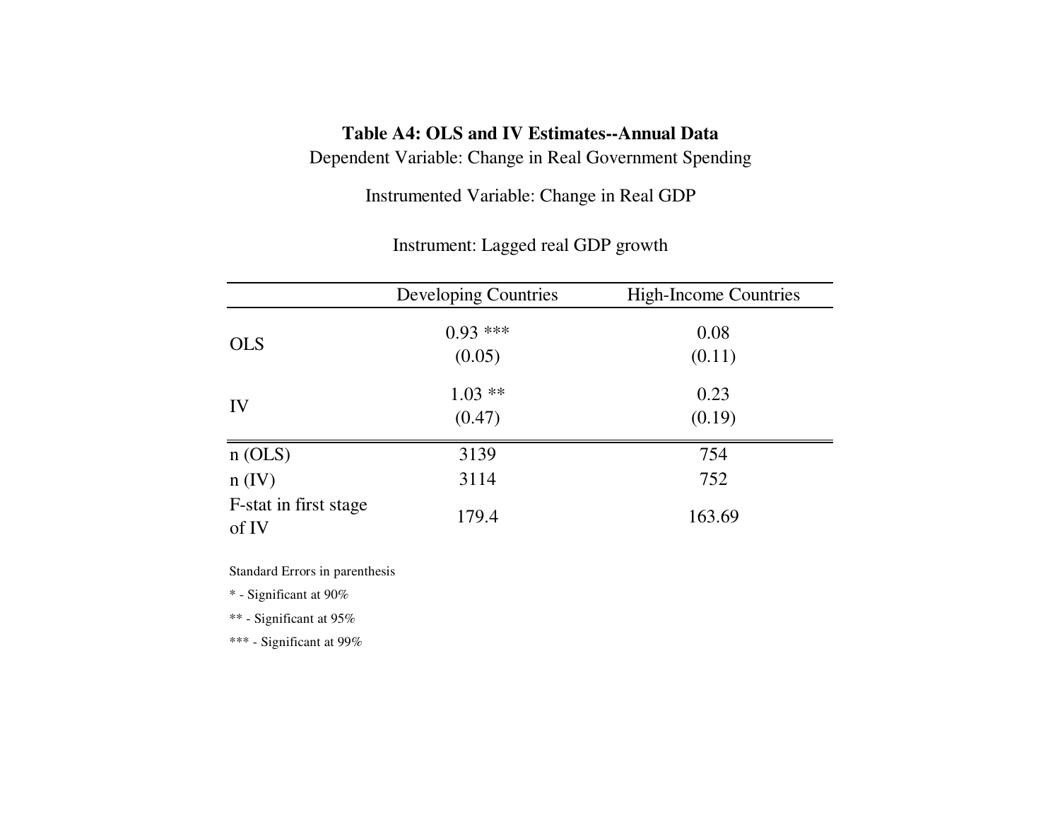**Table A4: OLS and IV Estimates--Annual Data**

Dependent Variable: Change in Real Government Spending

Instrumented Variable: Change in Real GDP

Instrument: Lagged real GDP growth

| | Developing Countries | High-Income Countries |
|---|---|---|
| OLS | 0.93 ***<br>(0.05) | 0.08<br>(0.11) |
| IV | 1.03 **<br>(0.47) | 0.23<br>(0.19) |
| n (OLS) | 3139 | 754 |
| n (IV) | 3114 | 752 |
| F-stat in first stage of IV | 179.4 | 163.69 |

Standard Errors in parenthesis

* - Significant at 90%

** - Significant at 95%

*** - Significant at 99%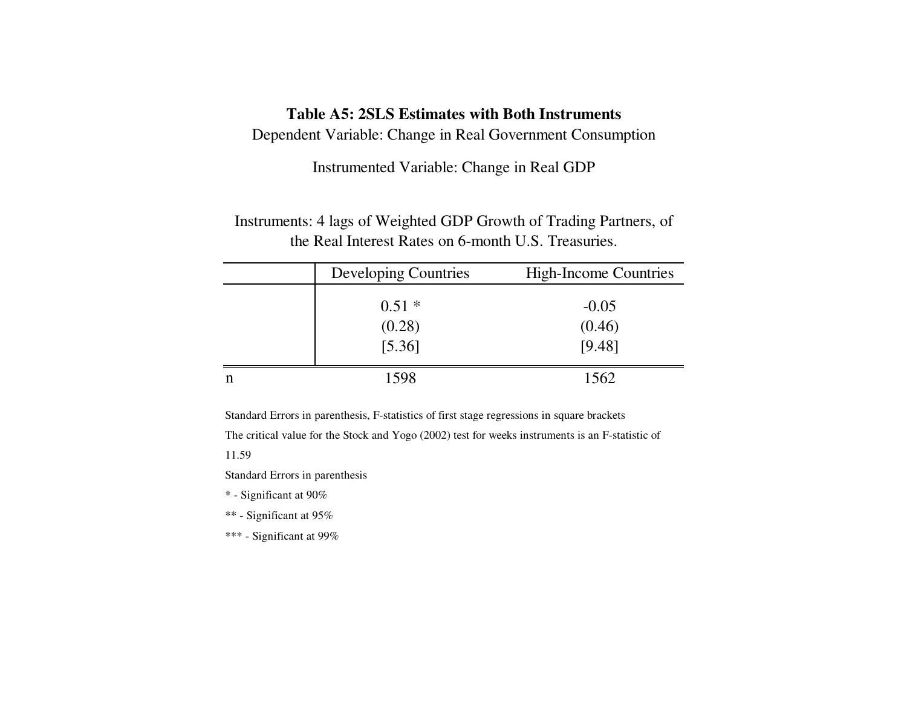**Table A5: 2SLS Estimates with Both Instruments**

Dependent Variable: Change in Real Government Consumption

Instrumented Variable: Change in Real GDP

Instruments: 4 lags of Weighted GDP Growth of Trading Partners, of the Real Interest Rates on 6-month U.S. Treasuries.

| | Developing Countries | High-Income Countries |
|---|---|---|
| | 0.51 * | -0.05 |
| | (0.28) | (0.46) |
| | [5.36] | [9.48] |
| n | 1598 | 1562 |

Standard Errors in parenthesis, F-statistics of first stage regressions in square brackets

The critical value for the Stock and Yogo (2002) test for weeks instruments is an F-statistic of 11.59

Standard Errors in parenthesis

* - Significant at 90%

** - Significant at 95%

*** - Significant at 99%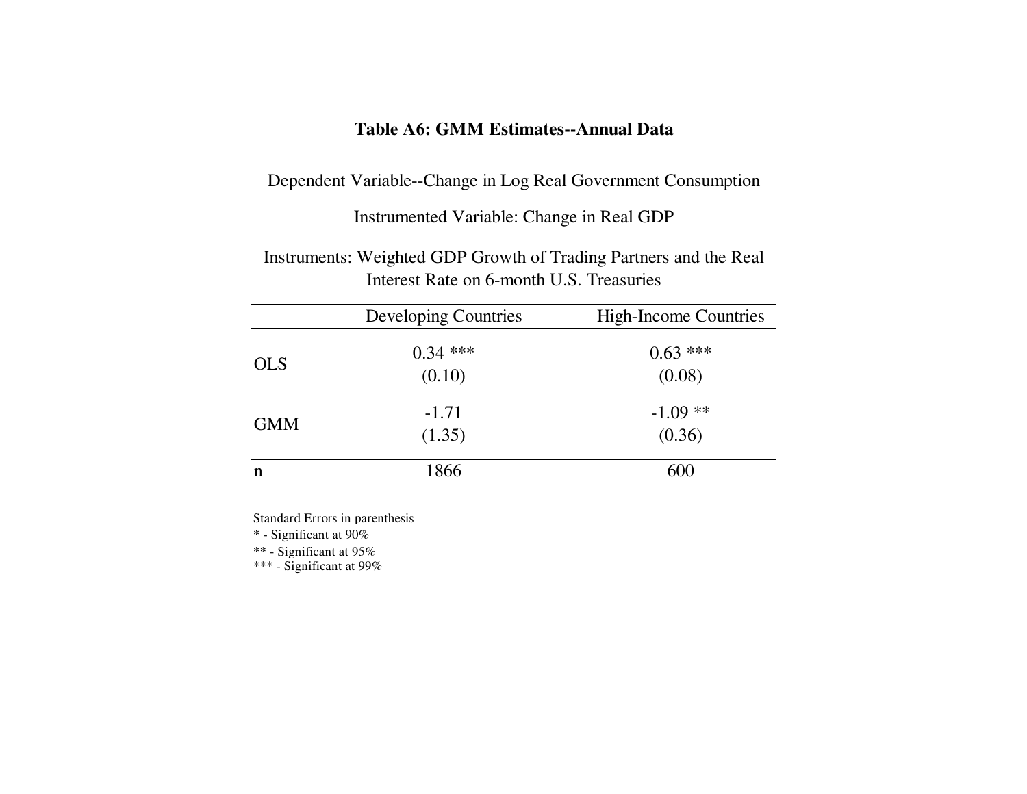**Table A6: GMM Estimates--Annual Data**

Dependent Variable--Change in Log Real Government Consumption

Instrumented Variable: Change in Real GDP

Instruments: Weighted GDP Growth of Trading Partners and the Real Interest Rate on 6-month U.S. Treasuries

| | Developing Countries | High-Income Countries |
|---|---|---|
| OLS | 0.34 *** | 0.63 *** |
| | (0.10) | (0.08) |
| GMM | -1.71 | -1.09 ** |
| | (1.35) | (0.36) |
| n | 1866 | 600 |

Standard Errors in parenthesis
* - Significant at 90%
** - Significant at 95%
*** - Significant at 99%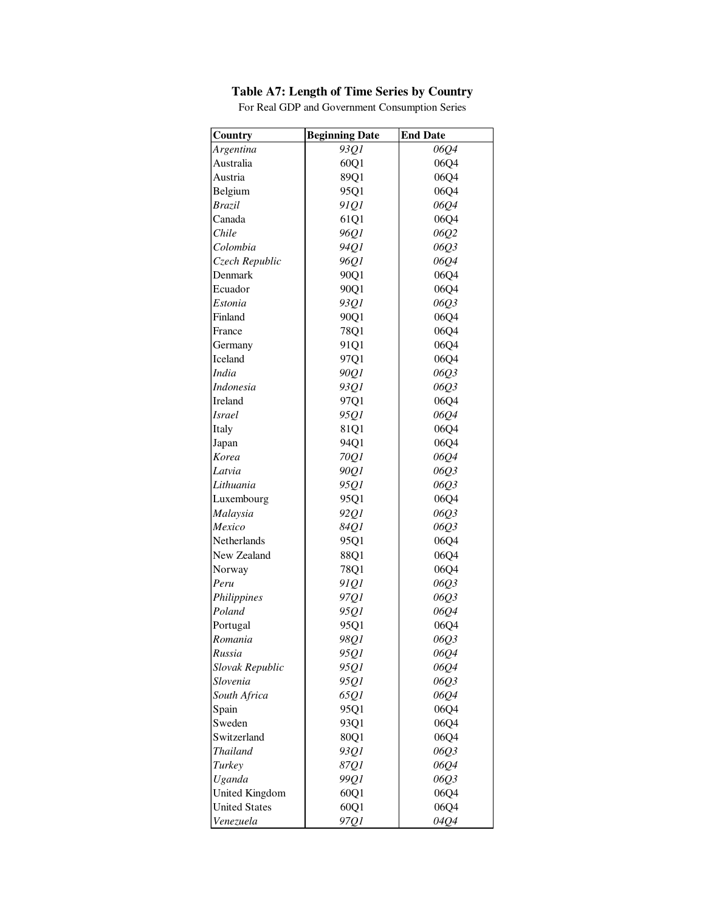**Table A7: Length of Time Series by Country**

For Real GDP and Government Consumption Series

| Country | Beginning Date | End Date |
|---|---|---|
| *Argentina* | *93Q1* | *06Q4* |
| Australia | 60Q1 | 06Q4 |
| Austria | 89Q1 | 06Q4 |
| Belgium | 95Q1 | 06Q4 |
| *Brazil* | *91Q1* | *06Q4* |
| Canada | 61Q1 | 06Q4 |
| *Chile* | *96Q1* | *06Q2* |
| *Colombia* | *94Q1* | *06Q3* |
| *Czech Republic* | *96Q1* | *06Q4* |
| Denmark | 90Q1 | 06Q4 |
| Ecuador | 90Q1 | 06Q4 |
| *Estonia* | *93Q1* | *06Q3* |
| Finland | 90Q1 | 06Q4 |
| France | 78Q1 | 06Q4 |
| Germany | 91Q1 | 06Q4 |
| Iceland | 97Q1 | 06Q4 |
| *India* | *90Q1* | *06Q3* |
| *Indonesia* | *93Q1* | *06Q3* |
| Ireland | 97Q1 | 06Q4 |
| *Israel* | *95Q1* | *06Q4* |
| Italy | 81Q1 | 06Q4 |
| Japan | 94Q1 | 06Q4 |
| *Korea* | *70Q1* | *06Q4* |
| *Latvia* | *90Q1* | *06Q3* |
| *Lithuania* | *95Q1* | *06Q3* |
| Luxembourg | 95Q1 | 06Q4 |
| *Malaysia* | *92Q1* | *06Q3* |
| *Mexico* | *84Q1* | *06Q3* |
| Netherlands | 95Q1 | 06Q4 |
| New Zealand | 88Q1 | 06Q4 |
| Norway | 78Q1 | 06Q4 |
| *Peru* | *91Q1* | *06Q3* |
| *Philippines* | *97Q1* | *06Q3* |
| *Poland* | *95Q1* | *06Q4* |
| Portugal | 95Q1 | 06Q4 |
| *Romania* | *98Q1* | *06Q3* |
| *Russia* | *95Q1* | *06Q4* |
| *Slovak Republic* | *95Q1* | *06Q4* |
| *Slovenia* | *95Q1* | *06Q3* |
| *South Africa* | *65Q1* | *06Q4* |
| Spain | 95Q1 | 06Q4 |
| Sweden | 93Q1 | 06Q4 |
| Switzerland | 80Q1 | 06Q4 |
| *Thailand* | *93Q1* | *06Q3* |
| *Turkey* | *87Q1* | *06Q4* |
| *Uganda* | *99Q1* | *06Q3* |
| United Kingdom | 60Q1 | 06Q4 |
| United States | 60Q1 | 06Q4 |
| *Venezuela* | *97Q1* | *04Q4* |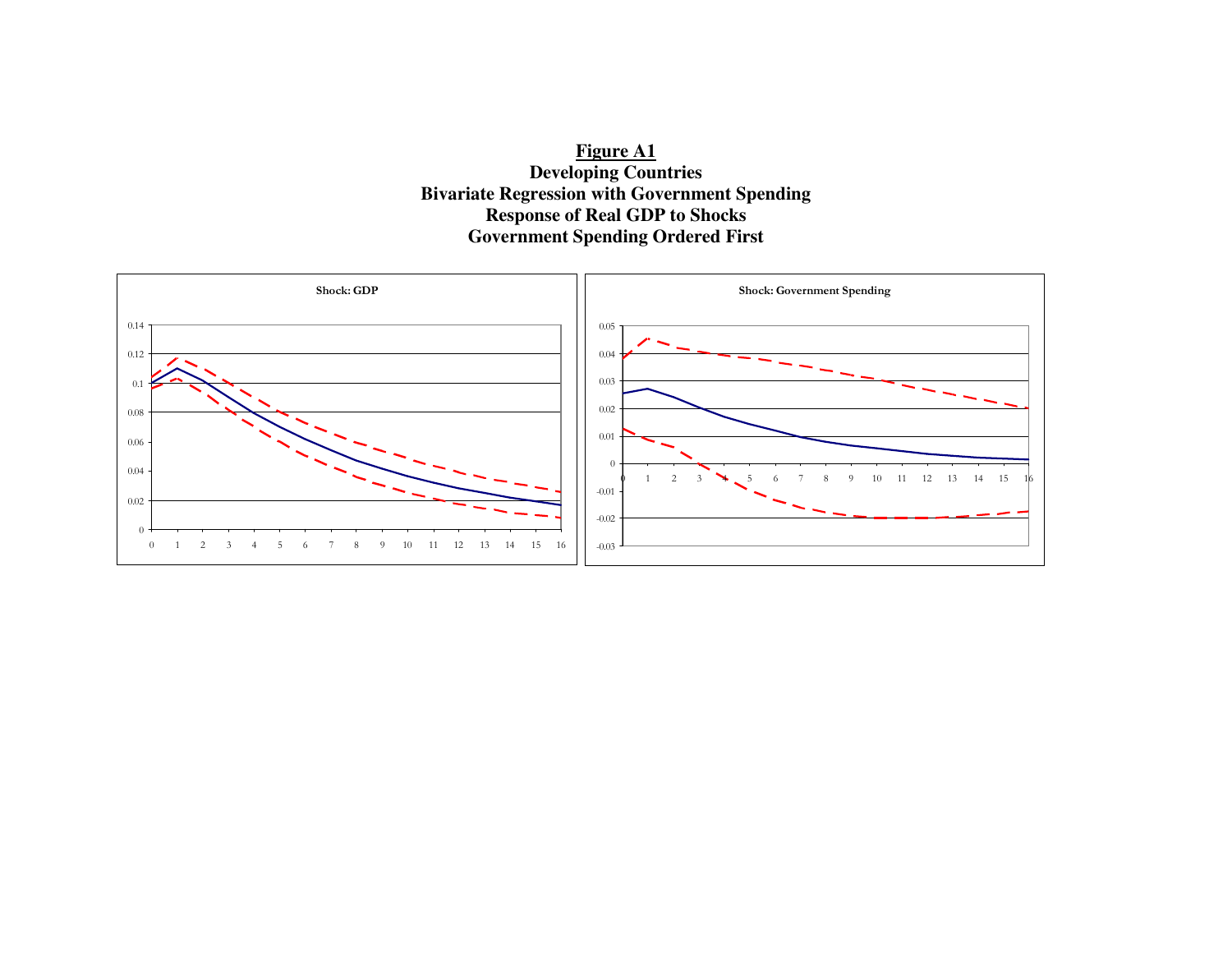**Figure A1**

**Developing Countries**

**Bivariate Regression with Government Spending**

**Response of Real GDP to Shocks**

**Government Spending Ordered First**

**Shock: GDP**

**Shock: Government Spending**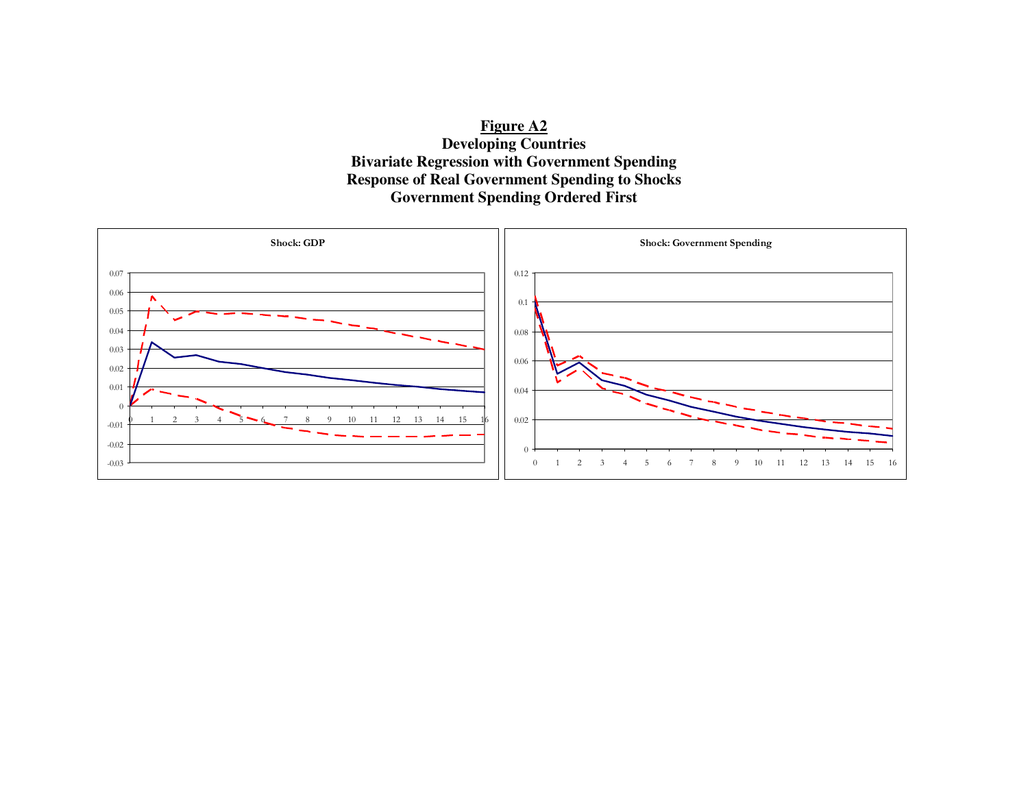**Figure A2**

**Developing Countries**

**Bivariate Regression with Government Spending**

**Response of Real Government Spending to Shocks**

**Government Spending Ordered First**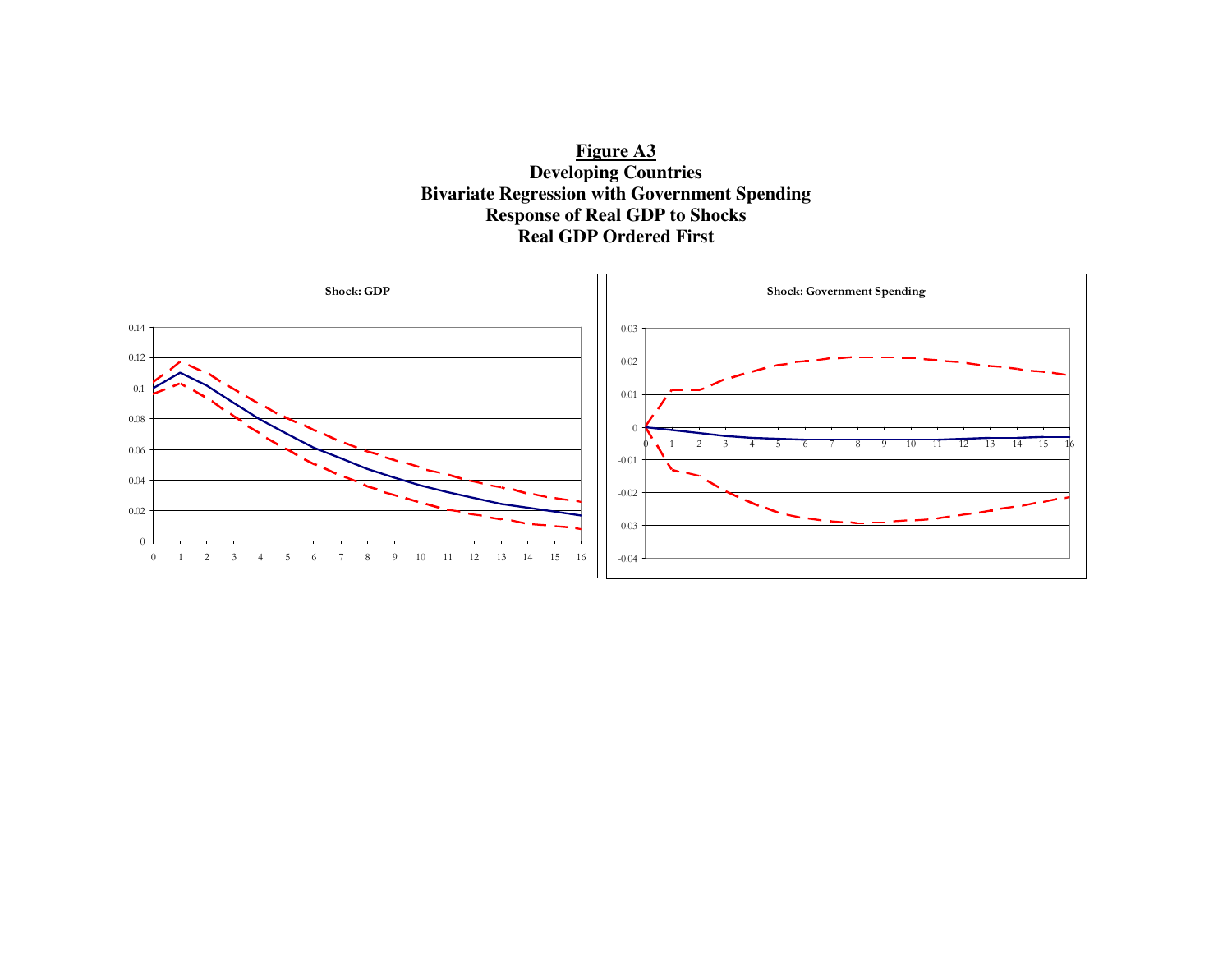**Figure A3**
**Developing Countries**
**Bivariate Regression with Government Spending**
**Response of Real GDP to Shocks**
**Real GDP Ordered First**

**Shock: GDP**

**Shock: Government Spending**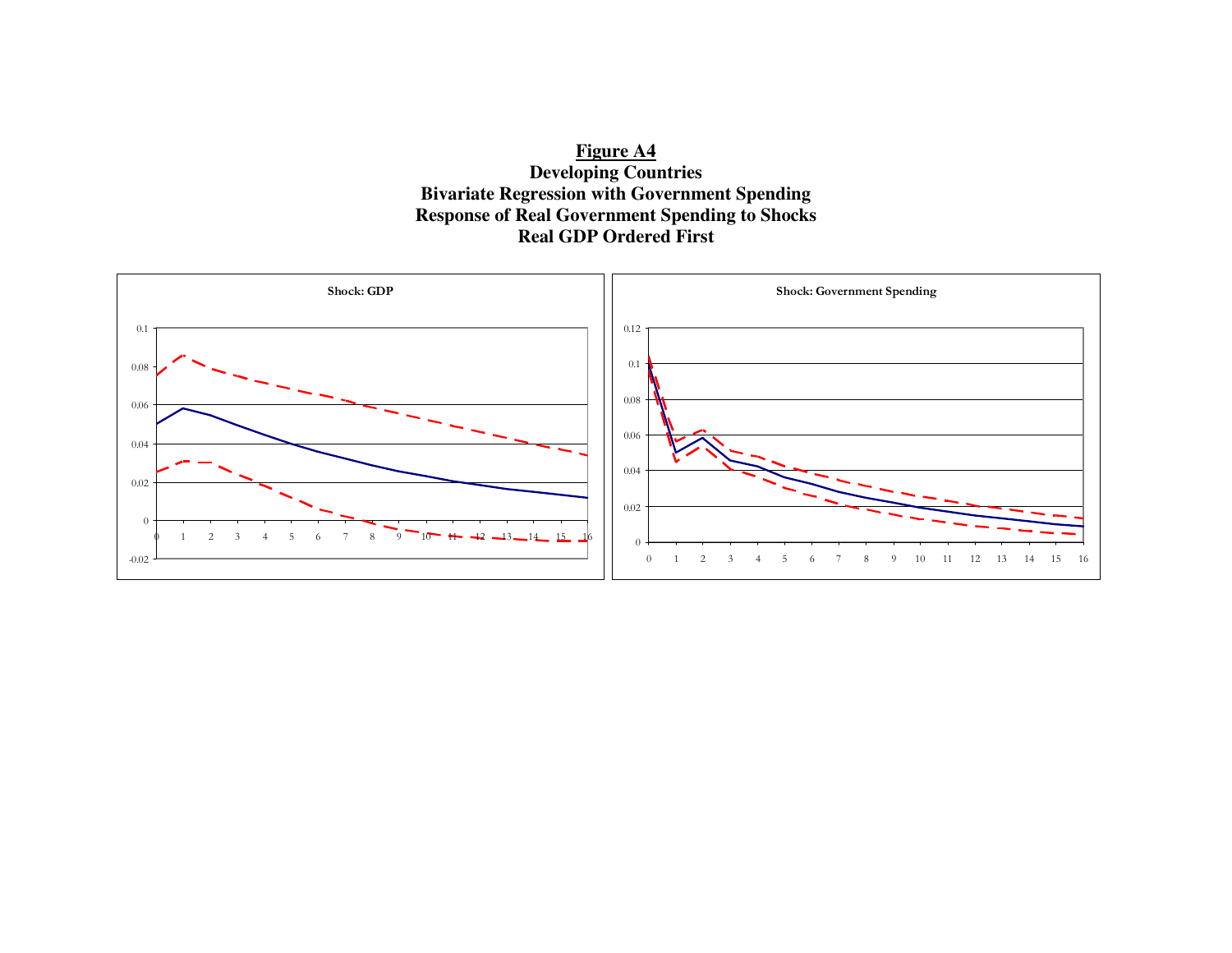**<u>Figure A4</u>**

**Developing Countries**

**Bivariate Regression with Government Spending**

**Response of Real Government Spending to Shocks**

**Real GDP Ordered First**

**Shock: GDP**

**Shock: Government Spending**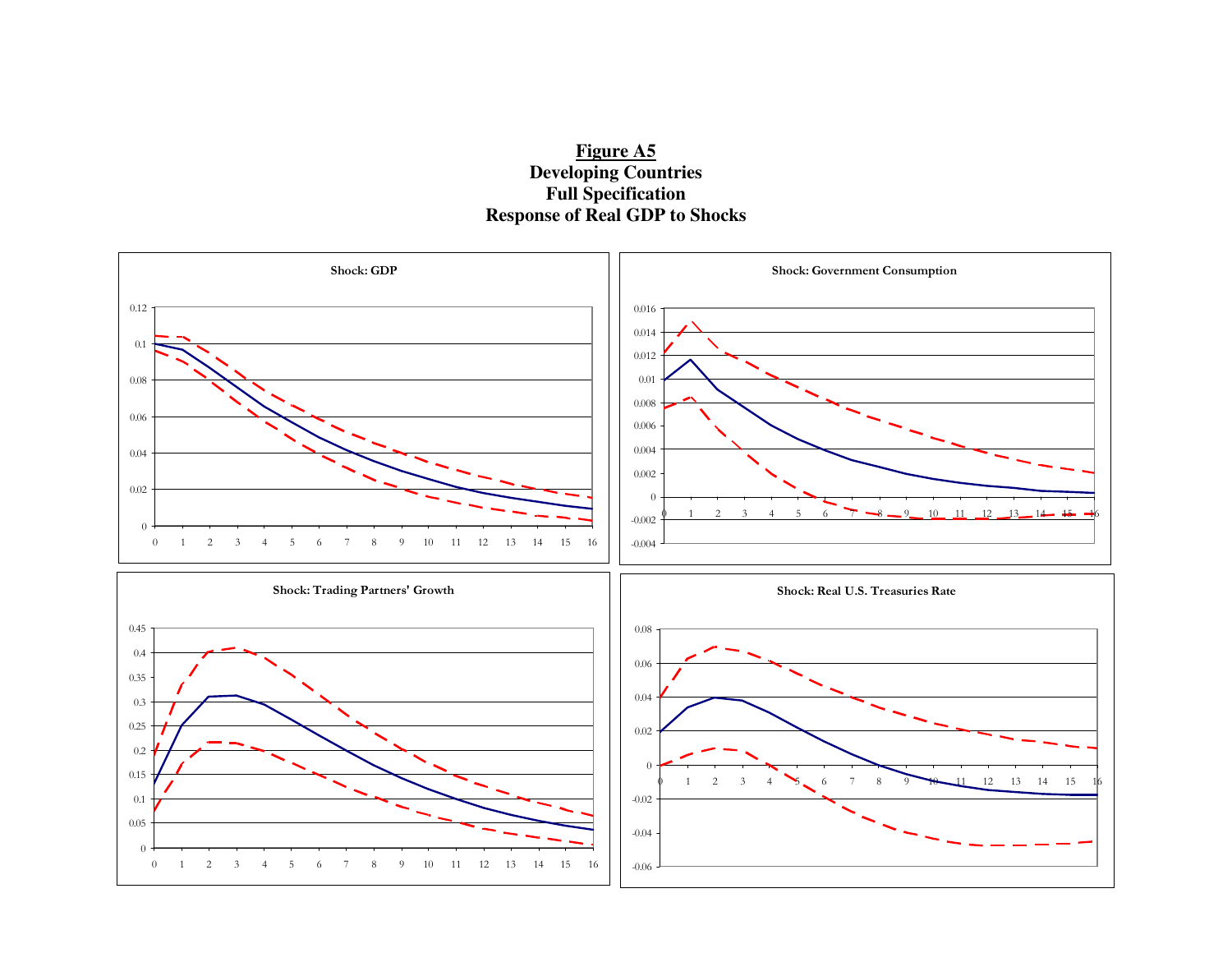**Figure A5**
**Developing Countries**
**Full Specification**
**Response of Real GDP to Shocks**

**Shock: GDP**

**Shock: Government Consumption**

**Shock: Trading Partners' Growth**

**Shock: Real U.S. Treasuries Rate**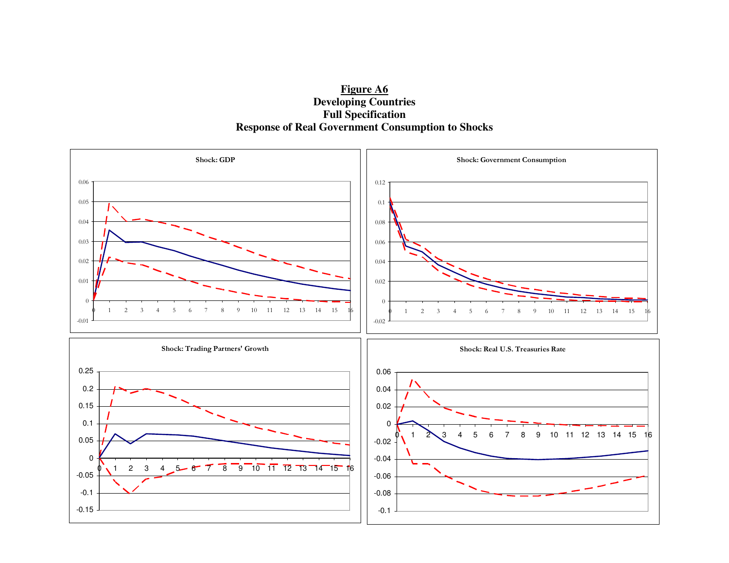**Figure A6**
**Developing Countries**
**Full Specification**
**Response of Real Government Consumption to Shocks**

**Shock: GDP**

**Shock: Government Consumption**

**Shock: Trading Partners' Growth**

**Shock: Real U.S. Treasuries Rate**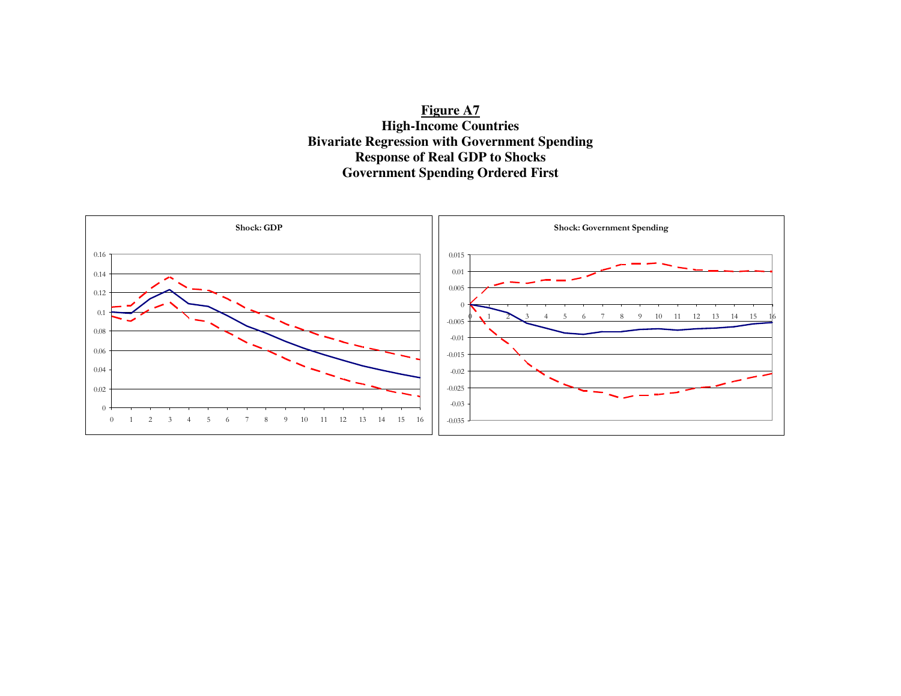**Figure A7**

**High-Income Countries**

**Bivariate Regression with Government Spending**

**Response of Real GDP to Shocks**

**Government Spending Ordered First**

**Shock: GDP**

**Shock: Government Spending**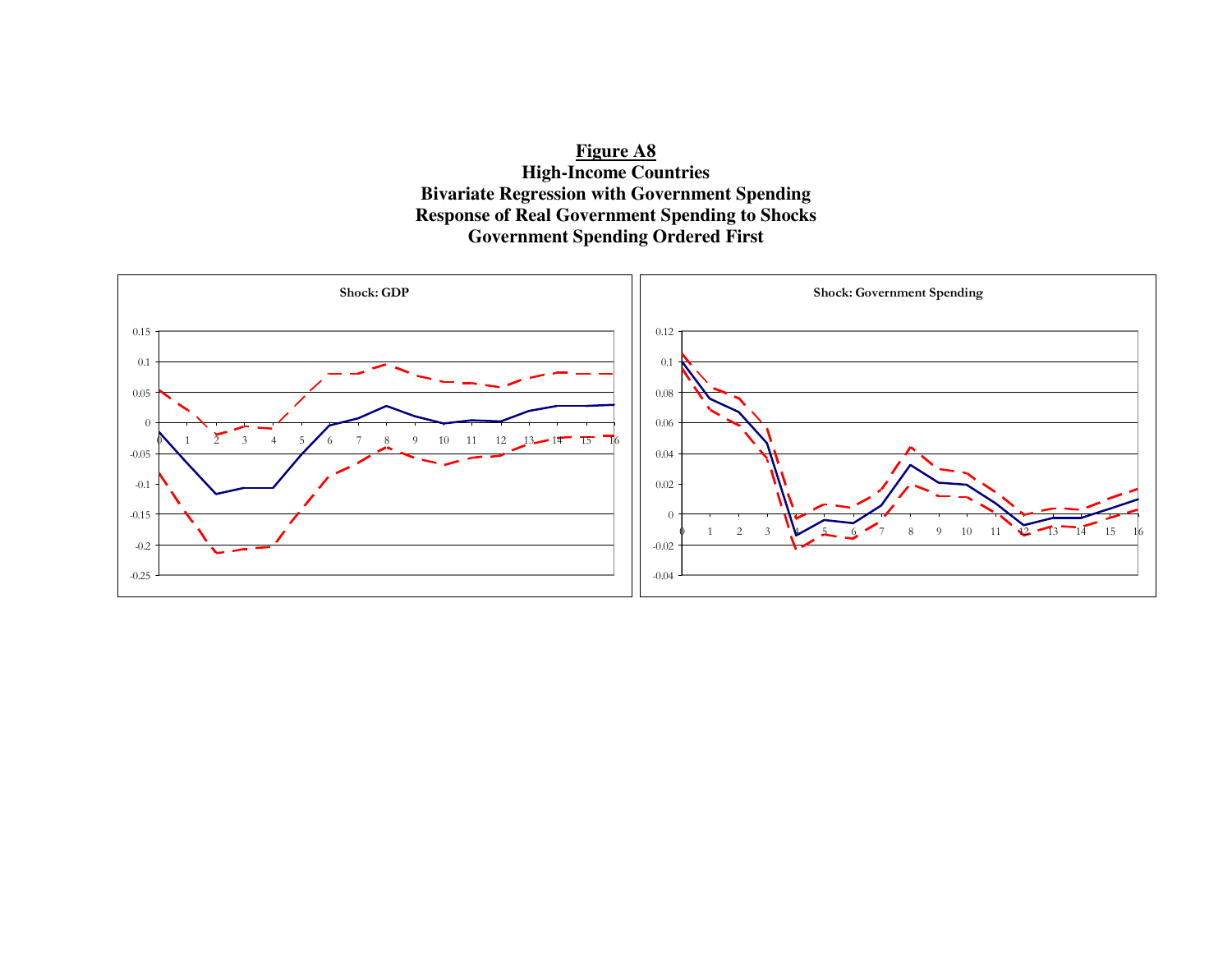**Figure A8**

**High-Income Countries**

**Bivariate Regression with Government Spending**

**Response of Real Government Spending to Shocks**

**Government Spending Ordered First**

Shock: GDP

Shock: Government Spending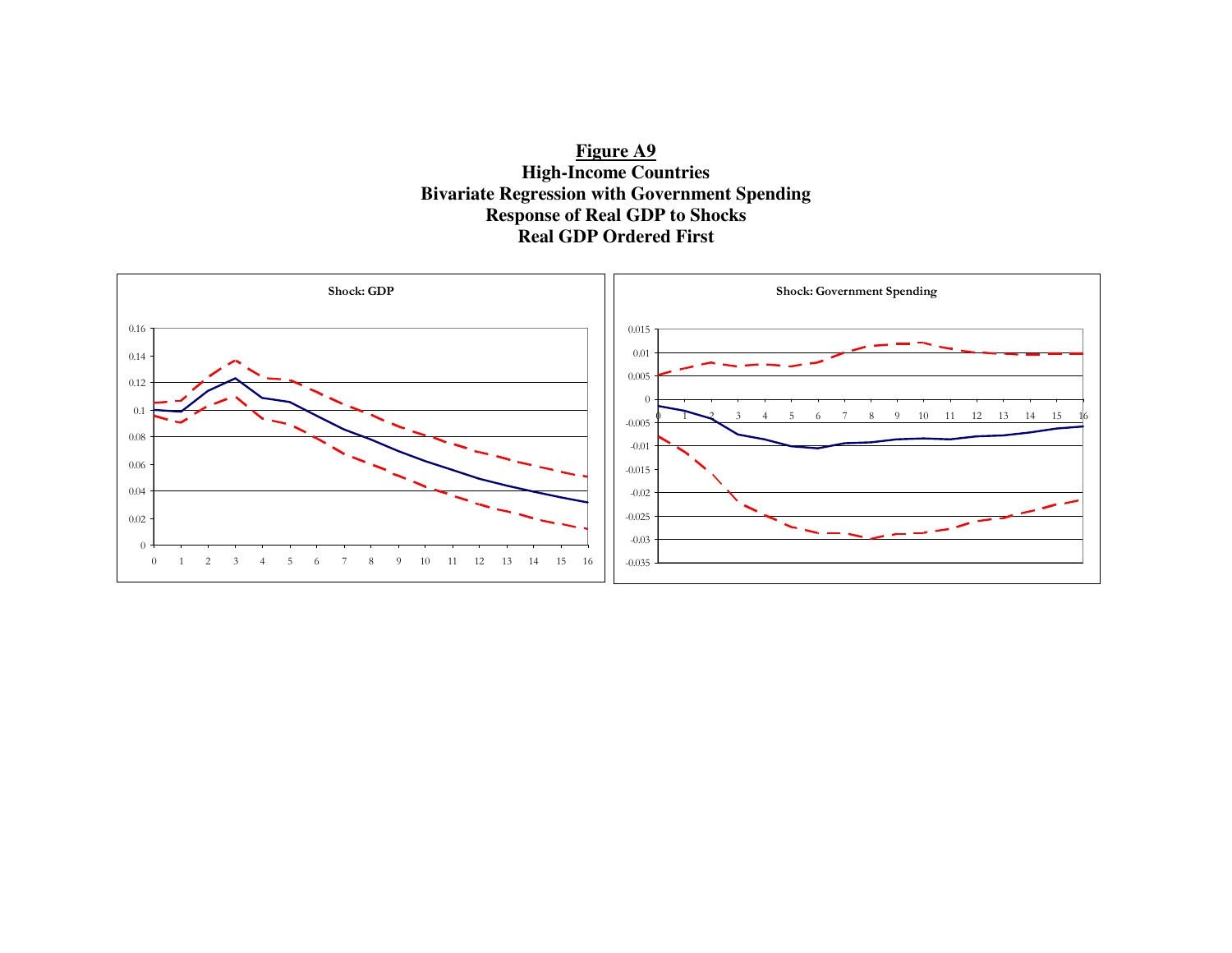**Figure A9**

**High-Income Countries**

**Bivariate Regression with Government Spending**

**Response of Real GDP to Shocks**

**Real GDP Ordered First**

Shock: GDP

Shock: Government Spending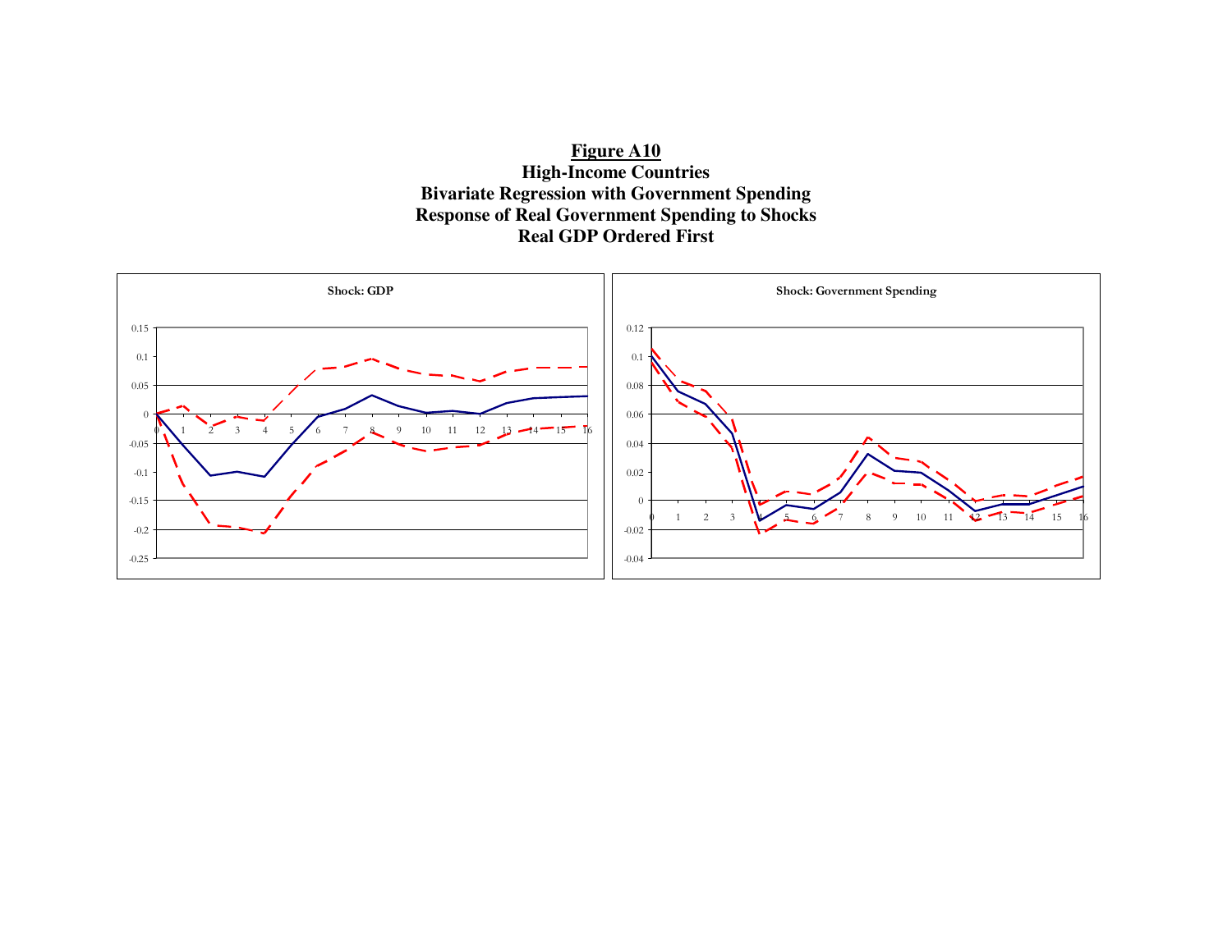**Figure A10**
**High-Income Countries**
**Bivariate Regression with Government Spending**
**Response of Real Government Spending to Shocks**
**Real GDP Ordered First**

Shock: GDP

Shock: Government Spending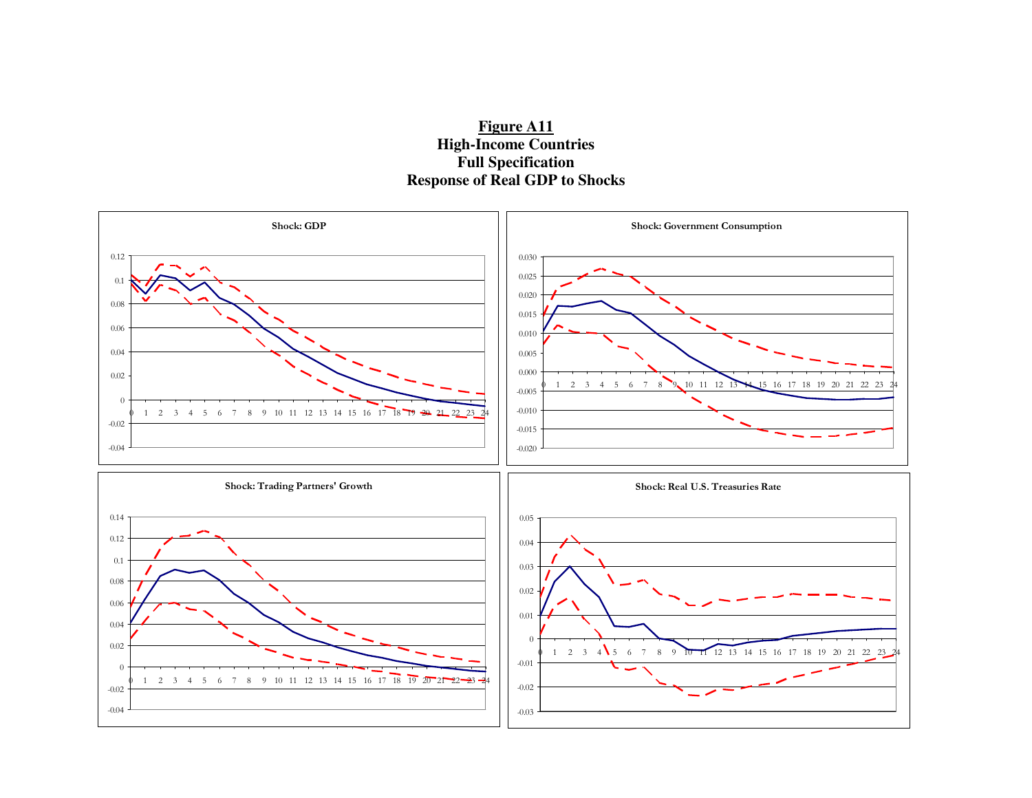**Figure A11**
**High-Income Countries**
**Full Specification**
**Response of Real GDP to Shocks**

Shock: GDP

Shock: Government Consumption

Shock: Trading Partners' Growth

Shock: Real U.S. Treasuries Rate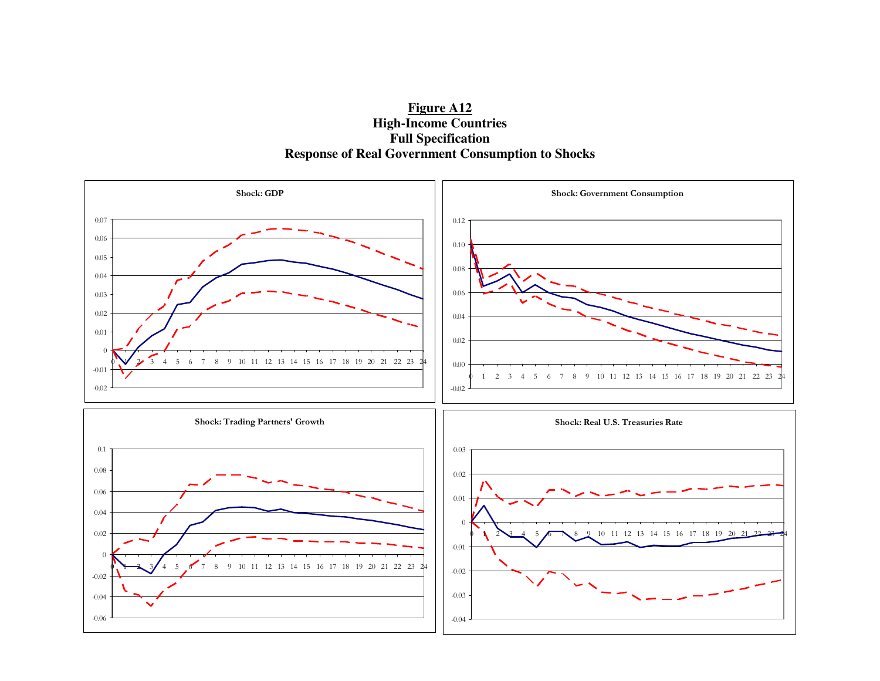**Figure A12**
**High-Income Countries**
**Full Specification**
**Response of Real Government Consumption to Shocks**

Shock: GDP

0.07
0.06
0.05
0.04
0.03
0.02
0.01
0
-0.01
-0.02

0 1 2 3 4 5 6 7 8 9 10 11 12 13 14 15 16 17 18 19 20 21 22 23 24

Shock: Government Consumption

0.12
0.10
0.08
0.06
0.04
0.02
0.00
-0.02

0 1 2 3 4 5 6 7 8 9 10 11 12 13 14 15 16 17 18 19 20 21 22 23 24

Shock: Trading Partners' Growth

0.1
0.08
0.06
0.04
0.02
0
-0.02
-0.04
-0.06

0 1 2 3 4 5 6 7 8 9 10 11 12 13 14 15 16 17 18 19 20 21 22 23 24

Shock: Real U.S. Treasuries Rate

0.03
0.02
0.01
0
-0.01
-0.02
-0.03
-0.04

0 1 2 3 4 5 6 7 8 9 10 11 12 13 14 15 16 17 18 19 20 21 22 23 24